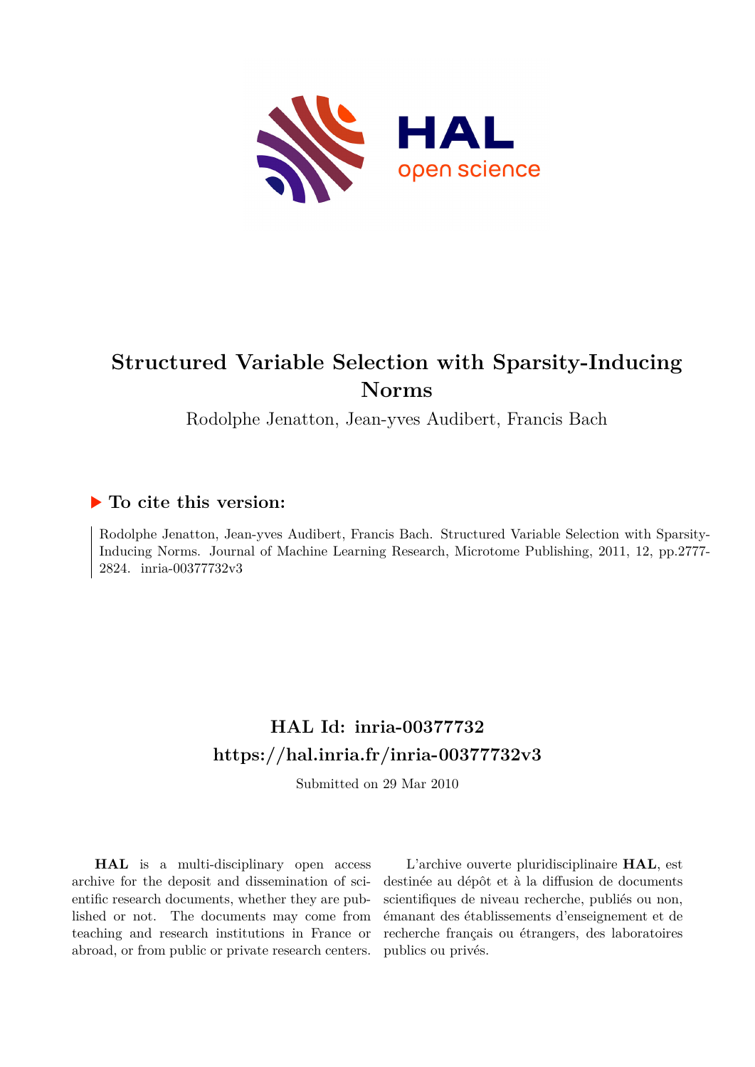# Structured Variable Selection with Sparsity-Inducing Norms

Rodolphe Jenatton, Jean-yves Audibert, Francis Bach

## ▶ To cite this version:

Rodolphe Jenatton, Jean-yves Audibert, Francis Bach. Structured Variable Selection with Sparsity-Inducing Norms. Journal of Machine Learning Research, Microtome Publishing, 2011, 12, pp.2777-2824. inria-00377732v3

## HAL Id: inria-00377732
## https://hal.inria.fr/inria-00377732v3

Submitted on 29 Mar 2010

**HAL** is a multi-disciplinary open access archive for the deposit and dissemination of scientific research documents, whether they are published or not. The documents may come from teaching and research institutions in France or abroad, or from public or private research centers.

L'archive ouverte pluridisciplinaire **HAL**, est destinée au dépôt et à la diffusion de documents scientifiques de niveau recherche, publiés ou non, émanant des établissements d'enseignement et de recherche français ou étrangers, des laboratoires publics ou privés.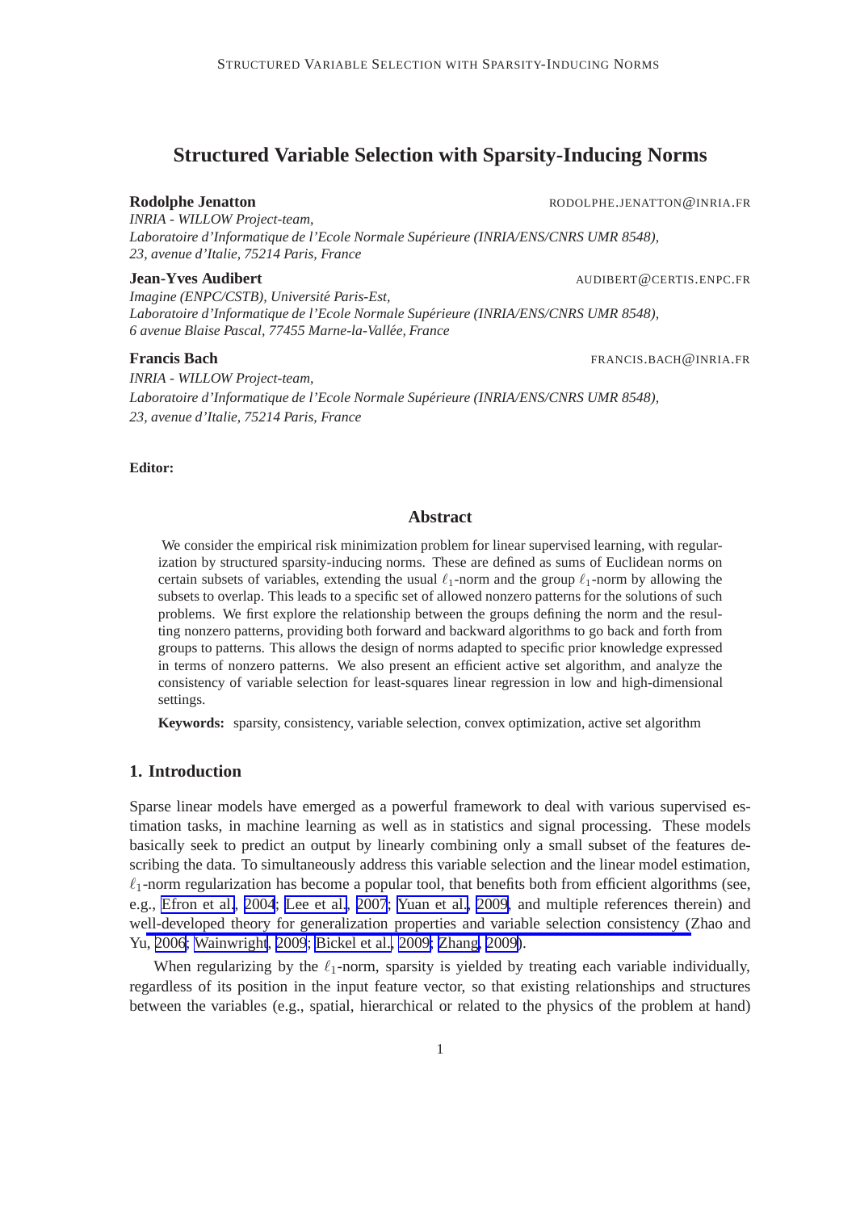# Structured Variable Selection with Sparsity-Inducing Norms

**Rodolphe Jenatton** RODOLPHE.JENATTON@INRIA.FR
*INRIA - WILLOW Project-team,*
*Laboratoire d'Informatique de l'Ecole Normale Supérieure (INRIA/ENS/CNRS UMR 8548),*
*23, avenue d'Italie, 75214 Paris, France*

**Jean-Yves Audibert** AUDIBERT@CERTIS.ENPC.FR
*Imagine (ENPC/CSTB), Université Paris-Est,*
*Laboratoire d'Informatique de l'Ecole Normale Supérieure (INRIA/ENS/CNRS UMR 8548),*
*6 avenue Blaise Pascal, 77455 Marne-la-Vallée, France*

**Francis Bach** FRANCIS.BACH@INRIA.FR
*INRIA - WILLOW Project-team,*
*Laboratoire d'Informatique de l'Ecole Normale Supérieure (INRIA/ENS/CNRS UMR 8548),*
*23, avenue d'Italie, 75214 Paris, France*

**Editor:**

## Abstract

We consider the empirical risk minimization problem for linear supervised learning, with regularization by structured sparsity-inducing norms. These are defined as sums of Euclidean norms on certain subsets of variables, extending the usual $\ell_1$-norm and the group $\ell_1$-norm by allowing the subsets to overlap. This leads to a specific set of allowed nonzero patterns for the solutions of such problems. We first explore the relationship between the groups defining the norm and the resulting nonzero patterns, providing both forward and backward algorithms to go back and forth from groups to patterns. This allows the design of norms adapted to specific prior knowledge expressed in terms of nonzero patterns. We also present an efficient active set algorithm, and analyze the consistency of variable selection for least-squares linear regression in low and high-dimensional settings.

**Keywords:** sparsity, consistency, variable selection, convex optimization, active set algorithm

## 1. Introduction

Sparse linear models have emerged as a powerful framework to deal with various supervised estimation tasks, in machine learning as well as in statistics and signal processing. These models basically seek to predict an output by linearly combining only a small subset of the features describing the data. To simultaneously address this variable selection and the linear model estimation, $\ell_1$-norm regularization has become a popular tool, that benefits both from efficient algorithms (see, e.g., Efron et al., 2004; Lee et al., 2007; Yuan et al., 2009, and multiple references therein) and well-developed theory for generalization properties and variable selection consistency (Zhao and Yu, 2006; Wainwright, 2009; Bickel et al., 2009; Zhang, 2009).

When regularizing by the $\ell_1$-norm, sparsity is yielded by treating each variable individually, regardless of its position in the input feature vector, so that existing relationships and structures between the variables (e.g., spatial, hierarchical or related to the physics of the problem at hand)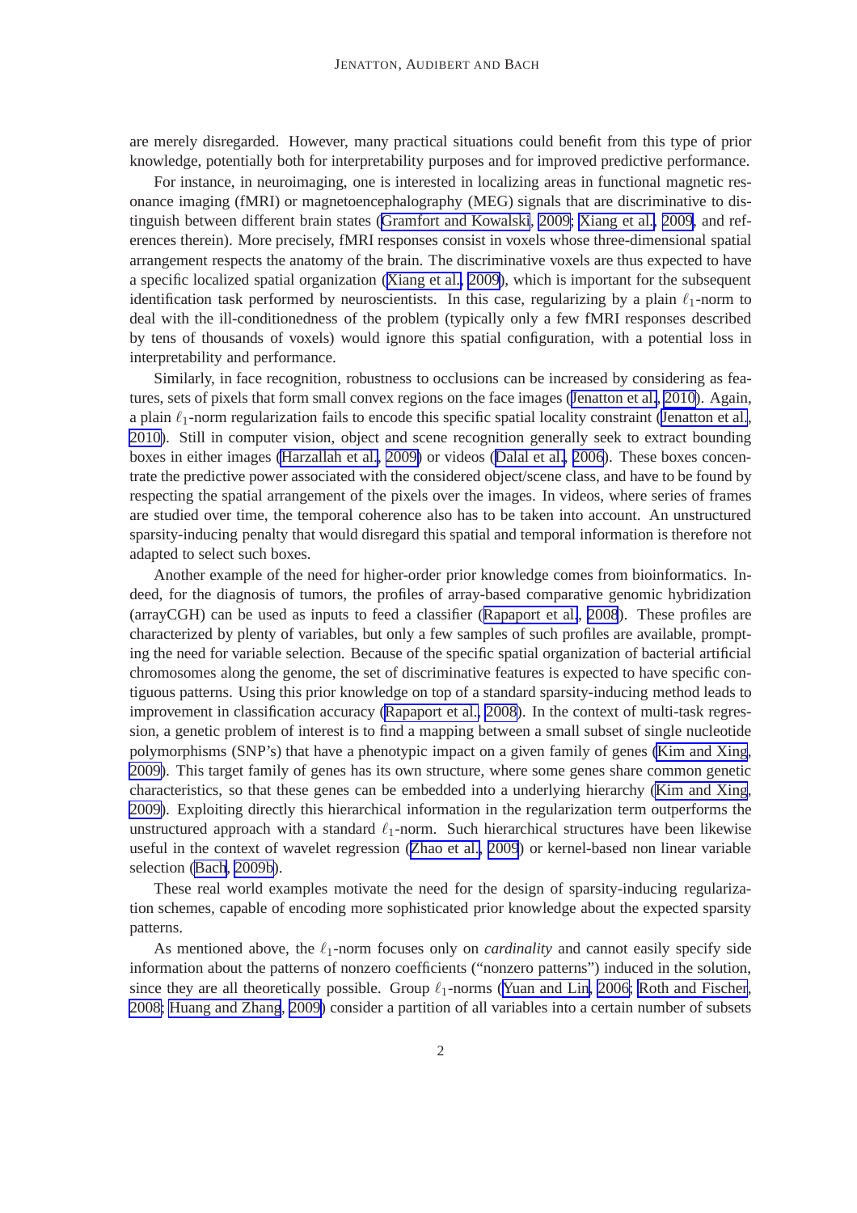are merely disregarded. However, many practical situations could benefit from this type of prior knowledge, potentially both for interpretability purposes and for improved predictive performance.

For instance, in neuroimaging, one is interested in localizing areas in functional magnetic resonance imaging (fMRI) or magnetoencephalography (MEG) signals that are discriminative to distinguish between different brain states (Gramfort and Kowalski, 2009; Xiang et al., 2009, and references therein). More precisely, fMRI responses consist in voxels whose three-dimensional spatial arrangement respects the anatomy of the brain. The discriminative voxels are thus expected to have a specific localized spatial organization (Xiang et al., 2009), which is important for the subsequent identification task performed by neuroscientists. In this case, regularizing by a plain $\ell_1$-norm to deal with the ill-conditionedness of the problem (typically only a few fMRI responses described by tens of thousands of voxels) would ignore this spatial configuration, with a potential loss in interpretability and performance.

Similarly, in face recognition, robustness to occlusions can be increased by considering as features, sets of pixels that form small convex regions on the face images (Jenatton et al., 2010). Again, a plain $\ell_1$-norm regularization fails to encode this specific spatial locality constraint (Jenatton et al., 2010). Still in computer vision, object and scene recognition generally seek to extract bounding boxes in either images (Harzallah et al., 2009) or videos (Dalal et al., 2006). These boxes concentrate the predictive power associated with the considered object/scene class, and have to be found by respecting the spatial arrangement of the pixels over the images. In videos, where series of frames are studied over time, the temporal coherence also has to be taken into account. An unstructured sparsity-inducing penalty that would disregard this spatial and temporal information is therefore not adapted to select such boxes.

Another example of the need for higher-order prior knowledge comes from bioinformatics. Indeed, for the diagnosis of tumors, the profiles of array-based comparative genomic hybridization (arrayCGH) can be used as inputs to feed a classifier (Rapaport et al., 2008). These profiles are characterized by plenty of variables, but only a few samples of such profiles are available, prompting the need for variable selection. Because of the specific spatial organization of bacterial artificial chromosomes along the genome, the set of discriminative features is expected to have specific contiguous patterns. Using this prior knowledge on top of a standard sparsity-inducing method leads to improvement in classification accuracy (Rapaport et al., 2008). In the context of multi-task regression, a genetic problem of interest is to find a mapping between a small subset of single nucleotide polymorphisms (SNP's) that have a phenotypic impact on a given family of genes (Kim and Xing, 2009). This target family of genes has its own structure, where some genes share common genetic characteristics, so that these genes can be embedded into a underlying hierarchy (Kim and Xing, 2009). Exploiting directly this hierarchical information in the regularization term outperforms the unstructured approach with a standard $\ell_1$-norm. Such hierarchical structures have been likewise useful in the context of wavelet regression (Zhao et al., 2009) or kernel-based non linear variable selection (Bach, 2009b).

These real world examples motivate the need for the design of sparsity-inducing regularization schemes, capable of encoding more sophisticated prior knowledge about the expected sparsity patterns.

As mentioned above, the $\ell_1$-norm focuses only on *cardinality* and cannot easily specify side information about the patterns of nonzero coefficients ("nonzero patterns") induced in the solution, since they are all theoretically possible. Group $\ell_1$-norms (Yuan and Lin, 2006; Roth and Fischer, 2008; Huang and Zhang, 2009) consider a partition of all variables into a certain number of subsets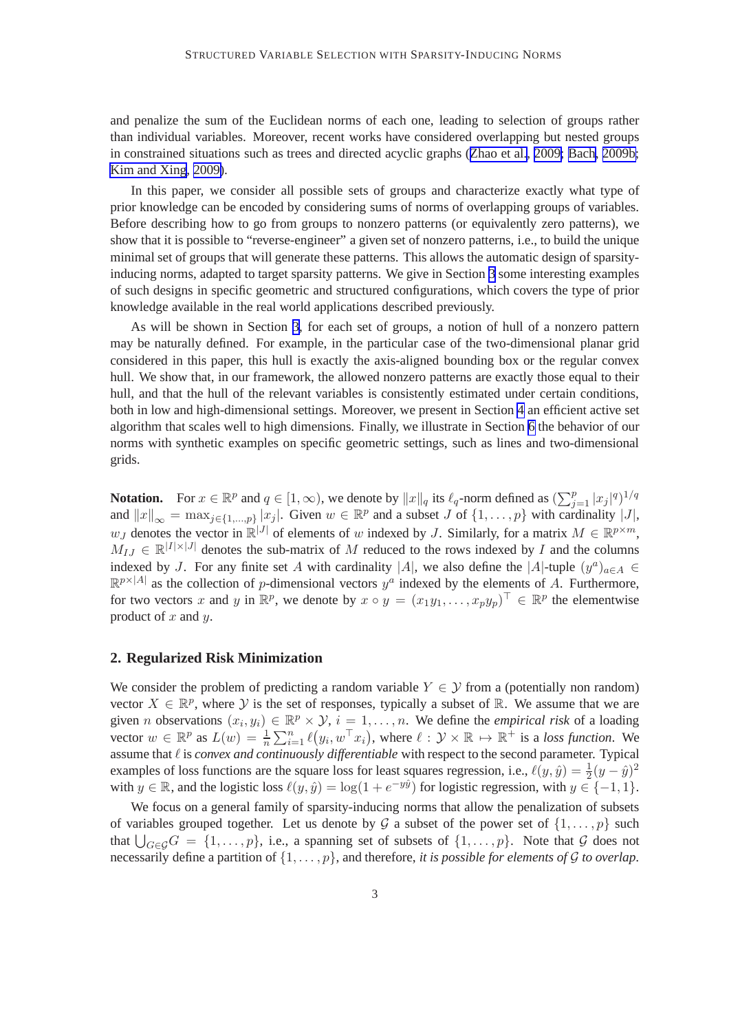and penalize the sum of the Euclidean norms of each one, leading to selection of groups rather than individual variables. Moreover, recent works have considered overlapping but nested groups in constrained situations such as trees and directed acyclic graphs (Zhao et al., 2009; Bach, 2009b; Kim and Xing, 2009).

In this paper, we consider all possible sets of groups and characterize exactly what type of prior knowledge can be encoded by considering sums of norms of overlapping groups of variables. Before describing how to go from groups to nonzero patterns (or equivalently zero patterns), we show that it is possible to "reverse-engineer" a given set of nonzero patterns, i.e., to build the unique minimal set of groups that will generate these patterns. This allows the automatic design of sparsity-inducing norms, adapted to target sparsity patterns. We give in Section 3 some interesting examples of such designs in specific geometric and structured configurations, which covers the type of prior knowledge available in the real world applications described previously.

As will be shown in Section 3, for each set of groups, a notion of hull of a nonzero pattern may be naturally defined. For example, in the particular case of the two-dimensional planar grid considered in this paper, this hull is exactly the axis-aligned bounding box or the regular convex hull. We show that, in our framework, the allowed nonzero patterns are exactly those equal to their hull, and that the hull of the relevant variables is consistently estimated under certain conditions, both in low and high-dimensional settings. Moreover, we present in Section 4 an efficient active set algorithm that scales well to high dimensions. Finally, we illustrate in Section 6 the behavior of our norms with synthetic examples on specific geometric settings, such as lines and two-dimensional grids.

**Notation.** For $x \in \mathbb{R}^p$ and $q \in [1, \infty)$, we denote by $\|x\|_q$ its $\ell_q$-norm defined as $(\sum_{j=1}^p |x_j|^q)^{1/q}$ and $\|x\|_\infty = \max_{j \in \{1,\ldots,p\}} |x_j|$. Given $w \in \mathbb{R}^p$ and a subset $J$ of $\{1, \ldots, p\}$ with cardinality $|J|$, $w_J$ denotes the vector in $\mathbb{R}^{|J|}$ of elements of $w$ indexed by $J$. Similarly, for a matrix $M \in \mathbb{R}^{p \times m}$, $M_{IJ} \in \mathbb{R}^{|I| \times |J|}$ denotes the sub-matrix of $M$ reduced to the rows indexed by $I$ and the columns indexed by $J$. For any finite set $A$ with cardinality $|A|$, we also define the $|A|$-tuple $(y^a)_{a \in A} \in \mathbb{R}^{p \times |A|}$ as the collection of $p$-dimensional vectors $y^a$ indexed by the elements of $A$. Furthermore, for two vectors $x$ and $y$ in $\mathbb{R}^p$, we denote by $x \circ y = (x_1 y_1, \ldots, x_p y_p)^\top \in \mathbb{R}^p$ the elementwise product of $x$ and $y$.

## 2. Regularized Risk Minimization

We consider the problem of predicting a random variable $Y \in \mathcal{Y}$ from a (potentially non random) vector $X \in \mathbb{R}^p$, where $\mathcal{Y}$ is the set of responses, typically a subset of $\mathbb{R}$. We assume that we are given $n$ observations $(x_i, y_i) \in \mathbb{R}^p \times \mathcal{Y}$, $i = 1, \ldots, n$. We define the *empirical risk* of a loading vector $w \in \mathbb{R}^p$ as $L(w) = \frac{1}{n} \sum_{i=1}^n \ell\big(y_i, w^\top x_i\big)$, where $\ell : \mathcal{Y} \times \mathbb{R} \mapsto \mathbb{R}^+$ is a *loss function*. We assume that $\ell$ is *convex and continuously differentiable* with respect to the second parameter. Typical examples of loss functions are the square loss for least squares regression, i.e., $\ell(y, \hat{y}) = \frac{1}{2}(y - \hat{y})^2$ with $y \in \mathbb{R}$, and the logistic loss $\ell(y, \hat{y}) = \log(1 + e^{-y\hat{y}})$ for logistic regression, with $y \in \{-1, 1\}$.

We focus on a general family of sparsity-inducing norms that allow the penalization of subsets of variables grouped together. Let us denote by $\mathcal{G}$ a subset of the power set of $\{1, \ldots, p\}$ such that $\bigcup_{G \in \mathcal{G}} G = \{1, \ldots, p\}$, i.e., a spanning set of subsets of $\{1, \ldots, p\}$. Note that $\mathcal{G}$ does not necessarily define a partition of $\{1, \ldots, p\}$, and therefore, *it is possible for elements of $\mathcal{G}$ to overlap*.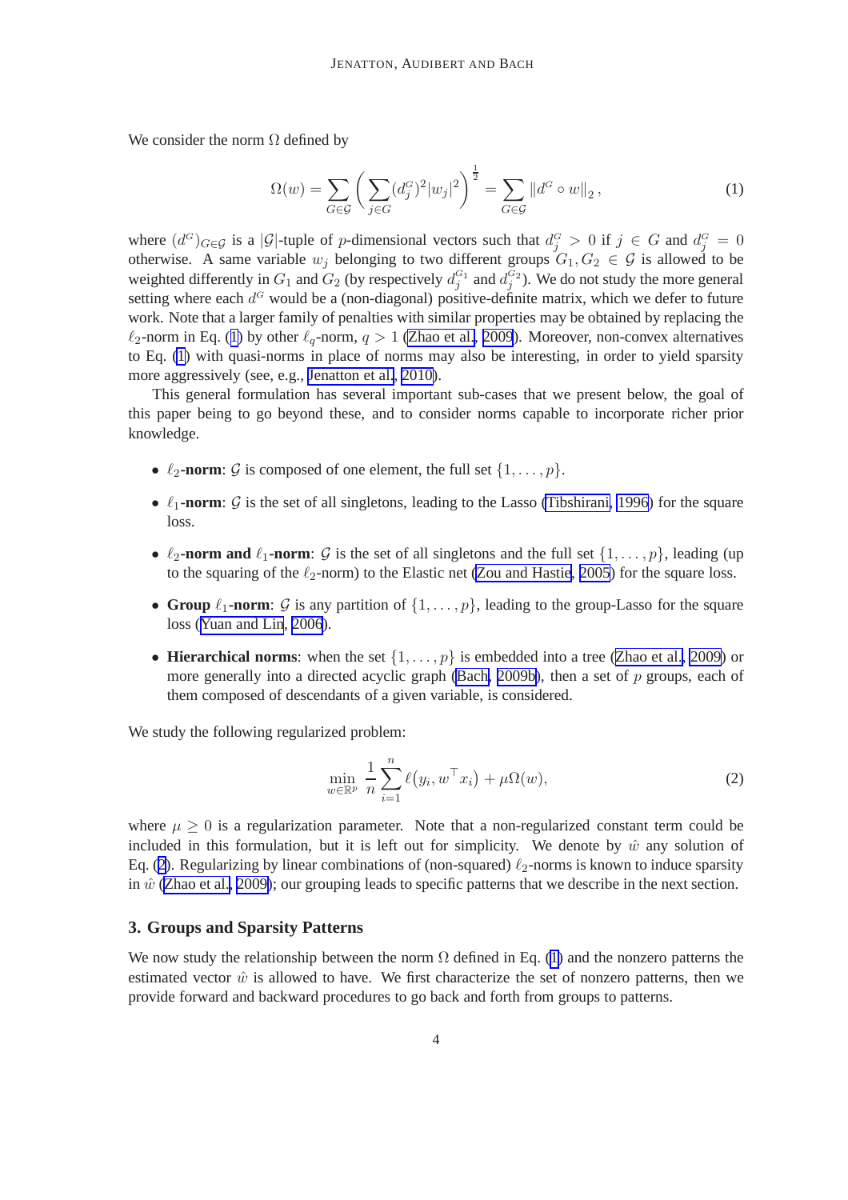We consider the norm $\Omega$ defined by

$$\Omega(w) = \sum_{G \in \mathcal{G}} \left( \sum_{j \in G} (d_j^G)^2 |w_j|^2 \right)^{\frac{1}{2}} = \sum_{G \in \mathcal{G}} \|d^G \circ w\|_2 , \tag{1}$$

where $(d^G)_{G \in \mathcal{G}}$ is a $|\mathcal{G}|$-tuple of $p$-dimensional vectors such that $d_j^G > 0$ if $j \in G$ and $d_j^G = 0$ otherwise. A same variable $w_j$ belonging to two different groups $G_1, G_2 \in \mathcal{G}$ is allowed to be weighted differently in $G_1$ and $G_2$ (by respectively $d_j^{G_1}$ and $d_j^{G_2}$). We do not study the more general setting where each $d^G$ would be a (non-diagonal) positive-definite matrix, which we defer to future work. Note that a larger family of penalties with similar properties may be obtained by replacing the $\ell_2$-norm in Eq. (1) by other $\ell_q$-norm, $q > 1$ (Zhao et al., 2009). Moreover, non-convex alternatives to Eq. (1) with quasi-norms in place of norms may also be interesting, in order to yield sparsity more aggressively (see, e.g., Jenatton et al., 2010).

This general formulation has several important sub-cases that we present below, the goal of this paper being to go beyond these, and to consider norms capable to incorporate richer prior knowledge.

- $\ell_2$**-norm**: $\mathcal{G}$ is composed of one element, the full set $\{1, \ldots, p\}$.
- $\ell_1$**-norm**: $\mathcal{G}$ is the set of all singletons, leading to the Lasso (Tibshirani, 1996) for the square loss.
- $\ell_2$**-norm and** $\ell_1$**-norm**: $\mathcal{G}$ is the set of all singletons and the full set $\{1, \ldots, p\}$, leading (up to the squaring of the $\ell_2$-norm) to the Elastic net (Zou and Hastie, 2005) for the square loss.
- **Group** $\ell_1$**-norm**: $\mathcal{G}$ is any partition of $\{1, \ldots, p\}$, leading to the group-Lasso for the square loss (Yuan and Lin, 2006).
- **Hierarchical norms**: when the set $\{1, \ldots, p\}$ is embedded into a tree (Zhao et al., 2009) or more generally into a directed acyclic graph (Bach, 2009b), then a set of $p$ groups, each of them composed of descendants of a given variable, is considered.

We study the following regularized problem:

$$\min_{w \in \mathbb{R}^p} \frac{1}{n} \sum_{i=1}^{n} \ell(y_i, w^\top x_i) + \mu \Omega(w), \tag{2}$$

where $\mu \geq 0$ is a regularization parameter. Note that a non-regularized constant term could be included in this formulation, but it is left out for simplicity. We denote by $\hat{w}$ any solution of Eq. (2). Regularizing by linear combinations of (non-squared) $\ell_2$-norms is known to induce sparsity in $\hat{w}$ (Zhao et al., 2009); our grouping leads to specific patterns that we describe in the next section.

## 3. Groups and Sparsity Patterns

We now study the relationship between the norm $\Omega$ defined in Eq. (1) and the nonzero patterns the estimated vector $\hat{w}$ is allowed to have. We first characterize the set of nonzero patterns, then we provide forward and backward procedures to go back and forth from groups to patterns.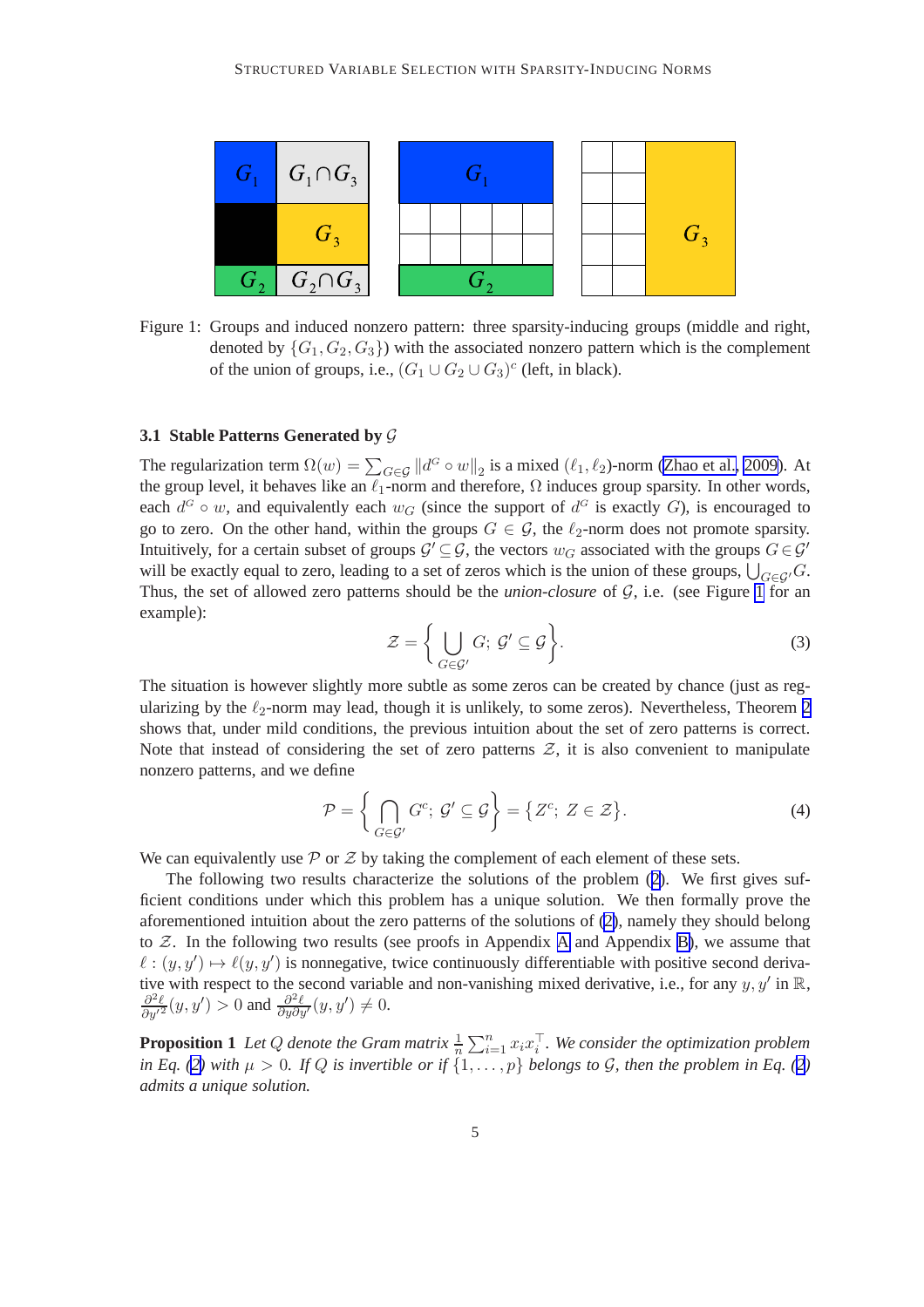Figure 1: Groups and induced nonzero pattern: three sparsity-inducing groups (middle and right, denoted by $\{G_1, G_2, G_3\}$) with the associated nonzero pattern which is the complement of the union of groups, i.e., $(G_1 \cup G_2 \cup G_3)^c$ (left, in black).

### 3.1 Stable Patterns Generated by $\mathcal{G}$

The regularization term $\Omega(w) = \sum_{G \in \mathcal{G}} \|d^G \circ w\|_2$ is a mixed $(\ell_1, \ell_2)$-norm (Zhao et al., 2009). At the group level, it behaves like an $\ell_1$-norm and therefore, $\Omega$ induces group sparsity. In other words, each $d^G \circ w$, and equivalently each $w_G$ (since the support of $d^G$ is exactly $G$), is encouraged to go to zero. On the other hand, within the groups $G \in \mathcal{G}$, the $\ell_2$-norm does not promote sparsity. Intuitively, for a certain subset of groups $\mathcal{G}' \subseteq \mathcal{G}$, the vectors $w_G$ associated with the groups $G \in \mathcal{G}'$ will be exactly equal to zero, leading to a set of zeros which is the union of these groups, $\bigcup_{G \in \mathcal{G}'} G$. Thus, the set of allowed zero patterns should be the *union-closure* of $\mathcal{G}$, i.e. (see Figure 1 for an example):

$$\mathcal{Z} = \Big\{ \bigcup_{G \in \mathcal{G}'} G; \ \mathcal{G}' \subseteq \mathcal{G} \Big\}. \tag{3}$$

The situation is however slightly more subtle as some zeros can be created by chance (just as regularizing by the $\ell_2$-norm may lead, though it is unlikely, to some zeros). Nevertheless, Theorem 2 shows that, under mild conditions, the previous intuition about the set of zero patterns is correct. Note that instead of considering the set of zero patterns $\mathcal{Z}$, it is also convenient to manipulate nonzero patterns, and we define

$$\mathcal{P} = \Big\{ \bigcap_{G \in \mathcal{G}'} G^c; \ \mathcal{G}' \subseteq \mathcal{G} \Big\} = \big\{ Z^c; \ Z \in \mathcal{Z} \big\}. \tag{4}$$

We can equivalently use $\mathcal{P}$ or $\mathcal{Z}$ by taking the complement of each element of these sets.

The following two results characterize the solutions of the problem (2). We first gives sufficient conditions under which this problem has a unique solution. We then formally prove the aforementioned intuition about the zero patterns of the solutions of (2), namely they should belong to $\mathcal{Z}$. In the following two results (see proofs in Appendix A and Appendix B), we assume that $\ell : (y, y') \mapsto \ell(y, y')$ is nonnegative, twice continuously differentiable with positive second derivative with respect to the second variable and non-vanishing mixed derivative, i.e., for any $y, y'$ in $\mathbb{R}$, $\frac{\partial^2 \ell}{\partial y'^2}(y, y') > 0$ and $\frac{\partial^2 \ell}{\partial y \partial y'}(y, y') \neq 0$.

**Proposition 1** *Let $Q$ denote the Gram matrix $\frac{1}{n} \sum_{i=1}^{n} x_i x_i^\top$. We consider the optimization problem in Eq. (2) with $\mu > 0$. If $Q$ is invertible or if $\{1, \ldots, p\}$ belongs to $\mathcal{G}$, then the problem in Eq. (2) admits a unique solution.*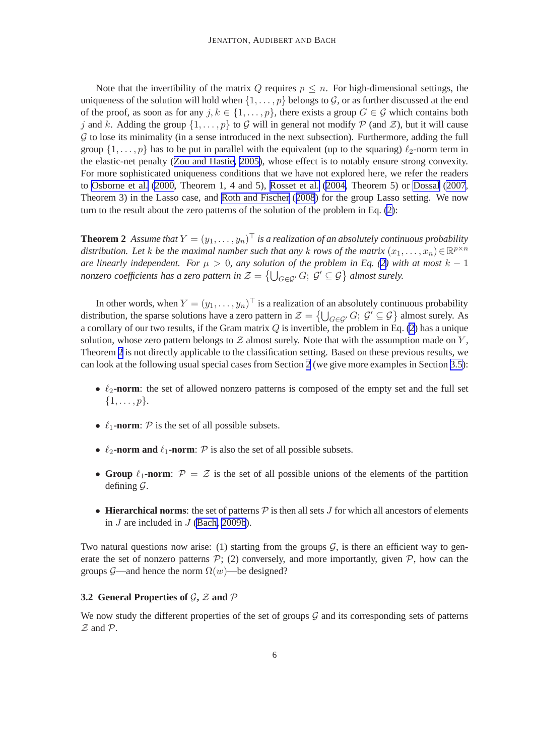Note that the invertibility of the matrix $Q$ requires $p \leq n$. For high-dimensional settings, the uniqueness of the solution will hold when $\{1, \ldots, p\}$ belongs to $\mathcal{G}$, or as further discussed at the end of the proof, as soon as for any $j, k \in \{1, \ldots, p\}$, there exists a group $G \in \mathcal{G}$ which contains both $j$ and $k$. Adding the group $\{1, \ldots, p\}$ to $\mathcal{G}$ will in general not modify $\mathcal{P}$ (and $\mathcal{Z}$), but it will cause $\mathcal{G}$ to lose its minimality (in a sense introduced in the next subsection). Furthermore, adding the full group $\{1, \ldots, p\}$ has to be put in parallel with the equivalent (up to the squaring) $\ell_2$-norm term in the elastic-net penalty (Zou and Hastie, 2005), whose effect is to notably ensure strong convexity. For more sophisticated uniqueness conditions that we have not explored here, we refer the readers to Osborne et al. (2000, Theorem 1, 4 and 5), Rosset et al. (2004, Theorem 5) or Dossal (2007, Theorem 3) in the Lasso case, and Roth and Fischer (2008) for the group Lasso setting. We now turn to the result about the zero patterns of the solution of the problem in Eq. (2):

**Theorem 2** *Assume that $Y = (y_1, \ldots, y_n)^\top$ is a realization of an absolutely continuous probability distribution. Let $k$ be the maximal number such that any $k$ rows of the matrix $(x_1, \ldots, x_n) \in \mathbb{R}^{p \times n}$ are linearly independent. For $\mu > 0$, any solution of the problem in Eq. (2) with at most $k-1$ nonzero coefficients has a zero pattern in $\mathcal{Z} = \left\{\bigcup_{G \in \mathcal{G}'} G;\ \mathcal{G}' \subseteq \mathcal{G}\right\}$ almost surely.*

In other words, when $Y = (y_1, \ldots, y_n)^\top$ is a realization of an absolutely continuous probability distribution, the sparse solutions have a zero pattern in $\mathcal{Z} = \left\{\bigcup_{G \in \mathcal{G}'} G;\ \mathcal{G}' \subseteq \mathcal{G}\right\}$ almost surely. As a corollary of our two results, if the Gram matrix $Q$ is invertible, the problem in Eq. (2) has a unique solution, whose zero pattern belongs to $\mathcal{Z}$ almost surely. Note that with the assumption made on $Y$, Theorem 2 is not directly applicable to the classification setting. Based on these previous results, we can look at the following usual special cases from Section 2 (we give more examples in Section 3.5):

- **$\ell_2$-norm**: the set of allowed nonzero patterns is composed of the empty set and the full set $\{1, \ldots, p\}$.
- **$\ell_1$-norm**: $\mathcal{P}$ is the set of all possible subsets.
- **$\ell_2$-norm and $\ell_1$-norm**: $\mathcal{P}$ is also the set of all possible subsets.
- **Group $\ell_1$-norm**: $\mathcal{P} = \mathcal{Z}$ is the set of all possible unions of the elements of the partition defining $\mathcal{G}$.
- **Hierarchical norms**: the set of patterns $\mathcal{P}$ is then all sets $J$ for which all ancestors of elements in $J$ are included in $J$ (Bach, 2009b).

Two natural questions now arise: (1) starting from the groups $\mathcal{G}$, is there an efficient way to generate the set of nonzero patterns $\mathcal{P}$; (2) conversely, and more importantly, given $\mathcal{P}$, how can the groups $\mathcal{G}$—and hence the norm $\Omega(w)$—be designed?

### 3.2 General Properties of $\mathcal{G}$, $\mathcal{Z}$ and $\mathcal{P}$

We now study the different properties of the set of groups $\mathcal{G}$ and its corresponding sets of patterns $\mathcal{Z}$ and $\mathcal{P}$.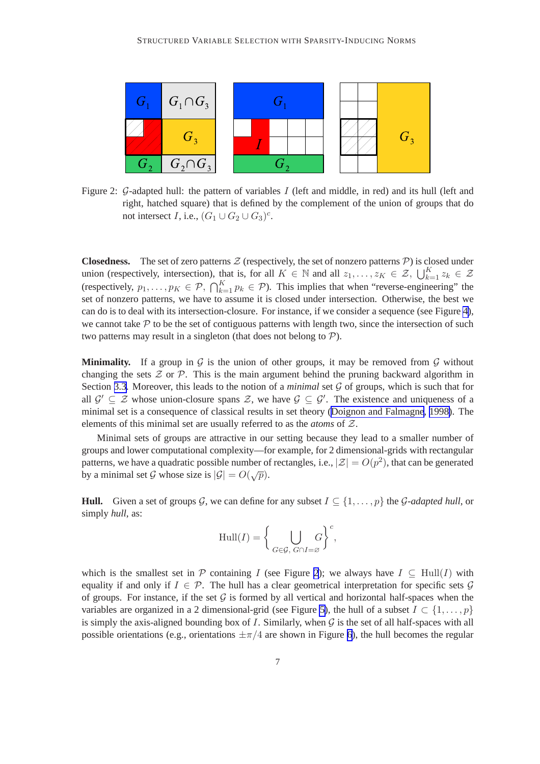Figure 2: $\mathcal{G}$-adapted hull: the pattern of variables $I$ (left and middle, in red) and its hull (left and right, hatched square) that is defined by the complement of the union of groups that do not intersect $I$, i.e., $(G_1 \cup G_2 \cup G_3)^c$.

**Closedness.** The set of zero patterns $\mathcal{Z}$ (respectively, the set of nonzero patterns $\mathcal{P}$) is closed under union (respectively, intersection), that is, for all $K \in \mathbb{N}$ and all $z_1, \ldots, z_K \in \mathcal{Z}$, $\bigcup_{k=1}^K z_k \in \mathcal{Z}$ (respectively, $p_1, \ldots, p_K \in \mathcal{P}$, $\bigcap_{k=1}^K p_k \in \mathcal{P}$). This implies that when "reverse-engineering" the set of nonzero patterns, we have to assume it is closed under intersection. Otherwise, the best we can do is to deal with its intersection-closure. For instance, if we consider a sequence (see Figure 4), we cannot take $\mathcal{P}$ to be the set of contiguous patterns with length two, since the intersection of such two patterns may result in a singleton (that does not belong to $\mathcal{P}$).

**Minimality.** If a group in $\mathcal{G}$ is the union of other groups, it may be removed from $\mathcal{G}$ without changing the sets $\mathcal{Z}$ or $\mathcal{P}$. This is the main argument behind the pruning backward algorithm in Section 3.3. Moreover, this leads to the notion of a *minimal* set $\mathcal{G}$ of groups, which is such that for all $\mathcal{G}' \subseteq \mathcal{Z}$ whose union-closure spans $\mathcal{Z}$, we have $\mathcal{G} \subseteq \mathcal{G}'$. The existence and uniqueness of a minimal set is a consequence of classical results in set theory (Doignon and Falmagne, 1998). The elements of this minimal set are usually referred to as the *atoms* of $\mathcal{Z}$.

Minimal sets of groups are attractive in our setting because they lead to a smaller number of groups and lower computational complexity—for example, for 2 dimensional-grids with rectangular patterns, we have a quadratic possible number of rectangles, i.e., $|\mathcal{Z}| = O(p^2)$, that can be generated by a minimal set $\mathcal{G}$ whose size is $|\mathcal{G}| = O(\sqrt{p})$.

**Hull.** Given a set of groups $\mathcal{G}$, we can define for any subset $I \subseteq \{1, \ldots, p\}$ the $\mathcal{G}$*-adapted hull*, or simply *hull*, as:

$$\text{Hull}(I) = \Big\{ \bigcup_{G \in \mathcal{G},\ G \cap I = \varnothing} G \Big\}^c,$$

which is the smallest set in $\mathcal{P}$ containing $I$ (see Figure 2); we always have $I \subseteq \text{Hull}(I)$ with equality if and only if $I \in \mathcal{P}$. The hull has a clear geometrical interpretation for specific sets $\mathcal{G}$ of groups. For instance, if the set $\mathcal{G}$ is formed by all vertical and horizontal half-spaces when the variables are organized in a 2 dimensional-grid (see Figure 5), the hull of a subset $I \subset \{1, \ldots, p\}$ is simply the axis-aligned bounding box of $I$. Similarly, when $\mathcal{G}$ is the set of all half-spaces with all possible orientations (e.g., orientations $\pm\pi/4$ are shown in Figure 6), the hull becomes the regular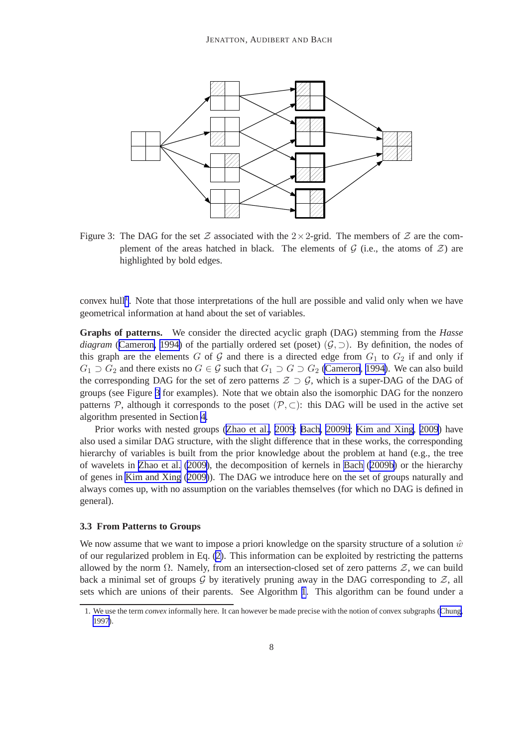Figure 3: The DAG for the set $\mathcal{Z}$ associated with the $2 \times 2$-grid. The members of $\mathcal{Z}$ are the complement of the areas hatched in black. The elements of $\mathcal{G}$ (i.e., the atoms of $\mathcal{Z}$) are highlighted by bold edges.

convex hull[1]. Note that those interpretations of the hull are possible and valid only when we have geometrical information at hand about the set of variables.

**Graphs of patterns.** We consider the directed acyclic graph (DAG) stemming from the *Hasse diagram* (Cameron, 1994) of the partially ordered set (poset) $(\mathcal{G}, \supset)$. By definition, the nodes of this graph are the elements $G$ of $\mathcal{G}$ and there is a directed edge from $G_1$ to $G_2$ if and only if $G_1 \supset G_2$ and there exists no $G \in \mathcal{G}$ such that $G_1 \supset G \supset G_2$ (Cameron, 1994). We can also build the corresponding DAG for the set of zero patterns $\mathcal{Z} \supset \mathcal{G}$, which is a super-DAG of the DAG of groups (see Figure 3 for examples). Note that we obtain also the isomorphic DAG for the nonzero patterns $\mathcal{P}$, although it corresponds to the poset $(\mathcal{P}, \subset)$: this DAG will be used in the active set algorithm presented in Section 4.

Prior works with nested groups (Zhao et al., 2009; Bach, 2009b; Kim and Xing, 2009) have also used a similar DAG structure, with the slight difference that in these works, the corresponding hierarchy of variables is built from the prior knowledge about the problem at hand (e.g., the tree of wavelets in Zhao et al. (2009), the decomposition of kernels in Bach (2009b) or the hierarchy of genes in Kim and Xing (2009)). The DAG we introduce here on the set of groups naturally and always comes up, with no assumption on the variables themselves (for which no DAG is defined in general).

### 3.3 From Patterns to Groups

We now assume that we want to impose a priori knowledge on the sparsity structure of a solution $\hat{w}$ of our regularized problem in Eq. (2). This information can be exploited by restricting the patterns allowed by the norm $\Omega$. Namely, from an intersection-closed set of zero patterns $\mathcal{Z}$, we can build back a minimal set of groups $\mathcal{G}$ by iteratively pruning away in the DAG corresponding to $\mathcal{Z}$, all sets which are unions of their parents. See Algorithm 1. This algorithm can be found under a

1. We use the term *convex* informally here. It can however be made precise with the notion of convex subgraphs (Chung, 1997).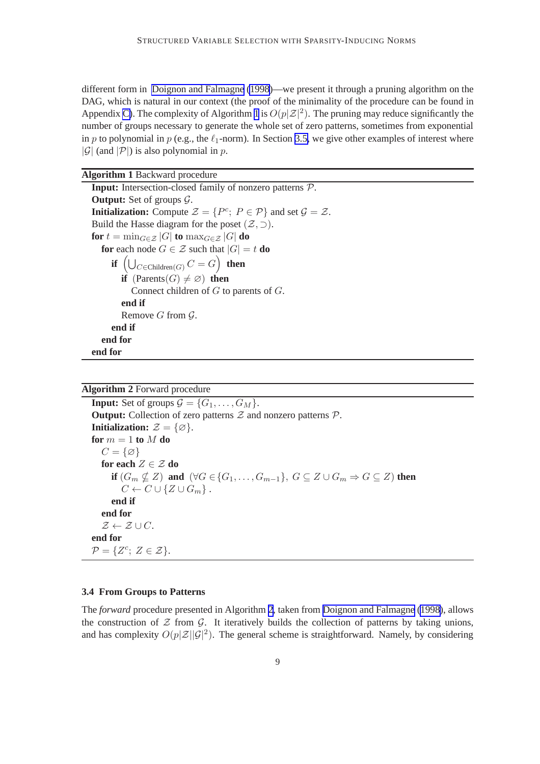different form in Doignon and Falmagne (1998)—we present it through a pruning algorithm on the DAG, which is natural in our context (the proof of the minimality of the procedure can be found in Appendix C). The complexity of Algorithm 1 is $O(p|\mathcal{Z}|^2)$. The pruning may reduce significantly the number of groups necessary to generate the whole set of zero patterns, sometimes from exponential in $p$ to polynomial in $p$ (e.g., the $\ell_1$-norm). In Section 3.5, we give other examples of interest where $|\mathcal{G}|$ (and $|\mathcal{P}|$) is also polynomial in $p$.

**Algorithm 1** Backward procedure

**Input:** Intersection-closed family of nonzero patterns $\mathcal{P}$.
**Output:** Set of groups $\mathcal{G}$.
**Initialization:** Compute $\mathcal{Z} = \{P^c;\ P \in \mathcal{P}\}$ and set $\mathcal{G} = \mathcal{Z}$.
Build the Hasse diagram for the poset $(\mathcal{Z}, \supset)$.
**for** $t = \min_{G\in\mathcal{Z}} |G|$ **to** $\max_{G\in\mathcal{Z}} |G|$ **do**
  **for** each node $G \in \mathcal{Z}$ such that $|G| = t$ **do**
    **if** $\left(\bigcup_{C\in\text{Children}(G)} C = G\right)$ **then**
      **if** $(\text{Parents}(G) \neq \varnothing)$ **then**
        Connect children of $G$ to parents of $G$.
      **end if**
      Remove $G$ from $\mathcal{G}$.
    **end if**
  **end for**
**end for**

**Algorithm 2** Forward procedure

**Input:** Set of groups $\mathcal{G} = \{G_1, \ldots, G_M\}$.
**Output:** Collection of zero patterns $\mathcal{Z}$ and nonzero patterns $\mathcal{P}$.
**Initialization:** $\mathcal{Z} = \{\varnothing\}$.
**for** $m = 1$ **to** $M$ **do**
  $C = \{\varnothing\}$
  **for each** $Z \in \mathcal{Z}$ **do**
    **if** $(G_m \nsubseteq Z)$ **and** $(\forall G \in \{G_1, \ldots, G_{m-1}\},\ G \subseteq Z \cup G_m \Rightarrow G \subseteq Z)$ **then**
      $C \leftarrow C \cup \{Z \cup G_m\}$ .
    **end if**
  **end for**
  $\mathcal{Z} \leftarrow \mathcal{Z} \cup C$.
**end for**
$\mathcal{P} = \{Z^c;\ Z \in \mathcal{Z}\}$.

### 3.4 From Groups to Patterns

The *forward* procedure presented in Algorithm 2, taken from Doignon and Falmagne (1998), allows the construction of $\mathcal{Z}$ from $\mathcal{G}$. It iteratively builds the collection of patterns by taking unions, and has complexity $O(p|\mathcal{Z}||\mathcal{G}|^2)$. The general scheme is straightforward. Namely, by considering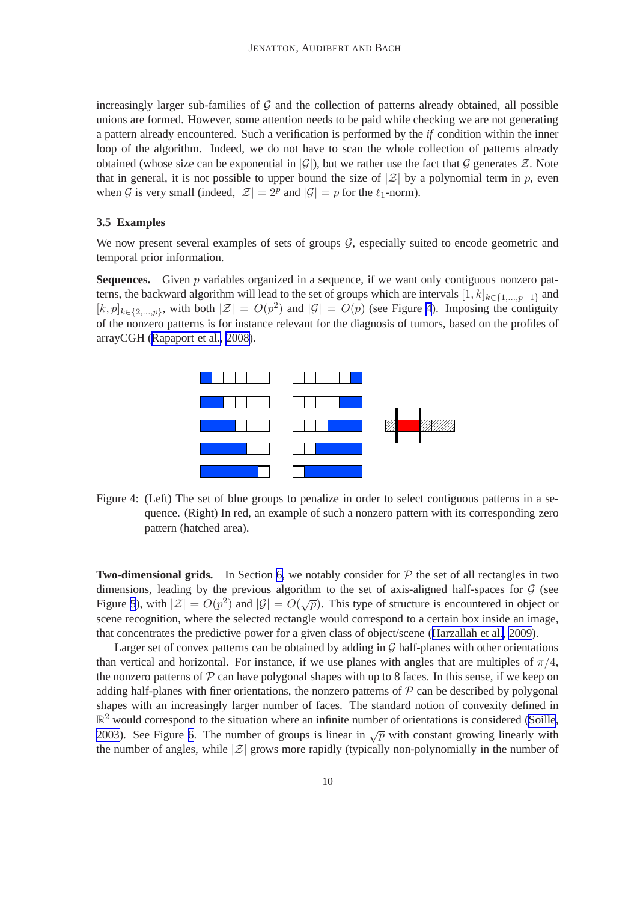increasingly larger sub-families of $\mathcal{G}$ and the collection of patterns already obtained, all possible unions are formed. However, some attention needs to be paid while checking we are not generating a pattern already encountered. Such a verification is performed by the *if* condition within the inner loop of the algorithm. Indeed, we do not have to scan the whole collection of patterns already obtained (whose size can be exponential in $|\mathcal{G}|$), but we rather use the fact that $\mathcal{G}$ generates $\mathcal{Z}$. Note that in general, it is not possible to upper bound the size of $|\mathcal{Z}|$ by a polynomial term in $p$, even when $\mathcal{G}$ is very small (indeed, $|\mathcal{Z}| = 2^p$ and $|\mathcal{G}| = p$ for the $\ell_1$-norm).

### 3.5 Examples

We now present several examples of sets of groups $\mathcal{G}$, especially suited to encode geometric and temporal prior information.

**Sequences.** Given $p$ variables organized in a sequence, if we want only contiguous nonzero patterns, the backward algorithm will lead to the set of groups which are intervals $[1, k]_{k \in \{1,\ldots,p-1\}}$ and $[k, p]_{k \in \{2,\ldots,p\}}$, with both $|\mathcal{Z}| = O(p^2)$ and $|\mathcal{G}| = O(p)$ (see Figure 4). Imposing the contiguity of the nonzero patterns is for instance relevant for the diagnosis of tumors, based on the profiles of arrayCGH (Rapaport et al., 2008).

Figure 4: (Left) The set of blue groups to penalize in order to select contiguous patterns in a sequence. (Right) In red, an example of such a nonzero pattern with its corresponding zero pattern (hatched area).

**Two-dimensional grids.** In Section 6, we notably consider for $\mathcal{P}$ the set of all rectangles in two dimensions, leading by the previous algorithm to the set of axis-aligned half-spaces for $\mathcal{G}$ (see Figure 5), with $|\mathcal{Z}| = O(p^2)$ and $|\mathcal{G}| = O(\sqrt{p})$. This type of structure is encountered in object or scene recognition, where the selected rectangle would correspond to a certain box inside an image, that concentrates the predictive power for a given class of object/scene (Harzallah et al., 2009).

Larger set of convex patterns can be obtained by adding in $\mathcal{G}$ half-planes with other orientations than vertical and horizontal. For instance, if we use planes with angles that are multiples of $\pi/4$, the nonzero patterns of $\mathcal{P}$ can have polygonal shapes with up to 8 faces. In this sense, if we keep on adding half-planes with finer orientations, the nonzero patterns of $\mathcal{P}$ can be described by polygonal shapes with an increasingly larger number of faces. The standard notion of convexity defined in $\mathbb{R}^2$ would correspond to the situation where an infinite number of orientations is considered (Soille, 2003). See Figure 6. The number of groups is linear in $\sqrt{p}$ with constant growing linearly with the number of angles, while $|\mathcal{Z}|$ grows more rapidly (typically non-polynomially in the number of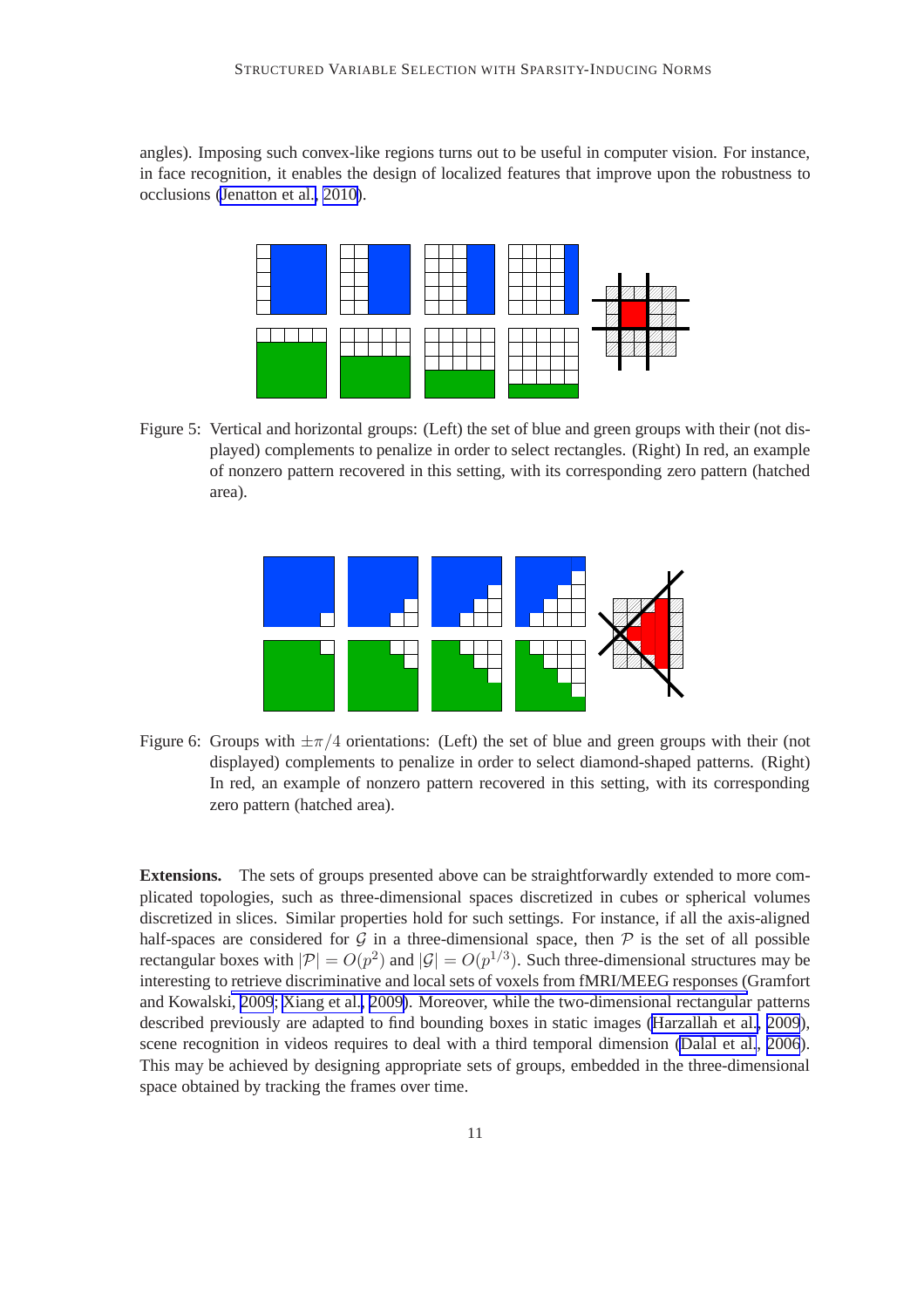angles). Imposing such convex-like regions turns out to be useful in computer vision. For instance, in face recognition, it enables the design of localized features that improve upon the robustness to occlusions (Jenatton et al., 2010).

Figure 5: Vertical and horizontal groups: (Left) the set of blue and green groups with their (not displayed) complements to penalize in order to select rectangles. (Right) In red, an example of nonzero pattern recovered in this setting, with its corresponding zero pattern (hatched area).

Figure 6: Groups with $\pm\pi/4$ orientations: (Left) the set of blue and green groups with their (not displayed) complements to penalize in order to select diamond-shaped patterns. (Right) In red, an example of nonzero pattern recovered in this setting, with its corresponding zero pattern (hatched area).

**Extensions.** The sets of groups presented above can be straightforwardly extended to more complicated topologies, such as three-dimensional spaces discretized in cubes or spherical volumes discretized in slices. Similar properties hold for such settings. For instance, if all the axis-aligned half-spaces are considered for $\mathcal{G}$ in a three-dimensional space, then $\mathcal{P}$ is the set of all possible rectangular boxes with $|\mathcal{P}| = O(p^2)$ and $|\mathcal{G}| = O(p^{1/3})$. Such three-dimensional structures may be interesting to retrieve discriminative and local sets of voxels from fMRI/MEEG responses (Gramfort and Kowalski, 2009; Xiang et al., 2009). Moreover, while the two-dimensional rectangular patterns described previously are adapted to find bounding boxes in static images (Harzallah et al., 2009), scene recognition in videos requires to deal with a third temporal dimension (Dalal et al., 2006). This may be achieved by designing appropriate sets of groups, embedded in the three-dimensional space obtained by tracking the frames over time.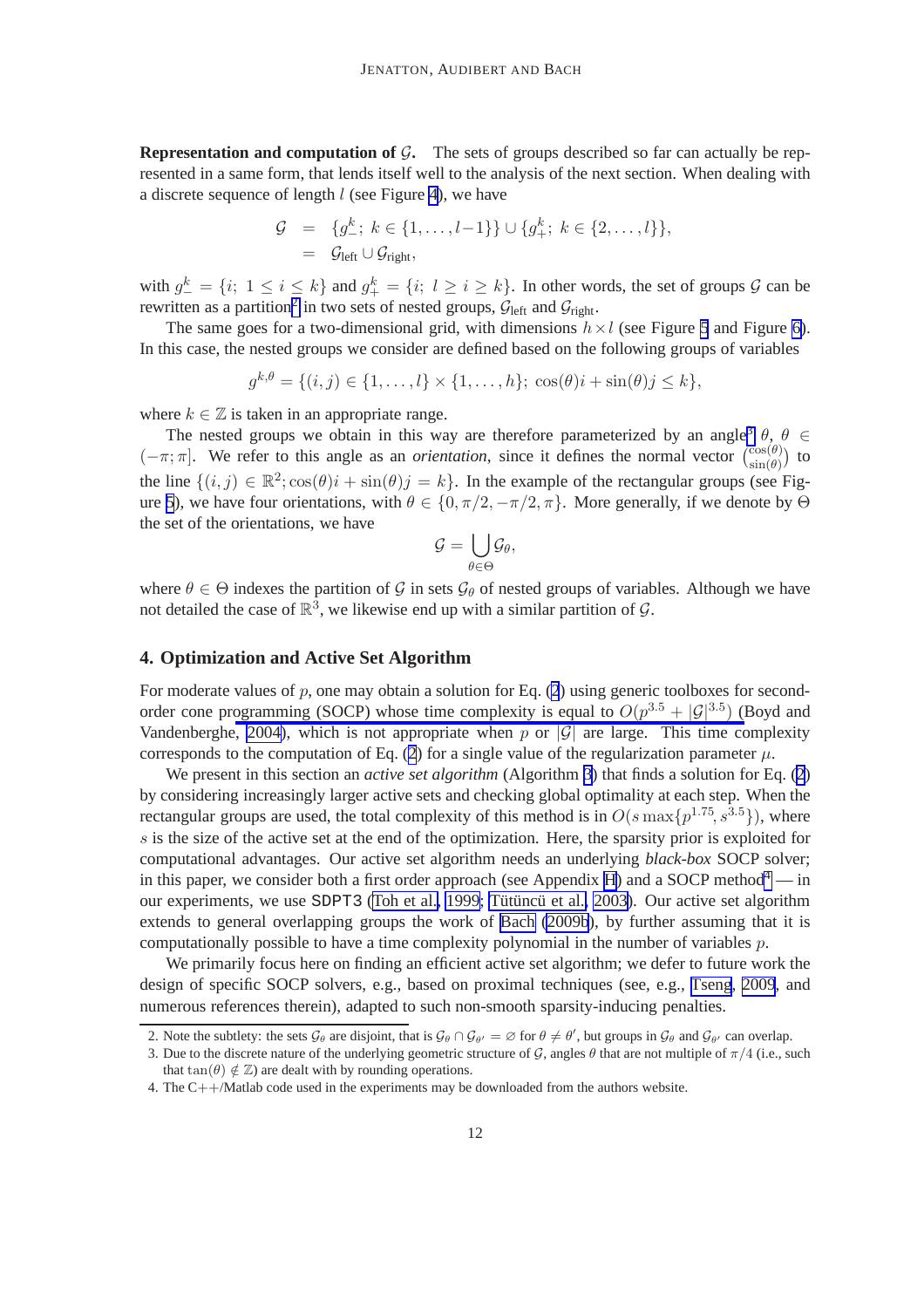**Representation and computation of $\mathcal{G}$.** The sets of groups described so far can actually be represented in a same form, that lends itself well to the analysis of the next section. When dealing with a discrete sequence of length $l$ (see Figure 4), we have

$$
\begin{aligned}
\mathcal{G} &= \{g_-^k;\ k \in \{1,\dots,l-1\}\} \cup \{g_+^k;\ k \in \{2,\dots,l\}\}, \\
&= \mathcal{G}_{\text{left}} \cup \mathcal{G}_{\text{right}},
\end{aligned}
$$

with $g_-^k = \{i;\ 1 \leq i \leq k\}$ and $g_+^k = \{i;\ l \geq i \geq k\}$. In other words, the set of groups $\mathcal{G}$ can be rewritten as a partition[2] in two sets of nested groups, $\mathcal{G}_{\text{left}}$ and $\mathcal{G}_{\text{right}}$.

The same goes for a two-dimensional grid, with dimensions $h \times l$ (see Figure 5 and Figure 6). In this case, the nested groups we consider are defined based on the following groups of variables

$$
g^{k,\theta} = \{(i,j) \in \{1,\dots,l\} \times \{1,\dots,h\};\ \cos(\theta)i + \sin(\theta)j \leq k\},
$$

where $k \in \mathbb{Z}$ is taken in an appropriate range.

The nested groups we obtain in this way are therefore parameterized by an angle[3] $\theta$, $\theta \in (-\pi;\pi]$. We refer to this angle as an *orientation*, since it defines the normal vector $\binom{\cos(\theta)}{\sin(\theta)}$ to the line $\{(i,j) \in \mathbb{R}^2; \cos(\theta)i + \sin(\theta)j = k\}$. In the example of the rectangular groups (see Figure 5), we have four orientations, with $\theta \in \{0, \pi/2, -\pi/2, \pi\}$. More generally, if we denote by $\Theta$ the set of the orientations, we have

$$
\mathcal{G} = \bigcup_{\theta \in \Theta} \mathcal{G}_\theta,
$$

where $\theta \in \Theta$ indexes the partition of $\mathcal{G}$ in sets $\mathcal{G}_\theta$ of nested groups of variables. Although we have not detailed the case of $\mathbb{R}^3$, we likewise end up with a similar partition of $\mathcal{G}$.

## 4. Optimization and Active Set Algorithm

For moderate values of $p$, one may obtain a solution for Eq. (2) using generic toolboxes for second-order cone programming (SOCP) whose time complexity is equal to $O(p^{3.5} + |\mathcal{G}|^{3.5})$ (Boyd and Vandenberghe, 2004), which is not appropriate when $p$ or $|\mathcal{G}|$ are large. This time complexity corresponds to the computation of Eq. (2) for a single value of the regularization parameter $\mu$.

We present in this section an *active set algorithm* (Algorithm 3) that finds a solution for Eq. (2) by considering increasingly larger active sets and checking global optimality at each step. When the rectangular groups are used, the total complexity of this method is in $O(s \max\{p^{1.75}, s^{3.5}\})$, where $s$ is the size of the active set at the end of the optimization. Here, the sparsity prior is exploited for computational advantages. Our active set algorithm needs an underlying *black-box* SOCP solver; in this paper, we consider both a first order approach (see Appendix H) and a SOCP method[4] — in our experiments, we use SDPT3 (Toh et al., 1999; Tütüncü et al., 2003). Our active set algorithm extends to general overlapping groups the work of Bach (2009b), by further assuming that it is computationally possible to have a time complexity polynomial in the number of variables $p$.

We primarily focus here on finding an efficient active set algorithm; we defer to future work the design of specific SOCP solvers, e.g., based on proximal techniques (see, e.g., Tseng, 2009, and numerous references therein), adapted to such non-smooth sparsity-inducing penalties.

---

2. Note the subtlety: the sets $\mathcal{G}_\theta$ are disjoint, that is $\mathcal{G}_\theta \cap \mathcal{G}_{\theta'} = \varnothing$ for $\theta \neq \theta'$, but groups in $\mathcal{G}_\theta$ and $\mathcal{G}_{\theta'}$ can overlap.
3. Due to the discrete nature of the underlying geometric structure of $\mathcal{G}$, angles $\theta$ that are not multiple of $\pi/4$ (i.e., such that $\tan(\theta) \notin \mathbb{Z}$) are dealt with by rounding operations.
4. The C++/Matlab code used in the experiments may be downloaded from the authors website.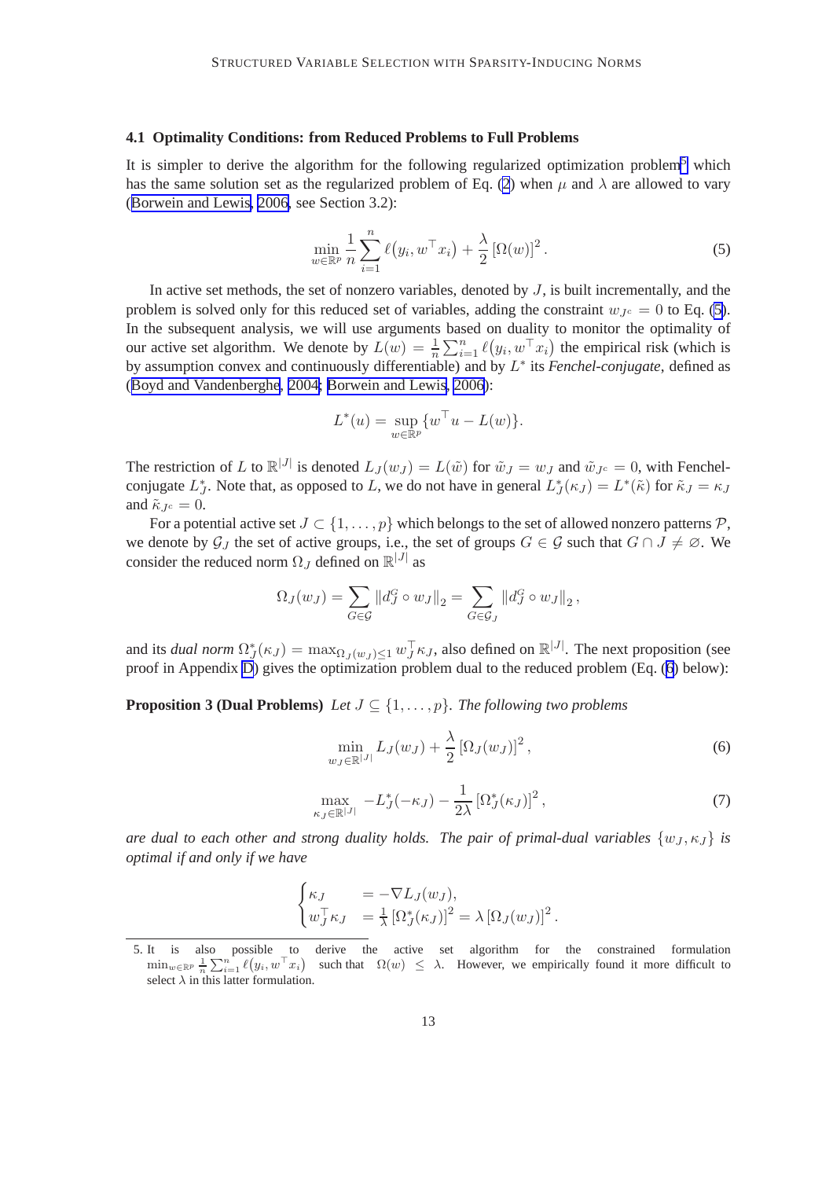### 4.1 Optimality Conditions: from Reduced Problems to Full Problems

It is simpler to derive the algorithm for the following regularized optimization problem[5] which has the same solution set as the regularized problem of Eq. (2) when $\mu$ and $\lambda$ are allowed to vary (Borwein and Lewis, 2006, see Section 3.2):

$$\min_{w\in\mathbb{R}^p} \frac{1}{n}\sum_{i=1}^{n} \ell\big(y_i, w^\top x_i\big) + \frac{\lambda}{2}\left[\Omega(w)\right]^2. \tag{5}$$

In active set methods, the set of nonzero variables, denoted by $J$, is built incrementally, and the problem is solved only for this reduced set of variables, adding the constraint $w_{J^c} = 0$ to Eq. (5). In the subsequent analysis, we will use arguments based on duality to monitor the optimality of our active set algorithm. We denote by $L(w) = \frac{1}{n}\sum_{i=1}^{n} \ell\big(y_i, w^\top x_i\big)$ the empirical risk (which is by assumption convex and continuously differentiable) and by $L^*$ its *Fenchel-conjugate*, defined as (Boyd and Vandenberghe, 2004; Borwein and Lewis, 2006):

$$L^*(u) = \sup_{w\in\mathbb{R}^p}\{w^\top u - L(w)\}.$$

The restriction of $L$ to $\mathbb{R}^{|J|}$ is denoted $L_J(w_J) = L(\tilde{w})$ for $\tilde{w}_J = w_J$ and $\tilde{w}_{J^c} = 0$, with Fenchel-conjugate $L_J^*$. Note that, as opposed to $L$, we do not have in general $L_J^*(\kappa_J) = L^*(\tilde{\kappa})$ for $\tilde{\kappa}_J = \kappa_J$ and $\tilde{\kappa}_{J^c} = 0$.

For a potential active set $J \subset \{1,\dots,p\}$ which belongs to the set of allowed nonzero patterns $\mathcal{P}$, we denote by $\mathcal{G}_J$ the set of active groups, i.e., the set of groups $G \in \mathcal{G}$ such that $G \cap J \neq \varnothing$. We consider the reduced norm $\Omega_J$ defined on $\mathbb{R}^{|J|}$ as

$$\Omega_J(w_J) = \sum_{G\in\mathcal{G}} \|d_J^G \circ w_J\|_2 = \sum_{G\in\mathcal{G}_J} \|d_J^G \circ w_J\|_2,$$

and its *dual norm* $\Omega_J^*(\kappa_J) = \max_{\Omega_J(w_J)\leq 1} w_J^\top \kappa_J$, also defined on $\mathbb{R}^{|J|}$. The next proposition (see proof in Appendix D) gives the optimization problem dual to the reduced problem (Eq. (6) below):

**Proposition 3 (Dual Problems)** *Let $J \subseteq \{1,\dots,p\}$. The following two problems*

$$\min_{w_J\in\mathbb{R}^{|J|}} L_J(w_J) + \frac{\lambda}{2}\left[\Omega_J(w_J)\right]^2, \tag{6}$$

$$\max_{\kappa_J\in\mathbb{R}^{|J|}} -L_J^*(-\kappa_J) - \frac{1}{2\lambda}\left[\Omega_J^*(\kappa_J)\right]^2, \tag{7}$$

*are dual to each other and strong duality holds. The pair of primal-dual variables $\{w_J, \kappa_J\}$ is optimal if and only if we have*

$$\begin{cases} \kappa_J & = -\nabla L_J(w_J), \\ w_J^\top \kappa_J & = \frac{1}{\lambda}\left[\Omega_J^*(\kappa_J)\right]^2 = \lambda\left[\Omega_J(w_J)\right]^2. \end{cases}$$

5. It is also possible to derive the active set algorithm for the constrained formulation $\min_{w\in\mathbb{R}^p} \frac{1}{n}\sum_{i=1}^{n} \ell\big(y_i, w^\top x_i\big)$ such that $\Omega(w) \leq \lambda$. However, we empirically found it more difficult to select $\lambda$ in this latter formulation.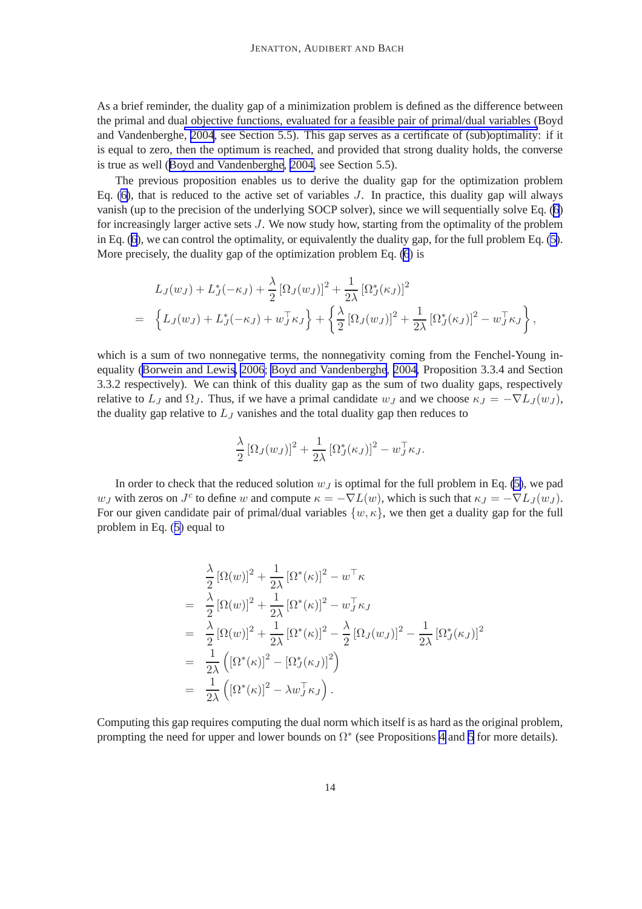As a brief reminder, the duality gap of a minimization problem is defined as the difference between the primal and dual objective functions, evaluated for a feasible pair of primal/dual variables (Boyd and Vandenberghe, 2004, see Section 5.5). This gap serves as a certificate of (sub)optimality: if it is equal to zero, then the optimum is reached, and provided that strong duality holds, the converse is true as well (Boyd and Vandenberghe, 2004, see Section 5.5).

The previous proposition enables us to derive the duality gap for the optimization problem Eq. (6), that is reduced to the active set of variables $J$. In practice, this duality gap will always vanish (up to the precision of the underlying SOCP solver), since we will sequentially solve Eq. (6) for increasingly larger active sets $J$. We now study how, starting from the optimality of the problem in Eq. (6), we can control the optimality, or equivalently the duality gap, for the full problem Eq. (5). More precisely, the duality gap of the optimization problem Eq. (6) is

$$
\begin{aligned}
& L_J(w_J) + L_J^*(-\kappa_J) + \frac{\lambda}{2}\left[\Omega_J(w_J)\right]^2 + \frac{1}{2\lambda}\left[\Omega_J^*(\kappa_J)\right]^2 \\
= \; & \left\{ L_J(w_J) + L_J^*(-\kappa_J) + w_J^\top \kappa_J \right\} + \left\{ \frac{\lambda}{2}\left[\Omega_J(w_J)\right]^2 + \frac{1}{2\lambda}\left[\Omega_J^*(\kappa_J)\right]^2 - w_J^\top \kappa_J \right\},
\end{aligned}
$$

which is a sum of two nonnegative terms, the nonnegativity coming from the Fenchel-Young inequality (Borwein and Lewis, 2006; Boyd and Vandenberghe, 2004, Proposition 3.3.4 and Section 3.3.2 respectively). We can think of this duality gap as the sum of two duality gaps, respectively relative to $L_J$ and $\Omega_J$. Thus, if we have a primal candidate $w_J$ and we choose $\kappa_J = -\nabla L_J(w_J)$, the duality gap relative to $L_J$ vanishes and the total duality gap then reduces to

$$
\frac{\lambda}{2}\left[\Omega_J(w_J)\right]^2 + \frac{1}{2\lambda}\left[\Omega_J^*(\kappa_J)\right]^2 - w_J^\top \kappa_J.
$$

In order to check that the reduced solution $w_J$ is optimal for the full problem in Eq. (5), we pad $w_J$ with zeros on $J^c$ to define $w$ and compute $\kappa = -\nabla L(w)$, which is such that $\kappa_J = -\nabla L_J(w_J)$. For our given candidate pair of primal/dual variables $\{w, \kappa\}$, we then get a duality gap for the full problem in Eq. (5) equal to

$$
\begin{aligned}
& \frac{\lambda}{2}\left[\Omega(w)\right]^2 + \frac{1}{2\lambda}\left[\Omega^*(\kappa)\right]^2 - w^\top \kappa \\
= \; & \frac{\lambda}{2}\left[\Omega(w)\right]^2 + \frac{1}{2\lambda}\left[\Omega^*(\kappa)\right]^2 - w_J^\top \kappa_J \\
= \; & \frac{\lambda}{2}\left[\Omega(w)\right]^2 + \frac{1}{2\lambda}\left[\Omega^*(\kappa)\right]^2 - \frac{\lambda}{2}\left[\Omega_J(w_J)\right]^2 - \frac{1}{2\lambda}\left[\Omega_J^*(\kappa_J)\right]^2 \\
= \; & \frac{1}{2\lambda}\left( \left[\Omega^*(\kappa)\right]^2 - \left[\Omega_J^*(\kappa_J)\right]^2 \right) \\
= \; & \frac{1}{2\lambda}\left( \left[\Omega^*(\kappa)\right]^2 - \lambda w_J^\top \kappa_J \right).
\end{aligned}
$$

Computing this gap requires computing the dual norm which itself is as hard as the original problem, prompting the need for upper and lower bounds on $\Omega^*$ (see Propositions 4 and 5 for more details).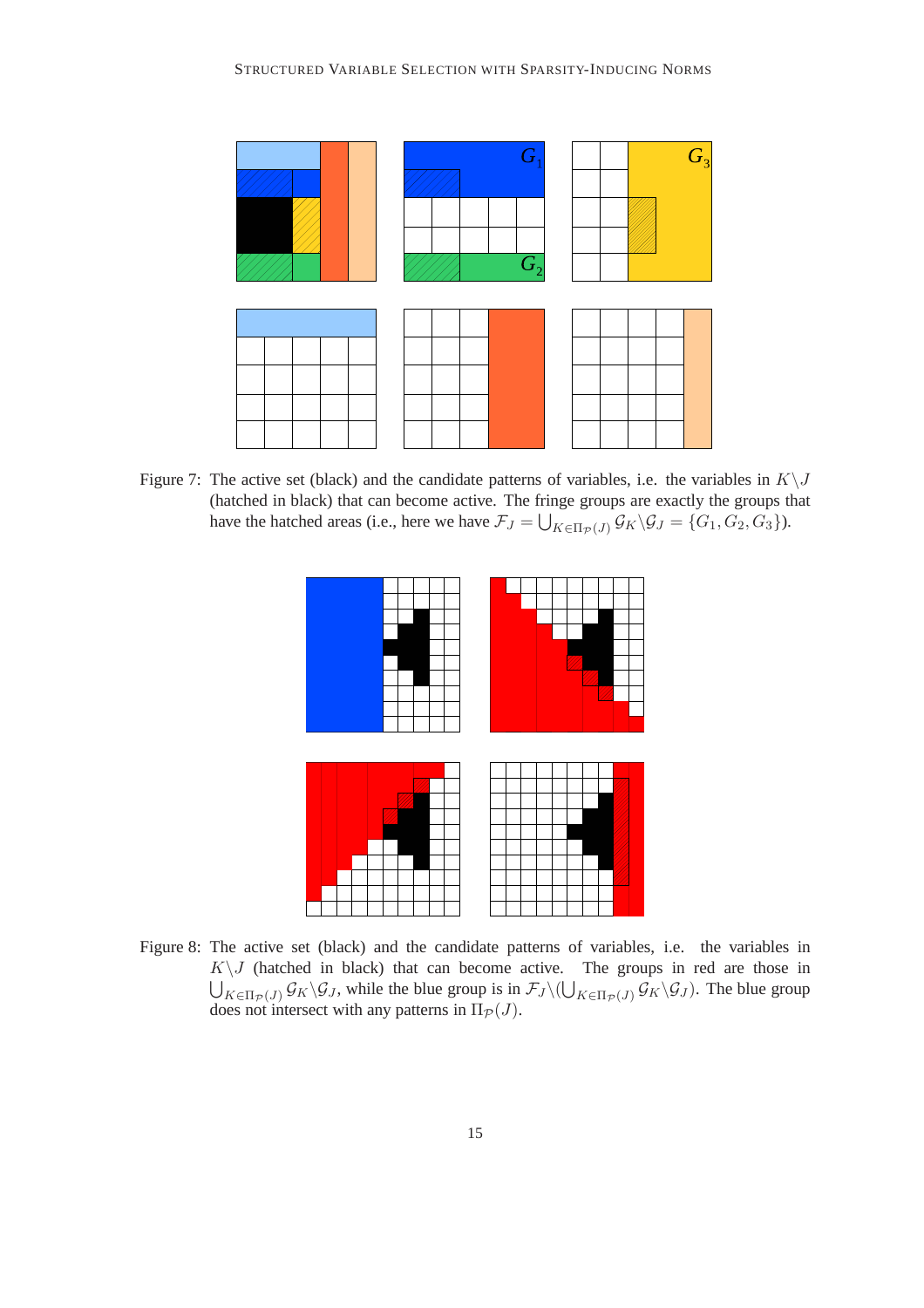Figure 7: The active set (black) and the candidate patterns of variables, i.e. the variables in $K \backslash J$ (hatched in black) that can become active. The fringe groups are exactly the groups that have the hatched areas (i.e., here we have $\mathcal{F}_J = \bigcup_{K \in \Pi_{\mathcal{P}}(J)} \mathcal{G}_K \backslash \mathcal{G}_J = \{G_1, G_2, G_3\}$).

Figure 8: The active set (black) and the candidate patterns of variables, i.e. the variables in $K \backslash J$ (hatched in black) that can become active. The groups in red are those in $\bigcup_{K \in \Pi_{\mathcal{P}}(J)} \mathcal{G}_K \backslash \mathcal{G}_J$, while the blue group is in $\mathcal{F}_J \backslash (\bigcup_{K \in \Pi_{\mathcal{P}}(J)} \mathcal{G}_K \backslash \mathcal{G}_J)$. The blue group does not intersect with any patterns in $\Pi_{\mathcal{P}}(J)$.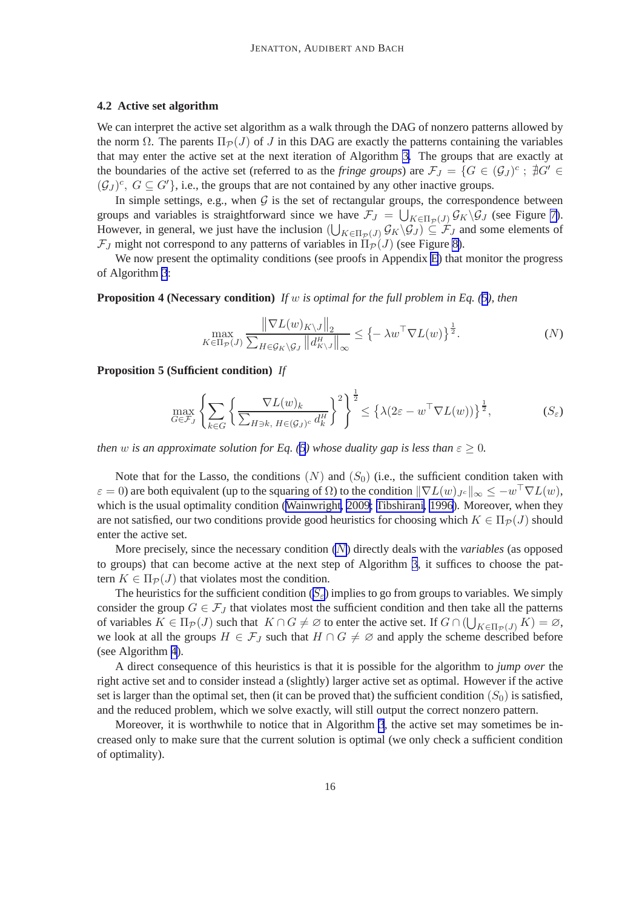### 4.2 Active set algorithm

We can interpret the active set algorithm as a walk through the DAG of nonzero patterns allowed by the norm $\Omega$. The parents $\Pi_{\mathcal{P}}(J)$ of $J$ in this DAG are exactly the patterns containing the variables that may enter the active set at the next iteration of Algorithm 3. The groups that are exactly at the boundaries of the active set (referred to as the *fringe groups*) are $\mathcal{F}_J = \{G \in (\mathcal{G}_J)^c \; ; \; \nexists G' \in (\mathcal{G}_J)^c, \; G \subseteq G'\}$, i.e., the groups that are not contained by any other inactive groups.

In simple settings, e.g., when $\mathcal{G}$ is the set of rectangular groups, the correspondence between groups and variables is straightforward since we have $\mathcal{F}_J = \bigcup_{K \in \Pi_{\mathcal{P}}(J)} \mathcal{G}_K \backslash \mathcal{G}_J$ (see Figure 7). However, in general, we just have the inclusion $(\bigcup_{K \in \Pi_{\mathcal{P}}(J)} \mathcal{G}_K \backslash \mathcal{G}_J) \subseteq \mathcal{F}_J$ and some elements of $\mathcal{F}_J$ might not correspond to any patterns of variables in $\Pi_{\mathcal{P}}(J)$ (see Figure 8).

We now present the optimality conditions (see proofs in Appendix E) that monitor the progress of Algorithm 3:

**Proposition 4 (Necessary condition)** *If $w$ is optimal for the full problem in Eq. (5), then*

$$\max_{K \in \Pi_{\mathcal{P}}(J)} \frac{\left\| \nabla L(w)_{K \backslash J} \right\|_2}{\sum_{H \in \mathcal{G}_K \backslash \mathcal{G}_J} \left\| d^H_{K \backslash J} \right\|_\infty} \leq \left\{ -\lambda w^\top \nabla L(w) \right\}^{\frac{1}{2}}. \qquad (N)$$

**Proposition 5 (Sufficient condition)** *If*

$$\max_{G \in \mathcal{F}_J} \left\{ \sum_{k \in G} \left\{ \frac{\nabla L(w)_k}{\sum_{H \ni k, \; H \in (\mathcal{G}_J)^c} d^H_k} \right\}^2 \right\}^{\frac{1}{2}} \leq \left\{ \lambda (2\varepsilon - w^\top \nabla L(w)) \right\}^{\frac{1}{2}}, \qquad (S_\varepsilon)$$

*then $w$ is an approximate solution for Eq. (5) whose duality gap is less than $\varepsilon \geq 0$.*

Note that for the Lasso, the conditions $(N)$ and $(S_0)$ (i.e., the sufficient condition taken with $\varepsilon = 0$) are both equivalent (up to the squaring of $\Omega$) to the condition $\|\nabla L(w)_{J^c}\|_\infty \leq -w^\top \nabla L(w)$, which is the usual optimality condition (Wainwright, 2009; Tibshirani, 1996). Moreover, when they are not satisfied, our two conditions provide good heuristics for choosing which $K \in \Pi_{\mathcal{P}}(J)$ should enter the active set.

More precisely, since the necessary condition $(N)$ directly deals with the *variables* (as opposed to groups) that can become active at the next step of Algorithm 3, it suffices to choose the pattern $K \in \Pi_{\mathcal{P}}(J)$ that violates most the condition.

The heuristics for the sufficient condition $(S_\varepsilon)$ implies to go from groups to variables. We simply consider the group $G \in \mathcal{F}_J$ that violates most the sufficient condition and then take all the patterns of variables $K \in \Pi_{\mathcal{P}}(J)$ such that $K \cap G \neq \varnothing$ to enter the active set. If $G \cap (\bigcup_{K \in \Pi_{\mathcal{P}}(J)} K) = \varnothing$, we look at all the groups $H \in \mathcal{F}_J$ such that $H \cap G \neq \varnothing$ and apply the scheme described before (see Algorithm 4).

A direct consequence of this heuristics is that it is possible for the algorithm to *jump over* the right active set and to consider instead a (slightly) larger active set as optimal. However if the active set is larger than the optimal set, then (it can be proved that) the sufficient condition $(S_0)$ is satisfied, and the reduced problem, which we solve exactly, will still output the correct nonzero pattern.

Moreover, it is worthwhile to notice that in Algorithm 3, the active set may sometimes be increased only to make sure that the current solution is optimal (we only check a sufficient condition of optimality).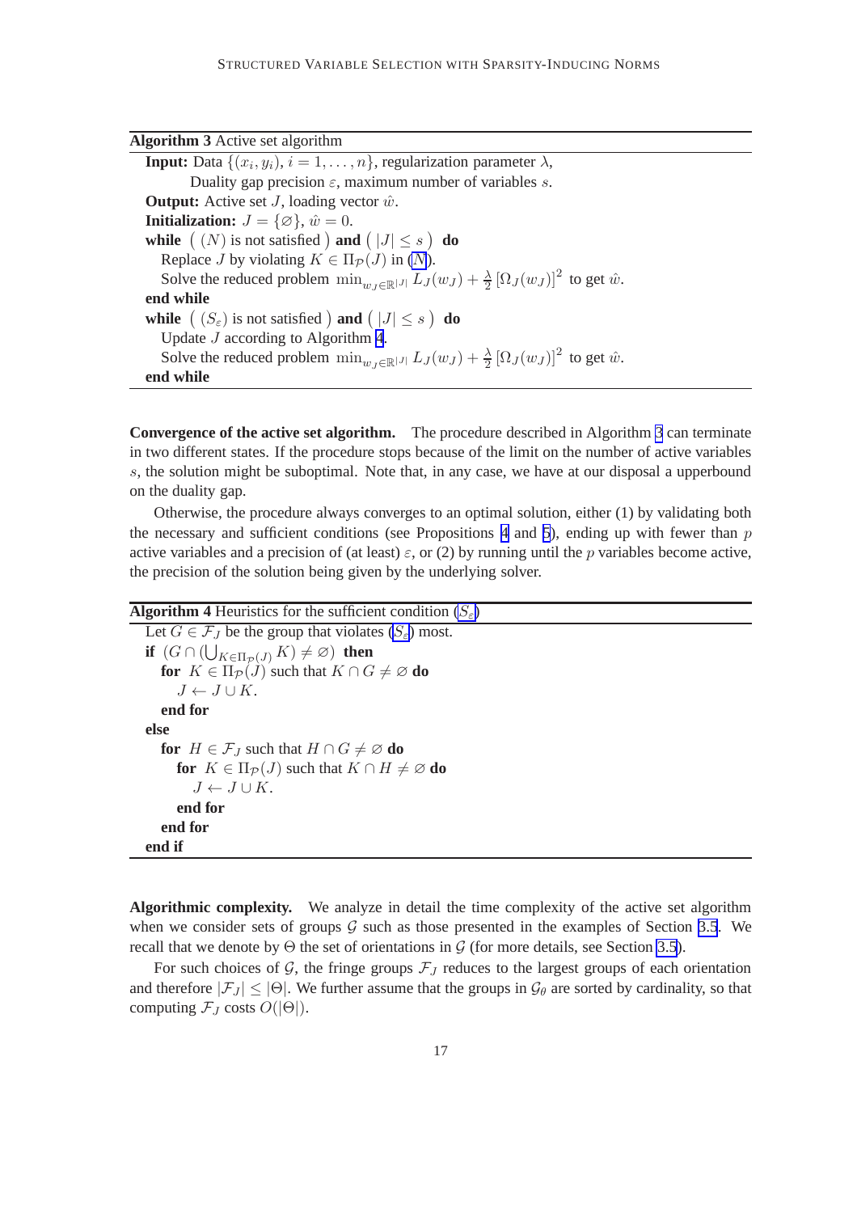**Algorithm 3** Active set algorithm

```
Input: Data {(x_i, y_i), i = 1, ..., n}, regularization parameter λ,
       Duality gap precision ε, maximum number of variables s.
Output: Active set J, loading vector ŵ.
Initialization: J = {∅}, ŵ = 0.
while ( (N) is not satisfied ) and ( |J| ≤ s ) do
    Replace J by violating K ∈ Π_P(J) in (N).
    Solve the reduced problem min_{w_J ∈ R^{|J|}} L_J(w_J) + (λ/2) [Ω_J(w_J)]^2 to get ŵ.
end while
while ( (S_ε) is not satisfied ) and ( |J| ≤ s ) do
    Update J according to Algorithm 4.
    Solve the reduced problem min_{w_J ∈ R^{|J|}} L_J(w_J) + (λ/2) [Ω_J(w_J)]^2 to get ŵ.
end while
```

**Convergence of the active set algorithm.** The procedure described in Algorithm 3 can terminate in two different states. If the procedure stops because of the limit on the number of active variables $s$, the solution might be suboptimal. Note that, in any case, we have at our disposal a upperbound on the duality gap.

Otherwise, the procedure always converges to an optimal solution, either (1) by validating both the necessary and sufficient conditions (see Propositions 4 and 5), ending up with fewer than $p$ active variables and a precision of (at least) $\varepsilon$, or (2) by running until the $p$ variables become active, the precision of the solution being given by the underlying solver.

**Algorithm 4** Heuristics for the sufficient condition $(S_\varepsilon)$

```
Let G ∈ F_J be the group that violates (S_ε) most.
if (G ∩ (⋃_{K ∈ Π_P(J)} K) ≠ ∅) then
    for K ∈ Π_P(J) such that K ∩ G ≠ ∅ do
        J ← J ∪ K.
    end for
else
    for H ∈ F_J such that H ∩ G ≠ ∅ do
        for K ∈ Π_P(J) such that K ∩ H ≠ ∅ do
            J ← J ∪ K.
        end for
    end for
end if
```

**Algorithmic complexity.** We analyze in detail the time complexity of the active set algorithm when we consider sets of groups $\mathcal{G}$ such as those presented in the examples of Section 3.5. We recall that we denote by $\Theta$ the set of orientations in $\mathcal{G}$ (for more details, see Section 3.5).

For such choices of $\mathcal{G}$, the fringe groups $\mathcal{F}_J$ reduces to the largest groups of each orientation and therefore $|\mathcal{F}_J| \leq |\Theta|$. We further assume that the groups in $\mathcal{G}_\theta$ are sorted by cardinality, so that computing $\mathcal{F}_J$ costs $O(|\Theta|)$.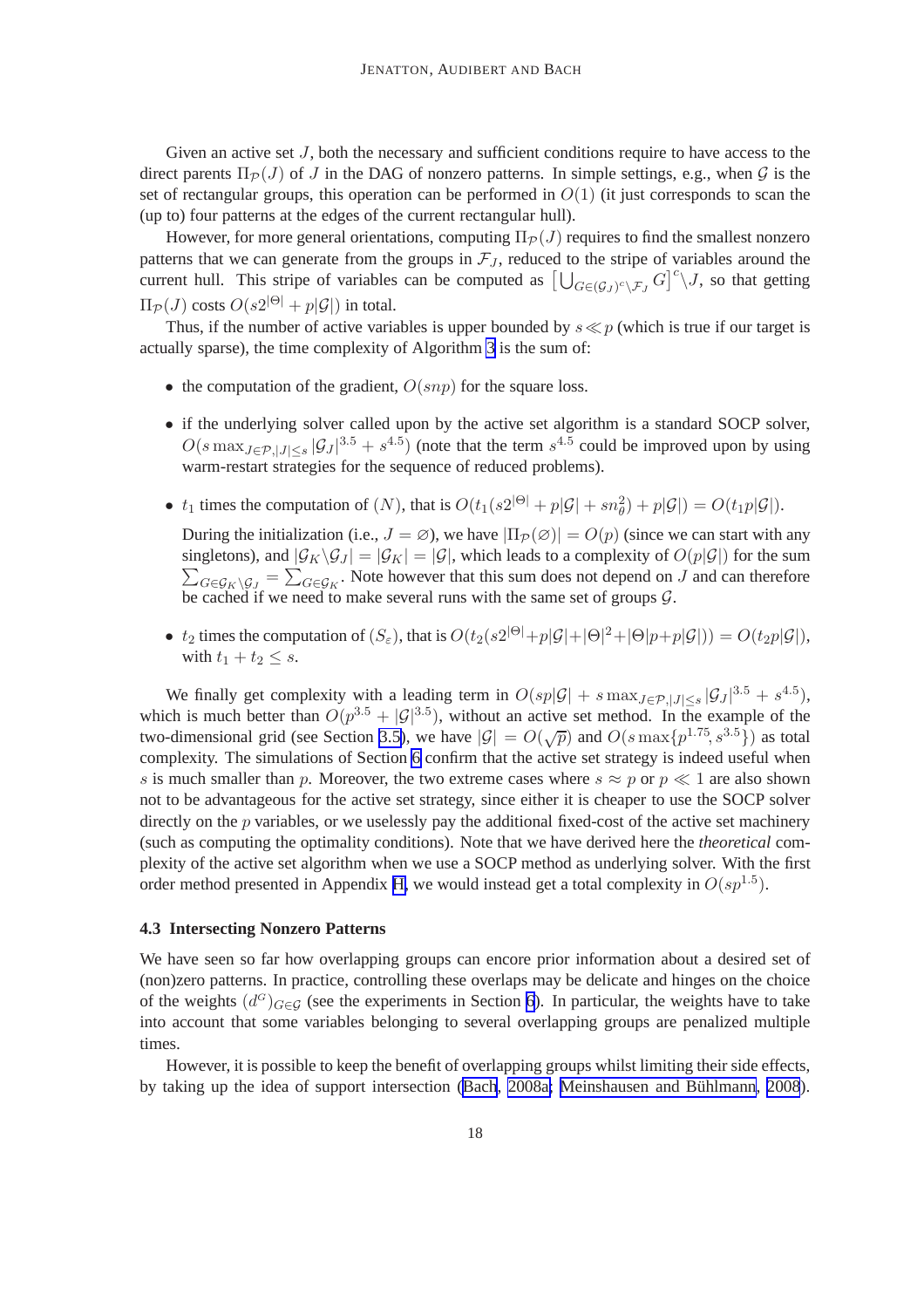Given an active set $J$, both the necessary and sufficient conditions require to have access to the direct parents $\Pi_{\mathcal{P}}(J)$ of $J$ in the DAG of nonzero patterns. In simple settings, e.g., when $\mathcal{G}$ is the set of rectangular groups, this operation can be performed in $O(1)$ (it just corresponds to scan the (up to) four patterns at the edges of the current rectangular hull).

However, for more general orientations, computing $\Pi_{\mathcal{P}}(J)$ requires to find the smallest nonzero patterns that we can generate from the groups in $\mathcal{F}_J$, reduced to the stripe of variables around the current hull. This stripe of variables can be computed as $\left[\bigcup_{G \in (\mathcal{G}_J)^c \setminus \mathcal{F}_J} G\right]^c \setminus J$, so that getting $\Pi_{\mathcal{P}}(J)$ costs $O(s2^{|\Theta|} + p|\mathcal{G}|)$ in total.

Thus, if the number of active variables is upper bounded by $s \ll p$ (which is true if our target is actually sparse), the time complexity of Algorithm 3 is the sum of:

- the computation of the gradient, $O(snp)$ for the square loss.
- if the underlying solver called upon by the active set algorithm is a standard SOCP solver, $O(s \max_{J \in \mathcal{P}, |J| \leq s} |\mathcal{G}_J|^{3.5} + s^{4.5})$ (note that the term $s^{4.5}$ could be improved upon by using warm-restart strategies for the sequence of reduced problems).
- $t_1$ times the computation of $(N)$, that is $O(t_1(s2^{|\Theta|} + p|\mathcal{G}| + sn_\theta^2) + p|\mathcal{G}|) = O(t_1 p|\mathcal{G}|)$.

  During the initialization (i.e., $J = \varnothing$), we have $|\Pi_{\mathcal{P}}(\varnothing)| = O(p)$ (since we can start with any singletons), and $|\mathcal{G}_K \setminus \mathcal{G}_J| = |\mathcal{G}_K| = |\mathcal{G}|$, which leads to a complexity of $O(p|\mathcal{G}|)$ for the sum $\sum_{G \in \mathcal{G}_K \setminus \mathcal{G}_J} = \sum_{G \in \mathcal{G}_K}$. Note however that this sum does not depend on $J$ and can therefore be cached if we need to make several runs with the same set of groups $\mathcal{G}$.

- $t_2$ times the computation of $(S_\varepsilon)$, that is $O(t_2(s2^{|\Theta|} + p|\mathcal{G}| + |\Theta|^2 + |\Theta|p + p|\mathcal{G}|)) = O(t_2 p|\mathcal{G}|)$, with $t_1 + t_2 \leq s$.

We finally get complexity with a leading term in $O(sp|\mathcal{G}| + s\max_{J \in \mathcal{P}, |J| \leq s} |\mathcal{G}_J|^{3.5} + s^{4.5})$, which is much better than $O(p^{3.5} + |\mathcal{G}|^{3.5})$, without an active set method. In the example of the two-dimensional grid (see Section 3.5), we have $|\mathcal{G}| = O(\sqrt{p})$ and $O(s\max\{p^{1.75}, s^{3.5}\})$ as total complexity. The simulations of Section 6 confirm that the active set strategy is indeed useful when $s$ is much smaller than $p$. Moreover, the two extreme cases where $s \approx p$ or $p \ll 1$ are also shown not to be advantageous for the active set strategy, since either it is cheaper to use the SOCP solver directly on the $p$ variables, or we uselessly pay the additional fixed-cost of the active set machinery (such as computing the optimality conditions). Note that we have derived here the *theoretical* complexity of the active set algorithm when we use a SOCP method as underlying solver. With the first order method presented in Appendix H, we would instead get a total complexity in $O(sp^{1.5})$.

### 4.3 Intersecting Nonzero Patterns

We have seen so far how overlapping groups can encore prior information about a desired set of (non)zero patterns. In practice, controlling these overlaps may be delicate and hinges on the choice of the weights $(d^G)_{G \in \mathcal{G}}$ (see the experiments in Section 6). In particular, the weights have to take into account that some variables belonging to several overlapping groups are penalized multiple times.

However, it is possible to keep the benefit of overlapping groups whilst limiting their side effects, by taking up the idea of support intersection (Bach, 2008a; Meinshausen and Bühlmann, 2008).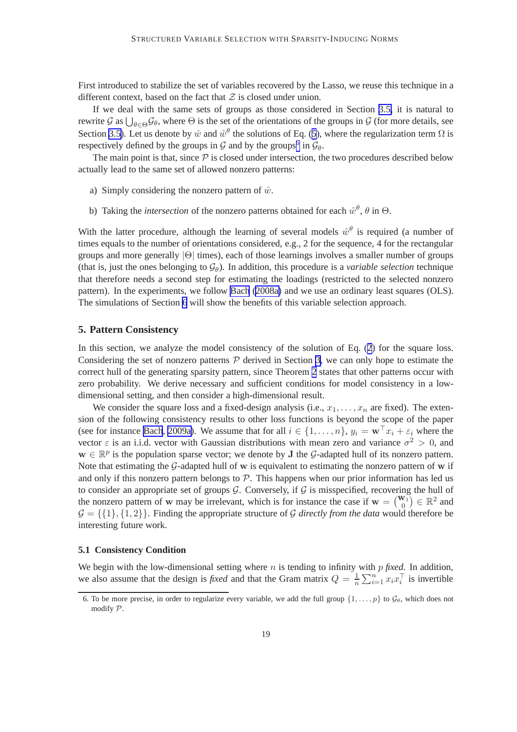First introduced to stabilize the set of variables recovered by the Lasso, we reuse this technique in a different context, based on the fact that $\mathcal{Z}$ is closed under union.

If we deal with the same sets of groups as those considered in Section 3.5, it is natural to rewrite $\mathcal{G}$ as $\bigcup_{\theta \in \Theta} \mathcal{G}_\theta$, where $\Theta$ is the set of the orientations of the groups in $\mathcal{G}$ (for more details, see Section 3.5). Let us denote by $\hat{w}$ and $\hat{w}^\theta$ the solutions of Eq. (5), where the regularization term $\Omega$ is respectively defined by the groups in $\mathcal{G}$ and by the groups[6] in $\mathcal{G}_\theta$.

The main point is that, since $\mathcal{P}$ is closed under intersection, the two procedures described below actually lead to the same set of allowed nonzero patterns:

a) Simply considering the nonzero pattern of $\hat{w}$.

b) Taking the *intersection* of the nonzero patterns obtained for each $\hat{w}^\theta$, $\theta$ in $\Theta$.

With the latter procedure, although the learning of several models $\hat{w}^\theta$ is required (a number of times equals to the number of orientations considered, e.g., 2 for the sequence, 4 for the rectangular groups and more generally $|\Theta|$ times), each of those learnings involves a smaller number of groups (that is, just the ones belonging to $\mathcal{G}_\theta$). In addition, this procedure is a *variable selection* technique that therefore needs a second step for estimating the loadings (restricted to the selected nonzero pattern). In the experiments, we follow Bach (2008a) and we use an ordinary least squares (OLS). The simulations of Section 6 will show the benefits of this variable selection approach.

## 5. Pattern Consistency

In this section, we analyze the model consistency of the solution of Eq. (2) for the square loss. Considering the set of nonzero patterns $\mathcal{P}$ derived in Section 3, we can only hope to estimate the correct hull of the generating sparsity pattern, since Theorem 2 states that other patterns occur with zero probability. We derive necessary and sufficient conditions for model consistency in a low-dimensional setting, and then consider a high-dimensional result.

We consider the square loss and a fixed-design analysis (i.e., $x_1, \ldots, x_n$ are fixed). The extension of the following consistency results to other loss functions is beyond the scope of the paper (see for instance Bach, 2009a). We assume that for all $i \in \{1, \ldots, n\}$, $y_i = \mathbf{w}^\top x_i + \varepsilon_i$ where the vector $\varepsilon$ is an i.i.d. vector with Gaussian distributions with mean zero and variance $\sigma^2 > 0$, and $\mathbf{w} \in \mathbb{R}^p$ is the population sparse vector; we denote by $\mathbf{J}$ the $\mathcal{G}$-adapted hull of its nonzero pattern. Note that estimating the $\mathcal{G}$-adapted hull of $\mathbf{w}$ is equivalent to estimating the nonzero pattern of $\mathbf{w}$ if and only if this nonzero pattern belongs to $\mathcal{P}$. This happens when our prior information has led us to consider an appropriate set of groups $\mathcal{G}$. Conversely, if $\mathcal{G}$ is misspecified, recovering the hull of the nonzero pattern of $\mathbf{w}$ may be irrelevant, which is for instance the case if $\mathbf{w} = \binom{\mathbf{w}_1}{0} \in \mathbb{R}^2$ and $\mathcal{G} = \{\{1\}, \{1, 2\}\}$. Finding the appropriate structure of $\mathcal{G}$ *directly from the data* would therefore be interesting future work.

### 5.1 Consistency Condition

We begin with the low-dimensional setting where $n$ is tending to infinity with $p$ *fixed*. In addition, we also assume that the design is *fixed* and that the Gram matrix $Q = \frac{1}{n} \sum_{i=1}^n x_i x_i^\top$ is invertible

6. To be more precise, in order to regularize every variable, we add the full group $\{1, \ldots, p\}$ to $\mathcal{G}_\theta$, which does not modify $\mathcal{P}$.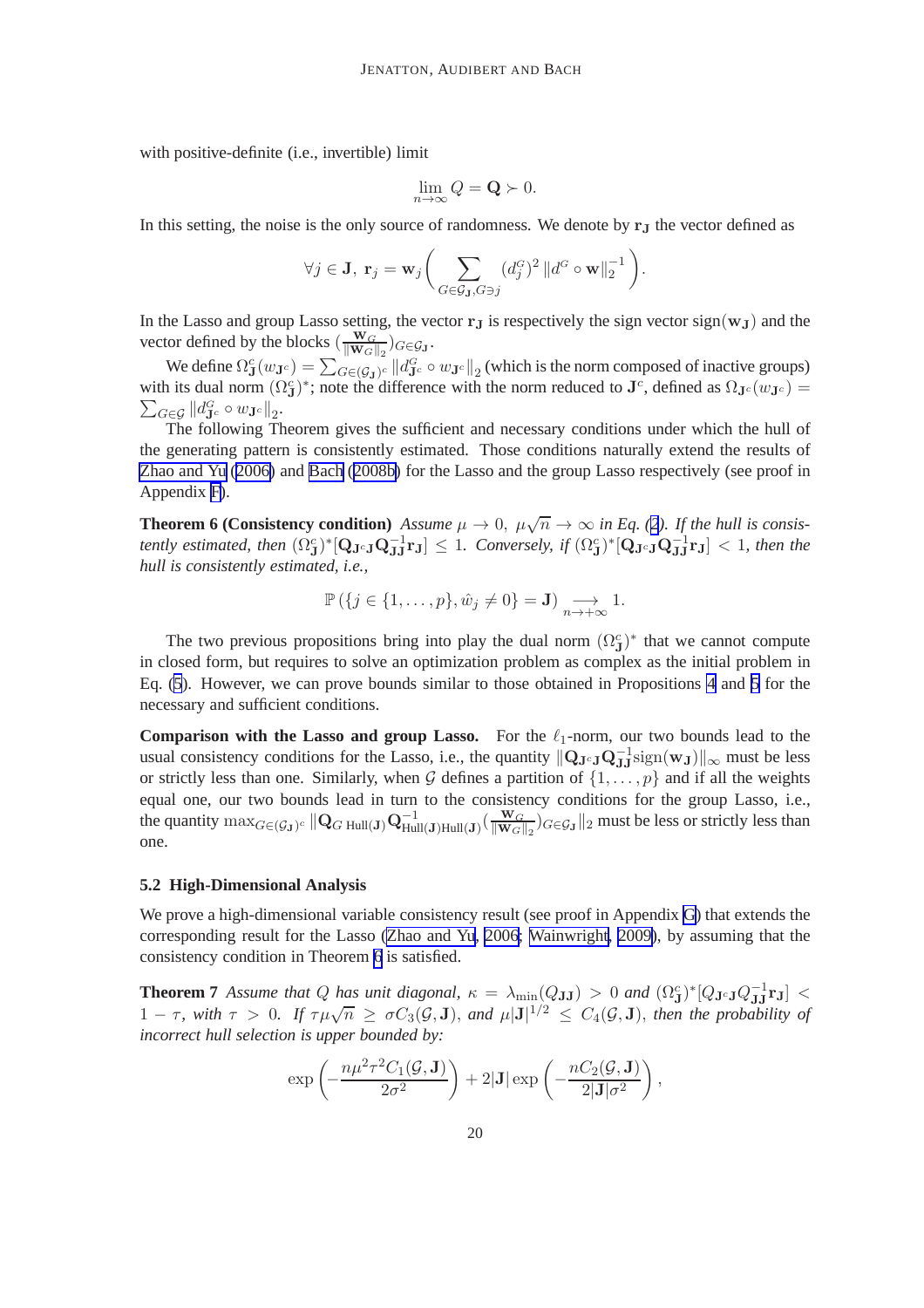with positive-definite (i.e., invertible) limit

$$\lim_{n\to\infty} Q = \mathbf{Q} \succ 0.$$

In this setting, the noise is the only source of randomness. We denote by $\mathbf{r_J}$ the vector defined as

$$\forall j \in \mathbf{J},\ \mathbf{r}_j = \mathbf{w}_j \left( \sum_{G\in\mathcal{G}_\mathbf{J}, G\ni j} (d_j^G)^2 \, \|d^G \circ \mathbf{w}\|_2^{-1} \right).$$

In the Lasso and group Lasso setting, the vector $\mathbf{r_J}$ is respectively the sign vector $\mathrm{sign}(\mathbf{w_J})$ and the vector defined by the blocks $(\frac{\mathbf{w}_G}{\|\mathbf{w}_G\|_2})_{G\in\mathcal{G}_\mathbf{J}}$.

We define $\Omega_\mathbf{J}^c(w_{\mathbf{J}^c}) = \sum_{G\in(\mathcal{G}_\mathbf{J})^c} \|d_{\mathbf{J}^c}^G \circ w_{\mathbf{J}^c}\|_2$ (which is the norm composed of inactive groups) with its dual norm $(\Omega_\mathbf{J}^c)^*$; note the difference with the norm reduced to $\mathbf{J}^c$, defined as $\Omega_{\mathbf{J}^c}(w_{\mathbf{J}^c}) = \sum_{G\in\mathcal{G}} \|d_{\mathbf{J}^c}^G \circ w_{\mathbf{J}^c}\|_2$.

The following Theorem gives the sufficient and necessary conditions under which the hull of the generating pattern is consistently estimated. Those conditions naturally extend the results of Zhao and Yu (2006) and Bach (2008b) for the Lasso and the group Lasso respectively (see proof in Appendix F).

**Theorem 6 (Consistency condition)** *Assume $\mu \to 0$, $\mu\sqrt{n} \to \infty$ in Eq. (2). If the hull is consistently estimated, then $(\Omega_\mathbf{J}^c)^*[\mathbf{Q}_{\mathbf{J}^c\mathbf{J}}\mathbf{Q}_{\mathbf{JJ}}^{-1}\mathbf{r_J}] \leq 1$. Conversely, if $(\Omega_\mathbf{J}^c)^*[\mathbf{Q}_{\mathbf{J}^c\mathbf{J}}\mathbf{Q}_{\mathbf{JJ}}^{-1}\mathbf{r_J}] < 1$, then the hull is consistently estimated, i.e.,*

$$\mathbb{P}\left(\{j \in \{1,\ldots,p\}, \hat{w}_j \neq 0\} = \mathbf{J}\right) \underset{n\to+\infty}{\longrightarrow} 1.$$

The two previous propositions bring into play the dual norm $(\Omega_\mathbf{J}^c)^*$ that we cannot compute in closed form, but requires to solve an optimization problem as complex as the initial problem in Eq. (5). However, we can prove bounds similar to those obtained in Propositions 4 and 5 for the necessary and sufficient conditions.

**Comparison with the Lasso and group Lasso.** For the $\ell_1$-norm, our two bounds lead to the usual consistency conditions for the Lasso, i.e., the quantity $\|\mathbf{Q}_{\mathbf{J}^c\mathbf{J}}\mathbf{Q}_{\mathbf{JJ}}^{-1}\mathrm{sign}(\mathbf{w_J})\|_\infty$ must be less or strictly less than one. Similarly, when $\mathcal{G}$ defines a partition of $\{1,\ldots,p\}$ and if all the weights equal one, our two bounds lead in turn to the consistency conditions for the group Lasso, i.e., the quantity $\max_{G\in(\mathcal{G}_\mathbf{J})^c} \|\mathbf{Q}_{G\,\mathrm{Hull}(\mathbf{J})}\mathbf{Q}_{\mathrm{Hull}(\mathbf{J})\mathrm{Hull}(\mathbf{J})}^{-1}(\frac{\mathbf{w}_G}{\|\mathbf{w}_G\|_2})_{G\in\mathcal{G}_\mathbf{J}}\|_2$ must be less or strictly less than one.

### 5.2 High-Dimensional Analysis

We prove a high-dimensional variable consistency result (see proof in Appendix G) that extends the corresponding result for the Lasso (Zhao and Yu, 2006; Wainwright, 2009), by assuming that the consistency condition in Theorem 6 is satisfied.

**Theorem 7** *Assume that $Q$ has unit diagonal, $\kappa = \lambda_{\min}(Q_{\mathbf{JJ}}) > 0$ and $(\Omega_\mathbf{J}^c)^*[Q_{\mathbf{J}^c\mathbf{J}}Q_{\mathbf{JJ}}^{-1}\mathbf{r_J}] < 1 - \tau$, with $\tau > 0$. If $\tau\mu\sqrt{n} \geq \sigma C_3(\mathcal{G},\mathbf{J})$, and $\mu|\mathbf{J}|^{1/2} \leq C_4(\mathcal{G},\mathbf{J})$, then the probability of incorrect hull selection is upper bounded by:*

$$\exp\left(-\frac{n\mu^2\tau^2 C_1(\mathcal{G},\mathbf{J})}{2\sigma^2}\right) + 2|\mathbf{J}| \exp\left(-\frac{nC_2(\mathcal{G},\mathbf{J})}{2|\mathbf{J}|\sigma^2}\right),$$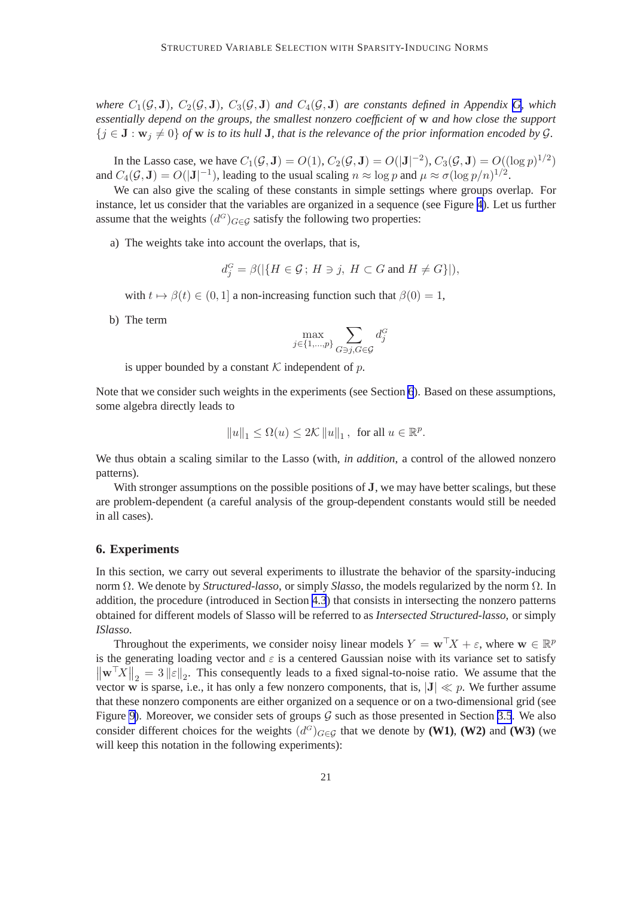*where $C_1(\mathcal{G}, \mathbf{J})$, $C_2(\mathcal{G}, \mathbf{J})$, $C_3(\mathcal{G}, \mathbf{J})$ and $C_4(\mathcal{G}, \mathbf{J})$ are constants defined in Appendix G, which essentially depend on the groups, the smallest nonzero coefficient of* $\mathbf{w}$ *and how close the support* $\{j \in \mathbf{J} : \mathbf{w}_j \neq 0\}$ *of* $\mathbf{w}$ *is to its hull* $\mathbf{J}$*, that is the relevance of the prior information encoded by* $\mathcal{G}$*.*

In the Lasso case, we have $C_1(\mathcal{G}, \mathbf{J}) = O(1)$, $C_2(\mathcal{G}, \mathbf{J}) = O(|\mathbf{J}|^{-2})$, $C_3(\mathcal{G}, \mathbf{J}) = O((\log p)^{1/2})$ and $C_4(\mathcal{G}, \mathbf{J}) = O(|\mathbf{J}|^{-1})$, leading to the usual scaling $n \approx \log p$ and $\mu \approx \sigma(\log p/n)^{1/2}$.

We can also give the scaling of these constants in simple settings where groups overlap. For instance, let us consider that the variables are organized in a sequence (see Figure 4). Let us further assume that the weights $(d^G)_{G \in \mathcal{G}}$ satisfy the following two properties:

a) The weights take into account the overlaps, that is,

$$d_j^G = \beta(|\{H \in \mathcal{G}\,;\, H \ni j,\ H \subset G \text{ and } H \neq G\}|),$$

with $t \mapsto \beta(t) \in (0, 1]$ a non-increasing function such that $\beta(0) = 1$,

b) The term

$$\max_{j \in \{1,\ldots,p\}} \sum_{G \ni j, G \in \mathcal{G}} d_j^G$$

is upper bounded by a constant $\mathcal{K}$ independent of $p$.

Note that we consider such weights in the experiments (see Section 6). Based on these assumptions, some algebra directly leads to

$$\|u\|_1 \leq \Omega(u) \leq 2\mathcal{K}\,\|u\|_1\,, \text{ for all } u \in \mathbb{R}^p.$$

We thus obtain a scaling similar to the Lasso (with, *in addition*, a control of the allowed nonzero patterns).

With stronger assumptions on the possible positions of $\mathbf{J}$, we may have better scalings, but these are problem-dependent (a careful analysis of the group-dependent constants would still be needed in all cases).

## 6. Experiments

In this section, we carry out several experiments to illustrate the behavior of the sparsity-inducing norm $\Omega$. We denote by *Structured-lasso*, or simply *Slasso*, the models regularized by the norm $\Omega$. In addition, the procedure (introduced in Section 4.3) that consists in intersecting the nonzero patterns obtained for different models of Slasso will be referred to as *Intersected Structured-lasso*, or simply *ISlasso*.

Throughout the experiments, we consider noisy linear models $Y = \mathbf{w}^\top X + \varepsilon$, where $\mathbf{w} \in \mathbb{R}^p$ is the generating loading vector and $\varepsilon$ is a centered Gaussian noise with its variance set to satisfy $\|\mathbf{w}^\top X\|_2 = 3\,\|\varepsilon\|_2$. This consequently leads to a fixed signal-to-noise ratio. We assume that the vector $\mathbf{w}$ is sparse, i.e., it has only a few nonzero components, that is, $|\mathbf{J}| \ll p$. We further assume that these nonzero components are either organized on a sequence or on a two-dimensional grid (see Figure 9). Moreover, we consider sets of groups $\mathcal{G}$ such as those presented in Section 3.5. We also consider different choices for the weights $(d^G)_{G \in \mathcal{G}}$ that we denote by **(W1)**, **(W2)** and **(W3)** (we will keep this notation in the following experiments):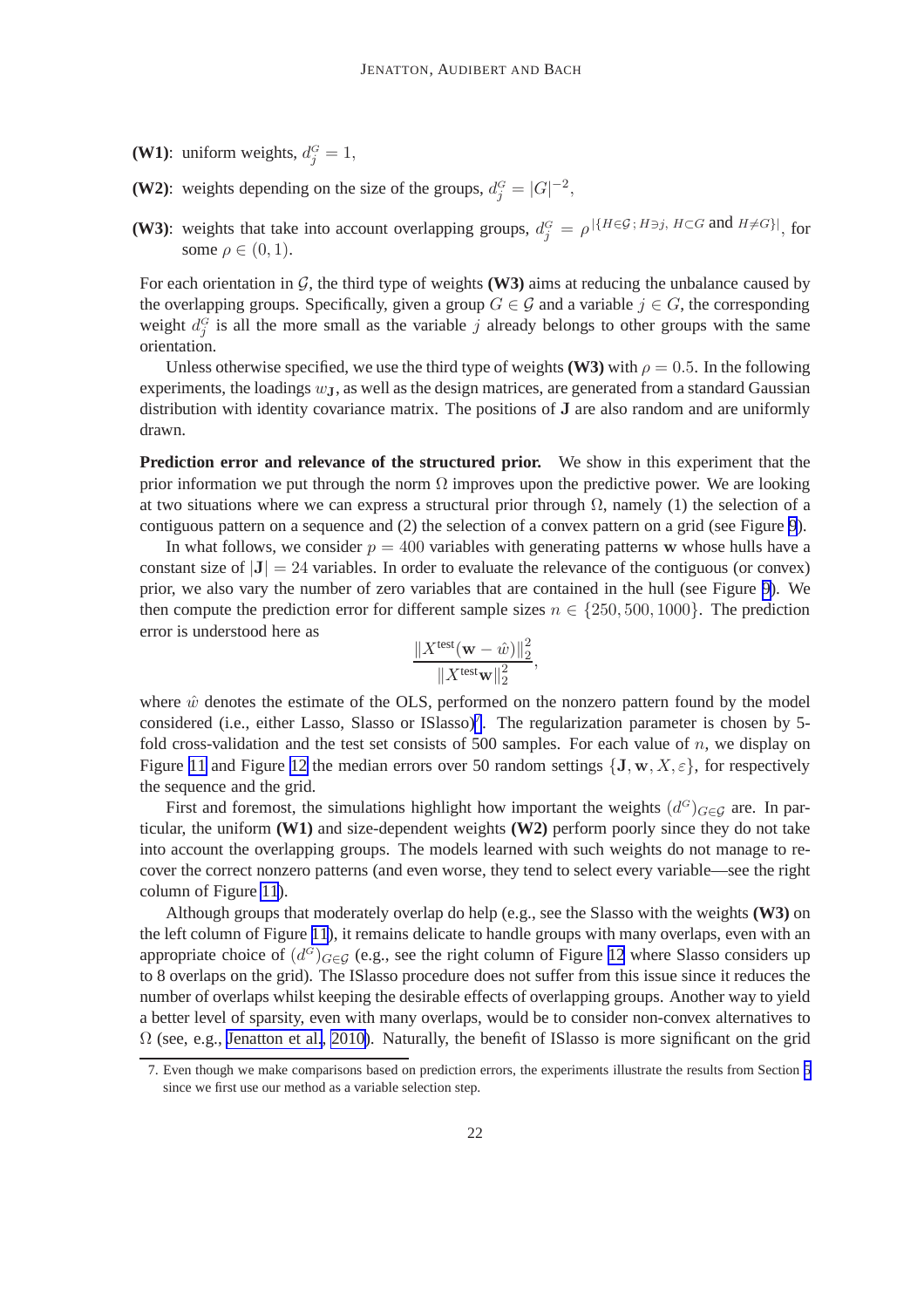- **(W1)**: uniform weights, $d^G_j = 1$,
- **(W2)**: weights depending on the size of the groups, $d^G_j = |G|^{-2}$,
- **(W3)**: weights that take into account overlapping groups, $d^G_j = \rho^{|\{H \in \mathcal{G}\,;\, H \ni j,\ H \subset G \text{ and } H \neq G\}|}$, for some $\rho \in (0,1)$.

For each orientation in $\mathcal{G}$, the third type of weights **(W3)** aims at reducing the unbalance caused by the overlapping groups. Specifically, given a group $G \in \mathcal{G}$ and a variable $j \in G$, the corresponding weight $d^G_j$ is all the more small as the variable $j$ already belongs to other groups with the same orientation.

Unless otherwise specified, we use the third type of weights **(W3)** with $\rho = 0.5$. In the following experiments, the loadings $w_{\mathbf{J}}$, as well as the design matrices, are generated from a standard Gaussian distribution with identity covariance matrix. The positions of $\mathbf{J}$ are also random and are uniformly drawn.

**Prediction error and relevance of the structured prior.** We show in this experiment that the prior information we put through the norm $\Omega$ improves upon the predictive power. We are looking at two situations where we can express a structural prior through $\Omega$, namely (1) the selection of a contiguous pattern on a sequence and (2) the selection of a convex pattern on a grid (see Figure 9).

In what follows, we consider $p = 400$ variables with generating patterns $\mathbf{w}$ whose hulls have a constant size of $|\mathbf{J}| = 24$ variables. In order to evaluate the relevance of the contiguous (or convex) prior, we also vary the number of zero variables that are contained in the hull (see Figure 9). We then compute the prediction error for different sample sizes $n \in \{250, 500, 1000\}$. The prediction error is understood here as

$$\frac{\|X^{\text{test}}(\mathbf{w} - \hat{w})\|_2^2}{\|X^{\text{test}}\mathbf{w}\|_2^2},$$

where $\hat{w}$ denotes the estimate of the OLS, performed on the nonzero pattern found by the model considered (i.e., either Lasso, Slasso or ISlasso)[7]. The regularization parameter is chosen by 5-fold cross-validation and the test set consists of 500 samples. For each value of $n$, we display on Figure 11 and Figure 12 the median errors over 50 random settings $\{\mathbf{J}, \mathbf{w}, X, \varepsilon\}$, for respectively the sequence and the grid.

First and foremost, the simulations highlight how important the weights $(d^G)_{G \in \mathcal{G}}$ are. In particular, the uniform **(W1)** and size-dependent weights **(W2)** perform poorly since they do not take into account the overlapping groups. The models learned with such weights do not manage to recover the correct nonzero patterns (and even worse, they tend to select every variable—see the right column of Figure 11).

Although groups that moderately overlap do help (e.g., see the Slasso with the weights **(W3)** on the left column of Figure 11), it remains delicate to handle groups with many overlaps, even with an appropriate choice of $(d^G)_{G \in \mathcal{G}}$ (e.g., see the right column of Figure 12 where Slasso considers up to 8 overlaps on the grid). The ISlasso procedure does not suffer from this issue since it reduces the number of overlaps whilst keeping the desirable effects of overlapping groups. Another way to yield a better level of sparsity, even with many overlaps, would be to consider non-convex alternatives to $\Omega$ (see, e.g., Jenatton et al., 2010). Naturally, the benefit of ISlasso is more significant on the grid

7. Even though we make comparisons based on prediction errors, the experiments illustrate the results from Section 5 since we first use our method as a variable selection step.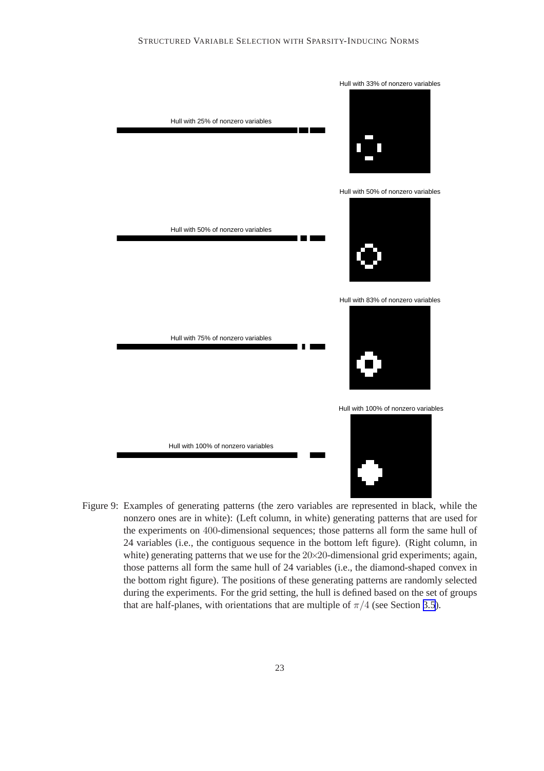Hull with 25% of nonzero variables

Hull with 33% of nonzero variables

Hull with 50% of nonzero variables

Hull with 50% of nonzero variables

Hull with 75% of nonzero variables

Hull with 83% of nonzero variables

Hull with 100% of nonzero variables

Hull with 100% of nonzero variables

Figure 9: Examples of generating patterns (the zero variables are represented in black, while the nonzero ones are in white): (Left column, in white) generating patterns that are used for the experiments on $400$-dimensional sequences; those patterns all form the same hull of 24 variables (i.e., the contiguous sequence in the bottom left figure). (Right column, in white) generating patterns that we use for the $20 \times 20$-dimensional grid experiments; again, those patterns all form the same hull of 24 variables (i.e., the diamond-shaped convex in the bottom right figure). The positions of these generating patterns are randomly selected during the experiments. For the grid setting, the hull is defined based on the set of groups that are half-planes, with orientations that are multiple of $\pi/4$ (see Section 3.5).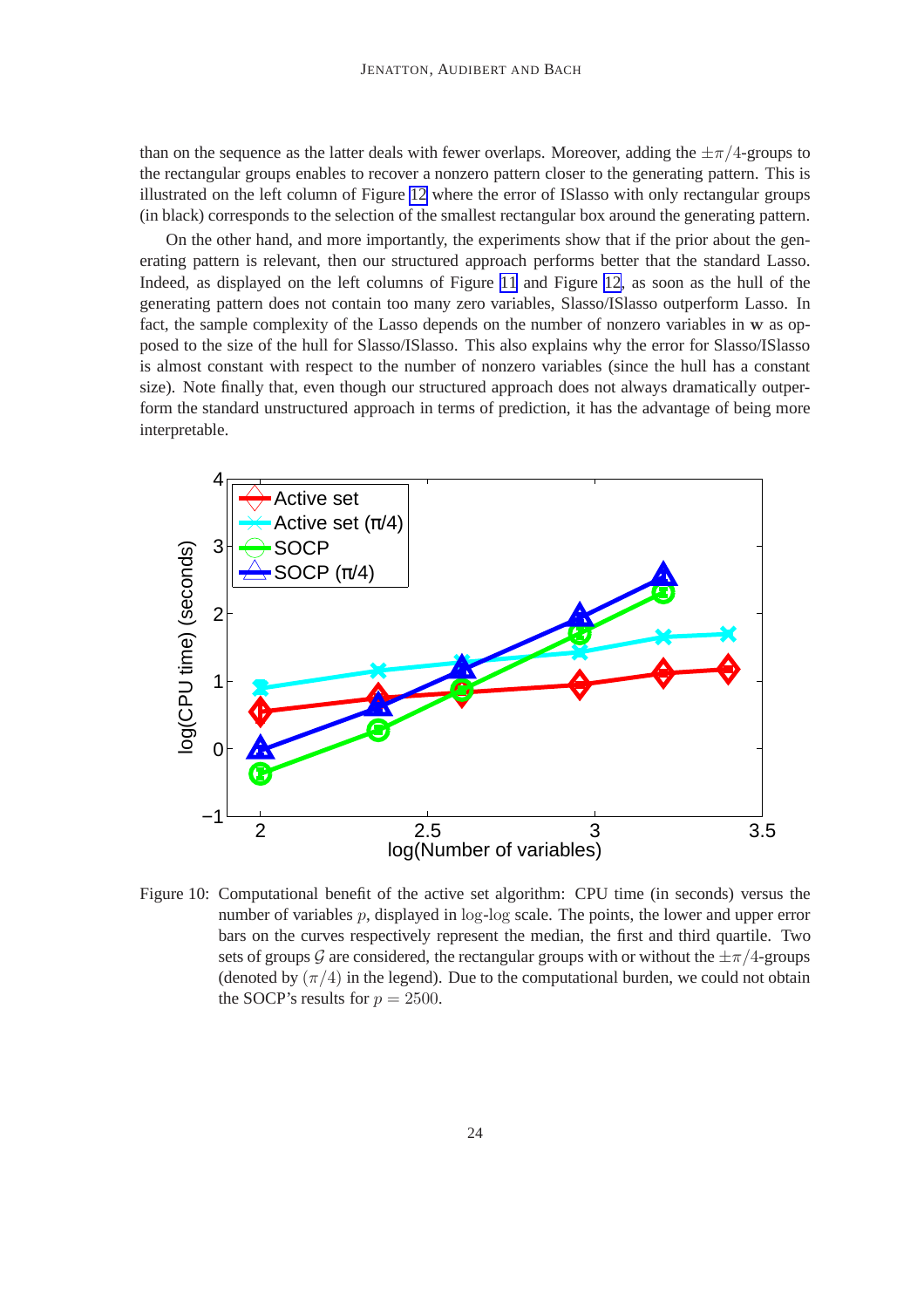than on the sequence as the latter deals with fewer overlaps. Moreover, adding the $\pm\pi/4$-groups to the rectangular groups enables to recover a nonzero pattern closer to the generating pattern. This is illustrated on the left column of Figure 12 where the error of ISlasso with only rectangular groups (in black) corresponds to the selection of the smallest rectangular box around the generating pattern.

On the other hand, and more importantly, the experiments show that if the prior about the generating pattern is relevant, then our structured approach performs better that the standard Lasso. Indeed, as displayed on the left columns of Figure 11 and Figure 12, as soon as the hull of the generating pattern does not contain too many zero variables, Slasso/ISlasso outperform Lasso. In fact, the sample complexity of the Lasso depends on the number of nonzero variables in $\mathbf{w}$ as opposed to the size of the hull for Slasso/ISlasso. This also explains why the error for Slasso/ISlasso is almost constant with respect to the number of nonzero variables (since the hull has a constant size). Note finally that, even though our structured approach does not always dramatically outperform the standard unstructured approach in terms of prediction, it has the advantage of being more interpretable.

Figure 10: Computational benefit of the active set algorithm: CPU time (in seconds) versus the number of variables $p$, displayed in log-log scale. The points, the lower and upper error bars on the curves respectively represent the median, the first and third quartile. Two sets of groups $\mathcal{G}$ are considered, the rectangular groups with or without the $\pm\pi/4$-groups (denoted by $(\pi/4)$ in the legend). Due to the computational burden, we could not obtain the SOCP's results for $p = 2500$.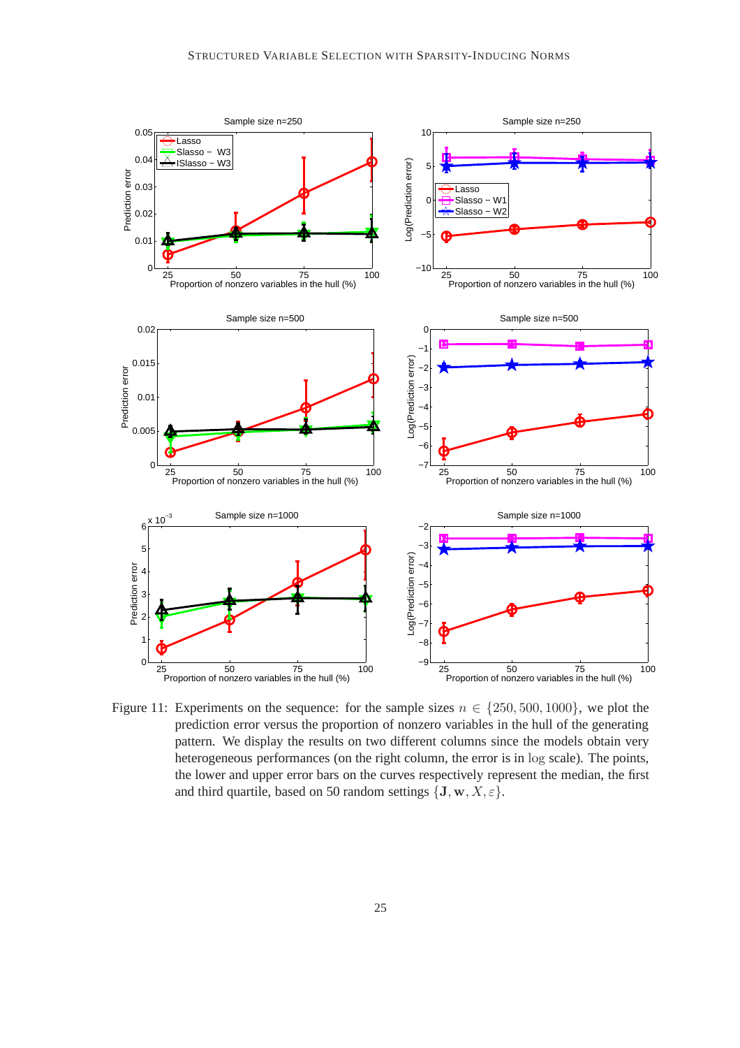Figure 11: Experiments on the sequence: for the sample sizes $n \in \{250, 500, 1000\}$, we plot the prediction error versus the proportion of nonzero variables in the hull of the generating pattern. We display the results on two different columns since the models obtain very heterogeneous performances (on the right column, the error is in $\log$ scale). The points, the lower and upper error bars on the curves respectively represent the median, the first and third quartile, based on 50 random settings $\{\mathbf{J}, \mathbf{w}, X, \varepsilon\}$.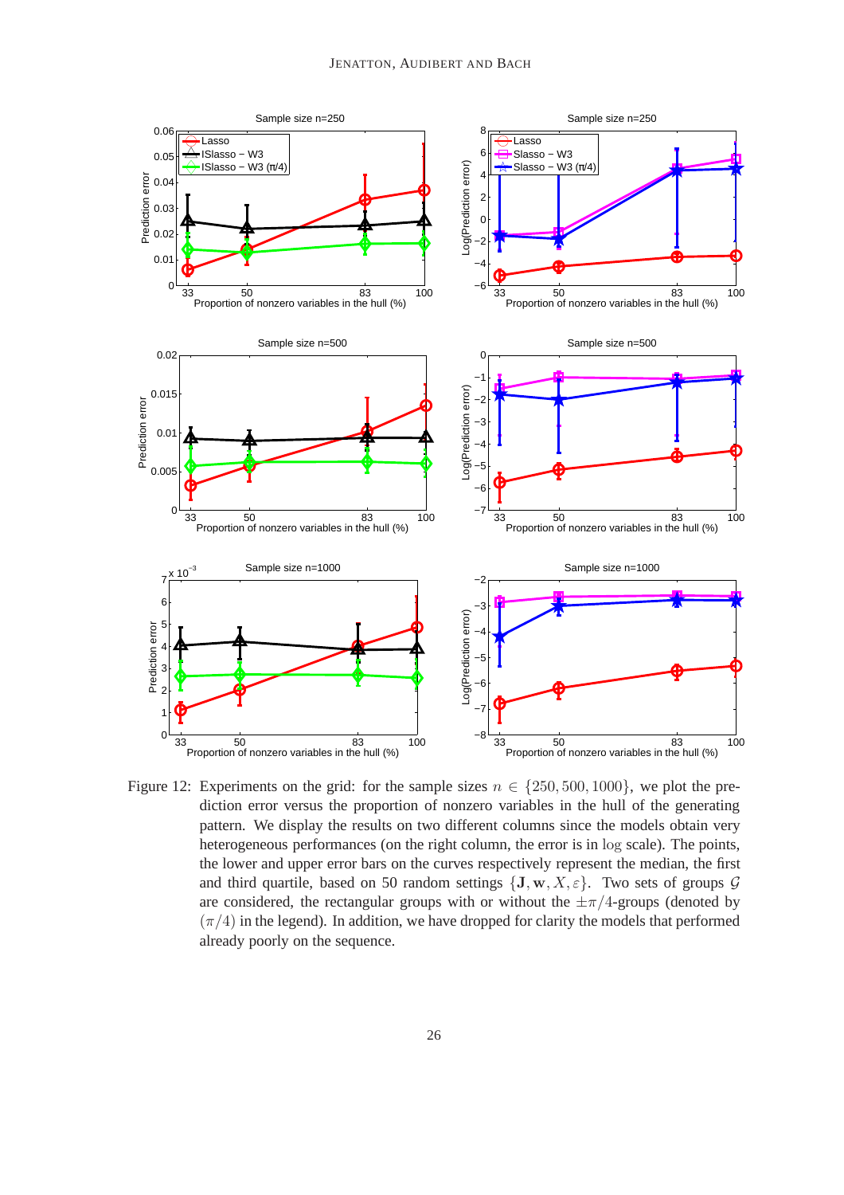Figure 12: Experiments on the grid: for the sample sizes $n \in \{250, 500, 1000\}$, we plot the prediction error versus the proportion of nonzero variables in the hull of the generating pattern. We display the results on two different columns since the models obtain very heterogeneous performances (on the right column, the error is in $\log$ scale). The points, the lower and upper error bars on the curves respectively represent the median, the first and third quartile, based on 50 random settings $\{\mathbf{J}, \mathbf{w}, X, \varepsilon\}$. Two sets of groups $\mathcal{G}$ are considered, the rectangular groups with or without the $\pm\pi/4$-groups (denoted by $(\pi/4)$ in the legend). In addition, we have dropped for clarity the models that performed already poorly on the sequence.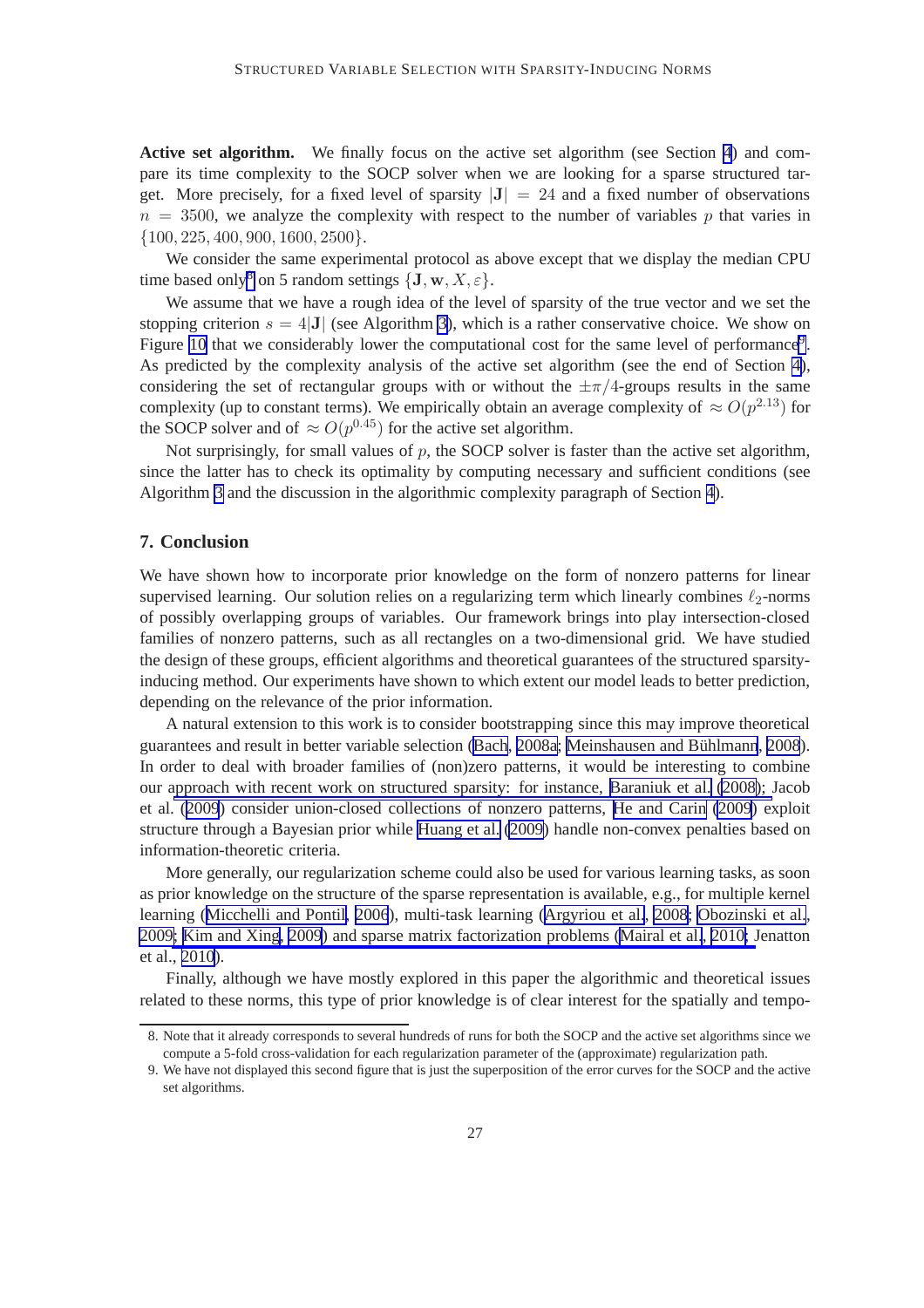**Active set algorithm.** We finally focus on the active set algorithm (see Section 4) and compare its time complexity to the SOCP solver when we are looking for a sparse structured target. More precisely, for a fixed level of sparsity $|\mathbf{J}| = 24$ and a fixed number of observations $n = 3500$, we analyze the complexity with respect to the number of variables $p$ that varies in $\{100, 225, 400, 900, 1600, 2500\}$.

We consider the same experimental protocol as above except that we display the median CPU time based only[8] on 5 random settings $\{\mathbf{J}, \mathbf{w}, X, \varepsilon\}$.

We assume that we have a rough idea of the level of sparsity of the true vector and we set the stopping criterion $s = 4|\mathbf{J}|$ (see Algorithm 3), which is a rather conservative choice. We show on Figure 10 that we considerably lower the computational cost for the same level of performance[9]. As predicted by the complexity analysis of the active set algorithm (see the end of Section 4), considering the set of rectangular groups with or without the $\pm\pi/4$-groups results in the same complexity (up to constant terms). We empirically obtain an average complexity of $\approx O(p^{2.13})$ for the SOCP solver and of $\approx O(p^{0.45})$ for the active set algorithm.

Not surprisingly, for small values of $p$, the SOCP solver is faster than the active set algorithm, since the latter has to check its optimality by computing necessary and sufficient conditions (see Algorithm 3 and the discussion in the algorithmic complexity paragraph of Section 4).

## 7. Conclusion

We have shown how to incorporate prior knowledge on the form of nonzero patterns for linear supervised learning. Our solution relies on a regularizing term which linearly combines $\ell_2$-norms of possibly overlapping groups of variables. Our framework brings into play intersection-closed families of nonzero patterns, such as all rectangles on a two-dimensional grid. We have studied the design of these groups, efficient algorithms and theoretical guarantees of the structured sparsity-inducing method. Our experiments have shown to which extent our model leads to better prediction, depending on the relevance of the prior information.

A natural extension to this work is to consider bootstrapping since this may improve theoretical guarantees and result in better variable selection (Bach, 2008a; Meinshausen and Bühlmann, 2008). In order to deal with broader families of (non)zero patterns, it would be interesting to combine our approach with recent work on structured sparsity: for instance, Baraniuk et al. (2008); Jacob et al. (2009) consider union-closed collections of nonzero patterns, He and Carin (2009) exploit structure through a Bayesian prior while Huang et al. (2009) handle non-convex penalties based on information-theoretic criteria.

More generally, our regularization scheme could also be used for various learning tasks, as soon as prior knowledge on the structure of the sparse representation is available, e.g., for multiple kernel learning (Micchelli and Pontil, 2006), multi-task learning (Argyriou et al., 2008; Obozinski et al., 2009; Kim and Xing, 2009) and sparse matrix factorization problems (Mairal et al., 2010; Jenatton et al., 2010).

Finally, although we have mostly explored in this paper the algorithmic and theoretical issues related to these norms, this type of prior knowledge is of clear interest for the spatially and tempo-

8. Note that it already corresponds to several hundreds of runs for both the SOCP and the active set algorithms since we compute a 5-fold cross-validation for each regularization parameter of the (approximate) regularization path.

9. We have not displayed this second figure that is just the superposition of the error curves for the SOCP and the active set algorithms.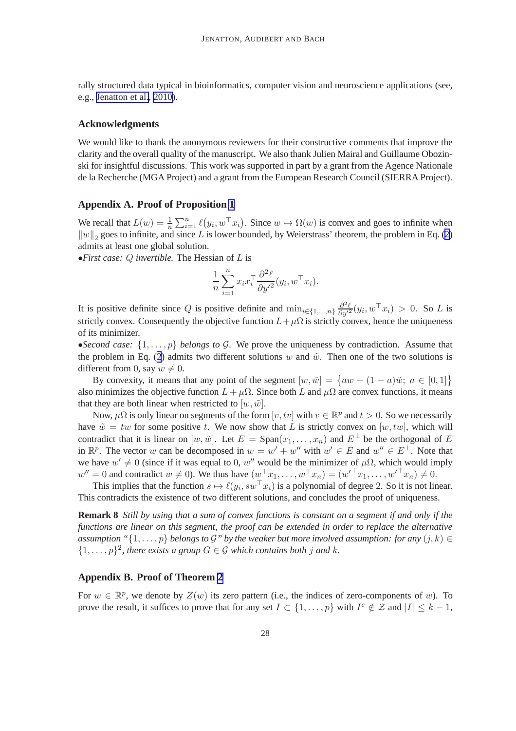rally structured data typical in bioinformatics, computer vision and neuroscience applications (see, e.g., Jenatton et al., 2010).

### Acknowledgments

We would like to thank the anonymous reviewers for their constructive comments that improve the clarity and the overall quality of the manuscript. We also thank Julien Mairal and Guillaume Obozinski for insightful discussions. This work was supported in part by a grant from the Agence Nationale de la Recherche (MGA Project) and a grant from the European Research Council (SIERRA Project).

## Appendix A. Proof of Proposition 1

We recall that $L(w) = \frac{1}{n}\sum_{i=1}^{n} \ell\big(y_i, w^\top x_i\big)$. Since $w \mapsto \Omega(w)$ is convex and goes to infinite when $\|w\|_2$ goes to infinite, and since $L$ is lower bounded, by Weierstrass' theorem, the problem in Eq. (2) admits at least one global solution.

•*First case: $Q$ invertible.* The Hessian of $L$ is

$$\frac{1}{n}\sum_{i=1}^{n} x_i x_i^\top \frac{\partial^2 \ell}{\partial y'^2}(y_i, w^\top x_i).$$

It is positive definite since $Q$ is positive definite and $\min_{i\in\{1,\ldots,n\}} \frac{\partial^2 \ell}{\partial y'^2}(y_i, w^\top x_i) > 0$. So $L$ is strictly convex. Consequently the objective function $L+\mu\Omega$ is strictly convex, hence the uniqueness of its minimizer.

•*Second case: $\{1,\ldots,p\}$ belongs to $\mathcal{G}$.* We prove the uniqueness by contradiction. Assume that the problem in Eq. (2) admits two different solutions $w$ and $\tilde{w}$. Then one of the two solutions is different from 0, say $w \neq 0$.

By convexity, it means that any point of the segment $[w, \tilde{w}] = \big\{aw + (1-a)\tilde{w};\ a \in [0,1]\big\}$ also minimizes the objective function $L + \mu\Omega$. Since both $L$ and $\mu\Omega$ are convex functions, it means that they are both linear when restricted to $[w, \tilde{w}]$.

Now, $\mu\Omega$ is only linear on segments of the form $[v, tv]$ with $v \in \mathbb{R}^p$ and $t > 0$. So we necessarily have $\tilde{w} = tw$ for some positive $t$. We now show that $L$ is strictly convex on $[w, tw]$, which will contradict that it is linear on $[w, \tilde{w}]$. Let $E = \text{Span}(x_1, \ldots, x_n)$ and $E^\perp$ be the orthogonal of $E$ in $\mathbb{R}^p$. The vector $w$ can be decomposed in $w = w' + w''$ with $w' \in E$ and $w'' \in E^\perp$. Note that we have $w' \neq 0$ (since if it was equal to 0, $w''$ would be the minimizer of $\mu\Omega$, which would imply $w'' = 0$ and contradict $w \neq 0$). We thus have $(w^\top x_1, \ldots, w^\top x_n) = ({w'}^\top x_1, \ldots, {w'}^\top x_n) \neq 0$.

This implies that the function $s \mapsto \ell(y_i, s w^\top x_i)$ is a polynomial of degree 2. So it is not linear. This contradicts the existence of two different solutions, and concludes the proof of uniqueness.

**Remark 8** *Still by using that a sum of convex functions is constant on a segment if and only if the functions are linear on this segment, the proof can be extended in order to replace the alternative assumption "$\{1,\ldots,p\}$ belongs to $\mathcal{G}$" by the weaker but more involved assumption: for any $(j,k) \in \{1,\ldots,p\}^2$, there exists a group $G \in \mathcal{G}$ which contains both $j$ and $k$.*

## Appendix B. Proof of Theorem 2

For $w \in \mathbb{R}^p$, we denote by $Z(w)$ its zero pattern (i.e., the indices of zero-components of $w$). To prove the result, it suffices to prove that for any set $I \subset \{1,\ldots,p\}$ with $I^c \notin \mathcal{Z}$ and $|I| \leq k-1$,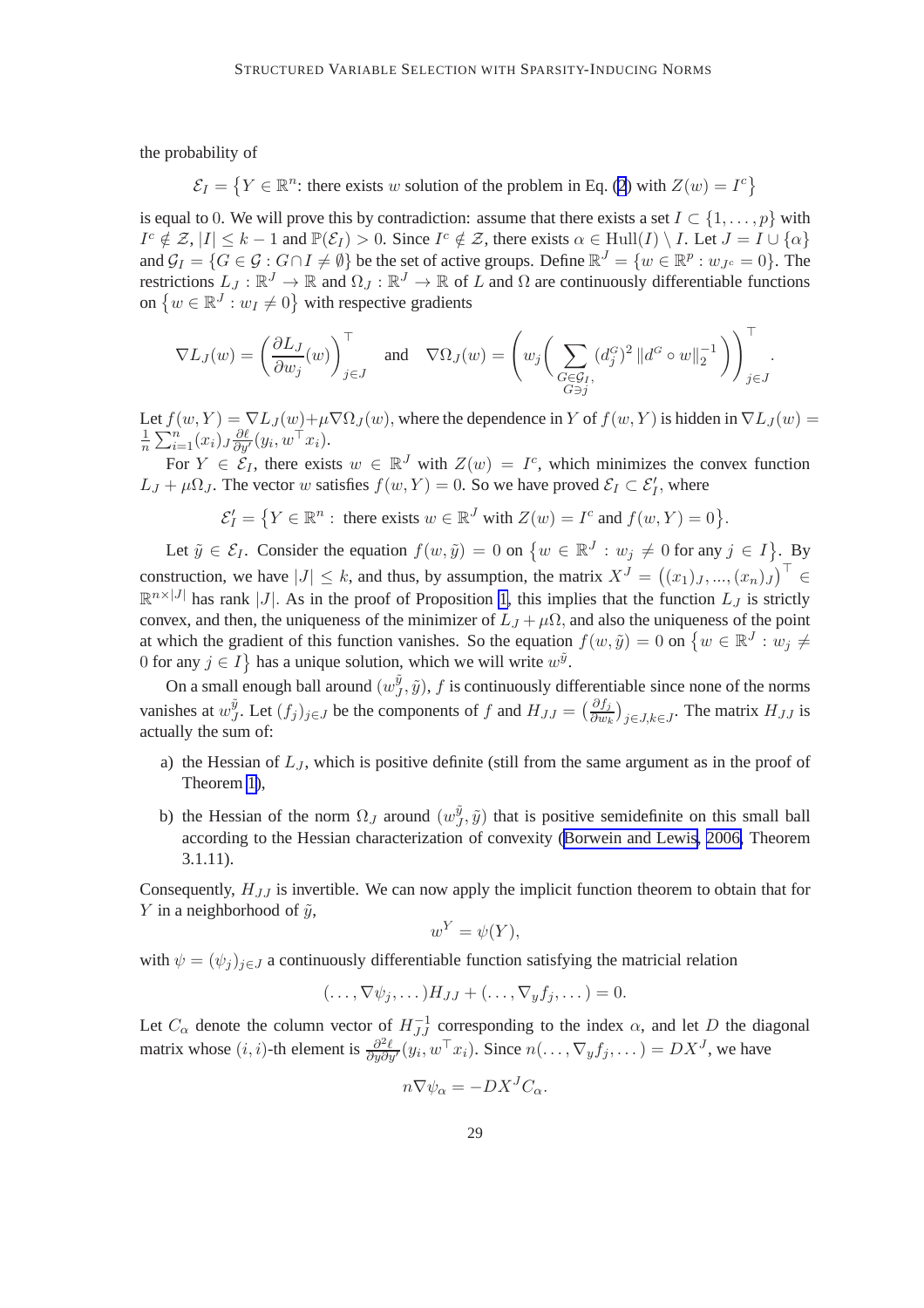the probability of

$$\mathcal{E}_I = \left\{ Y \in \mathbb{R}^n \text{: there exists } w \text{ solution of the problem in Eq. (2) with } Z(w) = I^c \right\}$$

is equal to 0. We will prove this by contradiction: assume that there exists a set $I \subset \{1, \ldots, p\}$ with $I^c \notin \mathcal{Z}$, $|I| \leq k-1$ and $\mathbb{P}(\mathcal{E}_I) > 0$. Since $I^c \notin \mathcal{Z}$, there exists $\alpha \in \mathrm{Hull}(I) \setminus I$. Let $J = I \cup \{\alpha\}$ and $\mathcal{G}_I = \{G \in \mathcal{G} : G \cap I \neq \emptyset\}$ be the set of active groups. Define $\mathbb{R}^J = \{w \in \mathbb{R}^p : w_{J^c} = 0\}$. The restrictions $L_J : \mathbb{R}^J \to \mathbb{R}$ and $\Omega_J : \mathbb{R}^J \to \mathbb{R}$ of $L$ and $\Omega$ are continuously differentiable functions on $\left\{ w \in \mathbb{R}^J : w_I \neq 0 \right\}$ with respective gradients

$$\nabla L_J(w) = \left( \frac{\partial L_J}{\partial w_j}(w) \right)_{j \in J}^\top \quad \text{and} \quad \nabla \Omega_J(w) = \left( w_j \Big( \sum_{\substack{G \in \mathcal{G}_I, \\ G \ni j}} (d_j^G)^2 \left\| d^G \circ w \right\|_2^{-1} \Big) \right)_{j \in J}^\top .$$

Let $f(w,Y) = \nabla L_J(w) + \mu \nabla \Omega_J(w)$, where the dependence in $Y$ of $f(w,Y)$ is hidden in $\nabla L_J(w) = \frac{1}{n} \sum_{i=1}^n (x_i)_J \frac{\partial \ell}{\partial y'}(y_i, w^\top x_i)$.

For $Y \in \mathcal{E}_I$, there exists $w \in \mathbb{R}^J$ with $Z(w) = I^c$, which minimizes the convex function $L_J + \mu \Omega_J$. The vector $w$ satisfies $f(w,Y) = 0$. So we have proved $\mathcal{E}_I \subset \mathcal{E}'_I$, where

$$\mathcal{E}'_I = \left\{ Y \in \mathbb{R}^n : \text{ there exists } w \in \mathbb{R}^J \text{ with } Z(w) = I^c \text{ and } f(w,Y) = 0 \right\}.$$

Let $\tilde{y} \in \mathcal{E}_I$. Consider the equation $f(w, \tilde{y}) = 0$ on $\left\{ w \in \mathbb{R}^J : w_j \neq 0 \text{ for any } j \in I \right\}$. By construction, we have $|J| \leq k$, and thus, by assumption, the matrix $X^J = \left( (x_1)_J, ..., (x_n)_J \right)^\top \in \mathbb{R}^{n \times |J|}$ has rank $|J|$. As in the proof of Proposition 1, this implies that the function $L_J$ is strictly convex, and then, the uniqueness of the minimizer of $L_J + \mu \Omega$, and also the uniqueness of the point at which the gradient of this function vanishes. So the equation $f(w, \tilde{y}) = 0$ on $\left\{ w \in \mathbb{R}^J : w_j \neq 0 \text{ for any } j \in I \right\}$ has a unique solution, which we will write $w^{\tilde{y}}$.

On a small enough ball around $(w_J^{\tilde{y}}, \tilde{y})$, $f$ is continuously differentiable since none of the norms vanishes at $w_J^{\tilde{y}}$. Let $(f_j)_{j \in J}$ be the components of $f$ and $H_{JJ} = \left( \frac{\partial f_j}{\partial w_k} \right)_{j \in J, k \in J}$. The matrix $H_{JJ}$ is actually the sum of:

a) the Hessian of $L_J$, which is positive definite (still from the same argument as in the proof of Theorem 1),

b) the Hessian of the norm $\Omega_J$ around $(w_J^{\tilde{y}}, \tilde{y})$ that is positive semidefinite on this small ball according to the Hessian characterization of convexity (Borwein and Lewis, 2006, Theorem 3.1.11).

Consequently, $H_{JJ}$ is invertible. We can now apply the implicit function theorem to obtain that for $Y$ in a neighborhood of $\tilde{y}$,

$$w^Y = \psi(Y),$$

with $\psi = (\psi_j)_{j \in J}$ a continuously differentiable function satisfying the matricial relation

$$(\ldots, \nabla \psi_j, \ldots) H_{JJ} + (\ldots, \nabla_y f_j, \ldots) = 0.$$

Let $C_\alpha$ denote the column vector of $H_{JJ}^{-1}$ corresponding to the index $\alpha$, and let $D$ the diagonal matrix whose $(i,i)$-th element is $\frac{\partial^2 \ell}{\partial y \partial y'}(y_i, w^\top x_i)$. Since $n(\ldots, \nabla_y f_j, \ldots) = D X^J$, we have

$$n \nabla \psi_\alpha = -D X^J C_\alpha.$$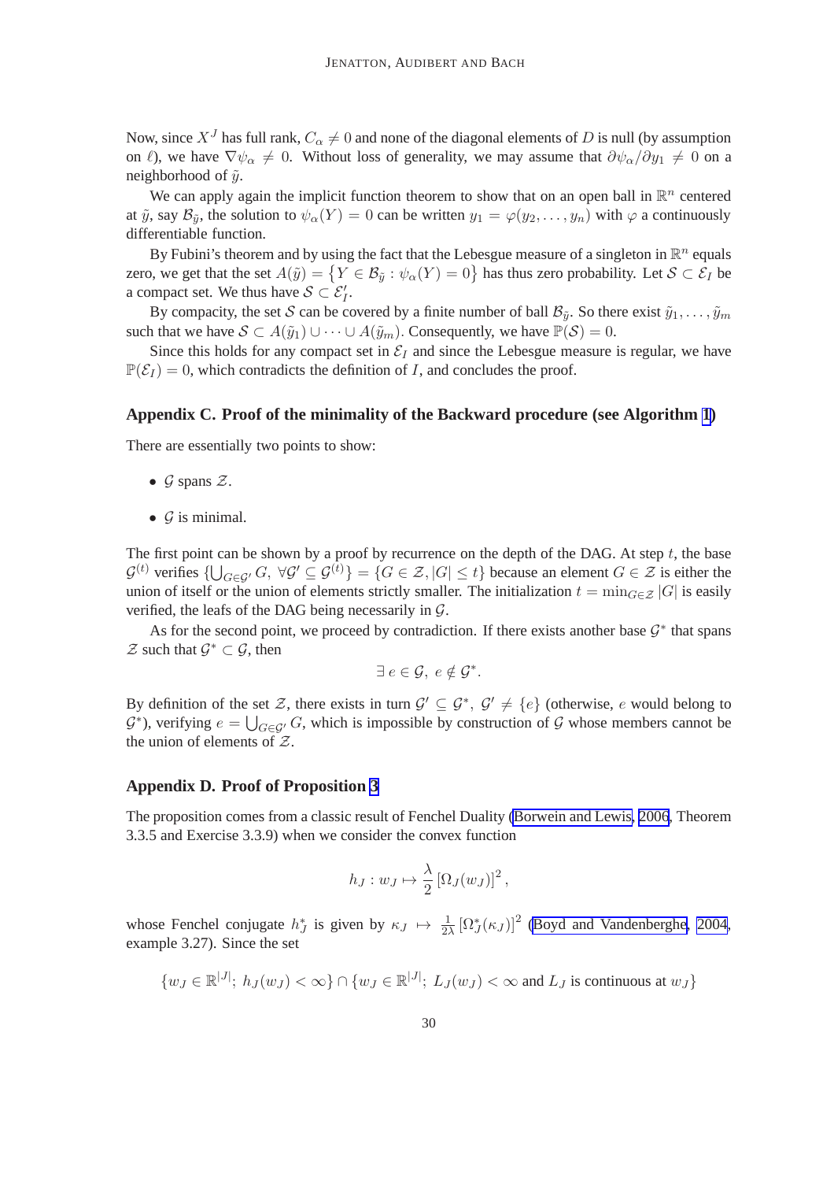Now, since $X^J$ has full rank, $C_\alpha \neq 0$ and none of the diagonal elements of $D$ is null (by assumption on $\ell$), we have $\nabla \psi_\alpha \neq 0$. Without loss of generality, we may assume that $\partial \psi_\alpha / \partial y_1 \neq 0$ on a neighborhood of $\tilde{y}$.

We can apply again the implicit function theorem to show that on an open ball in $\mathbb{R}^n$ centered at $\tilde{y}$, say $\mathcal{B}_{\tilde{y}}$, the solution to $\psi_\alpha(Y) = 0$ can be written $y_1 = \varphi(y_2, \ldots, y_n)$ with $\varphi$ a continuously differentiable function.

By Fubini's theorem and by using the fact that the Lebesgue measure of a singleton in $\mathbb{R}^n$ equals zero, we get that the set $A(\tilde{y}) = \{Y \in \mathcal{B}_{\tilde{y}} : \psi_\alpha(Y) = 0\}$ has thus zero probability. Let $\mathcal{S} \subset \mathcal{E}_I$ be a compact set. We thus have $\mathcal{S} \subset \mathcal{E}'_I$.

By compacity, the set $\mathcal{S}$ can be covered by a finite number of ball $\mathcal{B}_{\tilde{y}}$. So there exist $\tilde{y}_1, \ldots, \tilde{y}_m$ such that we have $\mathcal{S} \subset A(\tilde{y}_1) \cup \cdots \cup A(\tilde{y}_m)$. Consequently, we have $\mathbb{P}(\mathcal{S}) = 0$.

Since this holds for any compact set in $\mathcal{E}_I$ and since the Lebesgue measure is regular, we have $\mathbb{P}(\mathcal{E}_I) = 0$, which contradicts the definition of $I$, and concludes the proof.

## Appendix C. Proof of the minimality of the Backward procedure (see Algorithm 1)

There are essentially two points to show:

- $\mathcal{G}$ spans $\mathcal{Z}$.
- $\mathcal{G}$ is minimal.

The first point can be shown by a proof by recurrence on the depth of the DAG. At step $t$, the base $\mathcal{G}^{(t)}$ verifies $\{\bigcup_{G \in \mathcal{G}'} G, \ \forall \mathcal{G}' \subseteq \mathcal{G}^{(t)}\} = \{G \in \mathcal{Z}, |G| \leq t\}$ because an element $G \in \mathcal{Z}$ is either the union of itself or the union of elements strictly smaller. The initialization $t = \min_{G \in \mathcal{Z}} |G|$ is easily verified, the leafs of the DAG being necessarily in $\mathcal{G}$.

As for the second point, we proceed by contradiction. If there exists another base $\mathcal{G}^*$ that spans $\mathcal{Z}$ such that $\mathcal{G}^* \subset \mathcal{G}$, then

$$\exists\, e \in \mathcal{G}, \ e \notin \mathcal{G}^*.$$

By definition of the set $\mathcal{Z}$, there exists in turn $\mathcal{G}' \subseteq \mathcal{G}^*$, $\mathcal{G}' \neq \{e\}$ (otherwise, $e$ would belong to $\mathcal{G}^*$), verifying $e = \bigcup_{G \in \mathcal{G}'} G$, which is impossible by construction of $\mathcal{G}$ whose members cannot be the union of elements of $\mathcal{Z}$.

## Appendix D. Proof of Proposition 3

The proposition comes from a classic result of Fenchel Duality (Borwein and Lewis, 2006, Theorem 3.3.5 and Exercise 3.3.9) when we consider the convex function

$$h_J : w_J \mapsto \frac{\lambda}{2} \left[\Omega_J(w_J)\right]^2,$$

whose Fenchel conjugate $h_J^*$ is given by $\kappa_J \mapsto \frac{1}{2\lambda} \left[\Omega_J^*(\kappa_J)\right]^2$ (Boyd and Vandenberghe, 2004, example 3.27). Since the set

$$\{w_J \in \mathbb{R}^{|J|};\ h_J(w_J) < \infty\} \cap \{w_J \in \mathbb{R}^{|J|};\ L_J(w_J) < \infty \text{ and } L_J \text{ is continuous at } w_J\}$$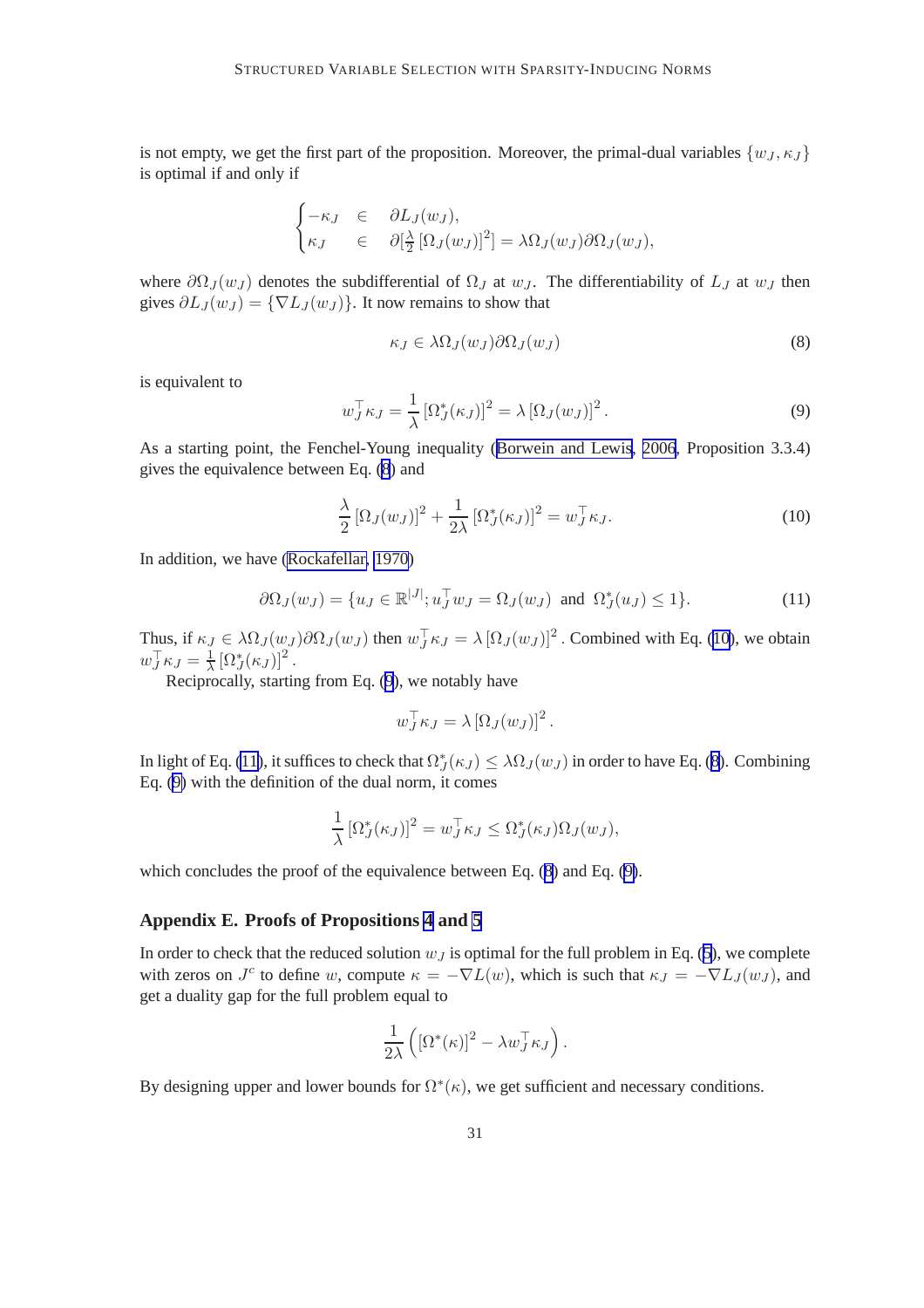is not empty, we get the first part of the proposition. Moreover, the primal-dual variables $\{w_J, \kappa_J\}$ is optimal if and only if

$$\begin{cases} -\kappa_J & \in & \partial L_J(w_J), \\ \kappa_J & \in & \partial[\frac{\lambda}{2}\left[\Omega_J(w_J)\right]^2] = \lambda \Omega_J(w_J) \partial \Omega_J(w_J), \end{cases}$$

where $\partial \Omega_J(w_J)$ denotes the subdifferential of $\Omega_J$ at $w_J$. The differentiability of $L_J$ at $w_J$ then gives $\partial L_J(w_J) = \{\nabla L_J(w_J)\}$. It now remains to show that

$$\kappa_J \in \lambda \Omega_J(w_J) \partial \Omega_J(w_J) \tag{8}$$

is equivalent to

$$w_J^\top \kappa_J = \frac{1}{\lambda}\left[\Omega_J^*(\kappa_J)\right]^2 = \lambda \left[\Omega_J(w_J)\right]^2. \tag{9}$$

As a starting point, the Fenchel-Young inequality (Borwein and Lewis, 2006, Proposition 3.3.4) gives the equivalence between Eq. (8) and

$$\frac{\lambda}{2}\left[\Omega_J(w_J)\right]^2 + \frac{1}{2\lambda}\left[\Omega_J^*(\kappa_J)\right]^2 = w_J^\top \kappa_J. \tag{10}$$

In addition, we have (Rockafellar, 1970)

$$\partial \Omega_J(w_J) = \{u_J \in \mathbb{R}^{|J|}; u_J^\top w_J = \Omega_J(w_J) \text{ and } \Omega_J^*(u_J) \leq 1\}. \tag{11}$$

Thus, if $\kappa_J \in \lambda \Omega_J(w_J) \partial \Omega_J(w_J)$ then $w_J^\top \kappa_J = \lambda \left[\Omega_J(w_J)\right]^2$. Combined with Eq. (10), we obtain $w_J^\top \kappa_J = \frac{1}{\lambda}\left[\Omega_J^*(\kappa_J)\right]^2$.

Reciprocally, starting from Eq. (9), we notably have

$$w_J^\top \kappa_J = \lambda \left[\Omega_J(w_J)\right]^2.$$

In light of Eq. (11), it suffices to check that $\Omega_J^*(\kappa_J) \leq \lambda \Omega_J(w_J)$ in order to have Eq. (8). Combining Eq. (9) with the definition of the dual norm, it comes

$$\frac{1}{\lambda}\left[\Omega_J^*(\kappa_J)\right]^2 = w_J^\top \kappa_J \leq \Omega_J^*(\kappa_J) \Omega_J(w_J),$$

which concludes the proof of the equivalence between Eq. (8) and Eq. (9).

## Appendix E. Proofs of Propositions 4 and 5

In order to check that the reduced solution $w_J$ is optimal for the full problem in Eq. (5), we complete with zeros on $J^c$ to define $w$, compute $\kappa = -\nabla L(w)$, which is such that $\kappa_J = -\nabla L_J(w_J)$, and get a duality gap for the full problem equal to

$$\frac{1}{2\lambda}\left(\left[\Omega^*(\kappa)\right]^2 - \lambda w_J^\top \kappa_J\right).$$

By designing upper and lower bounds for $\Omega^*(\kappa)$, we get sufficient and necessary conditions.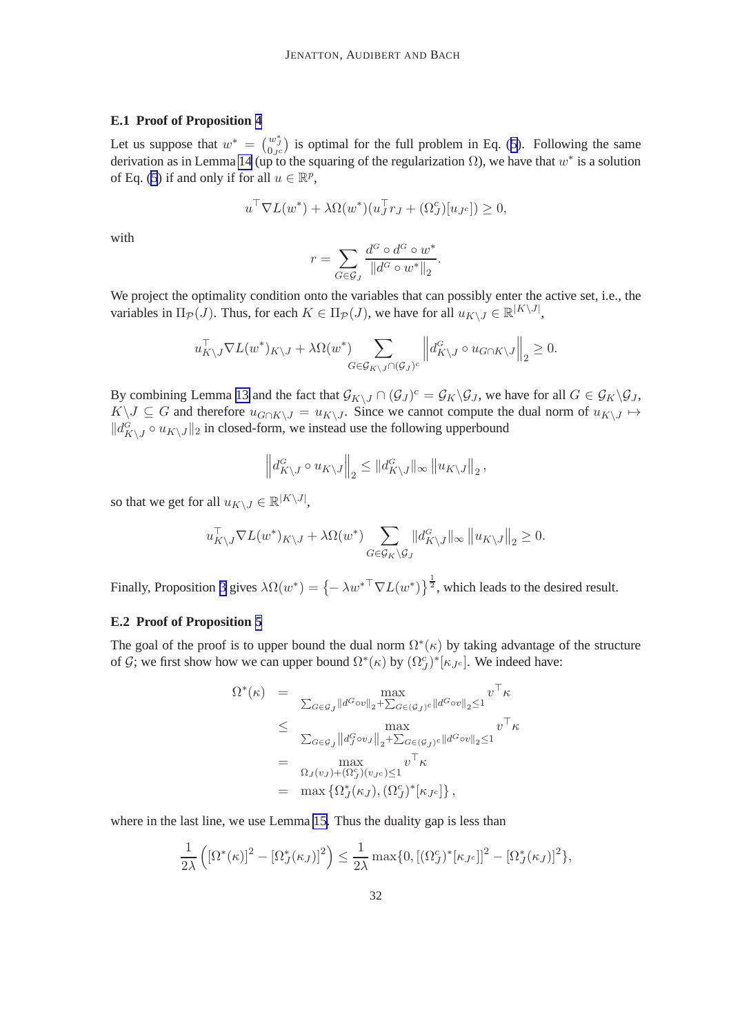### E.1 Proof of Proposition 4

Let us suppose that $w^* = \binom{w_J^*}{0_{J^c}}$ is optimal for the full problem in Eq. (5). Following the same derivation as in Lemma 14 (up to the squaring of the regularization $\Omega$), we have that $w^*$ is a solution of Eq. (5) if and only if for all $u \in \mathbb{R}^p$,

$$u^\top \nabla L(w^*) + \lambda \Omega(w^*)(u_J^\top r_J + (\Omega_J^c)[u_{J^c}]) \geq 0,$$

with

$$r = \sum_{G \in \mathcal{G}_J} \frac{d^G \circ d^G \circ w^*}{\|d^G \circ w^*\|_2}.$$

We project the optimality condition onto the variables that can possibly enter the active set, i.e., the variables in $\Pi_{\mathcal{P}}(J)$. Thus, for each $K \in \Pi_{\mathcal{P}}(J)$, we have for all $u_{K\backslash J} \in \mathbb{R}^{|K\backslash J|}$,

$$u_{K\backslash J}^\top \nabla L(w^*)_{K\backslash J} + \lambda \Omega(w^*) \sum_{G \in \mathcal{G}_{K\backslash J} \cap (\mathcal{G}_J)^c} \left\| d_{K\backslash J}^G \circ u_{G \cap K\backslash J} \right\|_2 \geq 0.$$

By combining Lemma 13 and the fact that $\mathcal{G}_{K\backslash J} \cap (\mathcal{G}_J)^c = \mathcal{G}_K \backslash \mathcal{G}_J$, we have for all $G \in \mathcal{G}_K \backslash \mathcal{G}_J$, $K\backslash J \subseteq G$ and therefore $u_{G \cap K\backslash J} = u_{K\backslash J}$. Since we cannot compute the dual norm of $u_{K\backslash J} \mapsto \|d_{K\backslash J}^G \circ u_{K\backslash J}\|_2$ in closed-form, we instead use the following upperbound

$$\left\| d_{K\backslash J}^G \circ u_{K\backslash J} \right\|_2 \leq \|d_{K\backslash J}^G\|_\infty \left\| u_{K\backslash J} \right\|_2,$$

so that we get for all $u_{K\backslash J} \in \mathbb{R}^{|K\backslash J|}$,

$$u_{K\backslash J}^\top \nabla L(w^*)_{K\backslash J} + \lambda \Omega(w^*) \sum_{G \in \mathcal{G}_K \backslash \mathcal{G}_J} \|d_{K\backslash J}^G\|_\infty \left\| u_{K\backslash J} \right\|_2 \geq 0.$$

Finally, Proposition 3 gives $\lambda \Omega(w^*) = \left\{ -\lambda {w^*}^\top \nabla L(w^*) \right\}^{\frac{1}{2}}$, which leads to the desired result.

### E.2 Proof of Proposition 5

The goal of the proof is to upper bound the dual norm $\Omega^*(\kappa)$ by taking advantage of the structure of $\mathcal{G}$; we first show how we can upper bound $\Omega^*(\kappa)$ by $(\Omega_J^c)^*[\kappa_{J^c}]$. We indeed have:

$$\begin{aligned}
\Omega^*(\kappa) &= \max_{\sum_{G \in \mathcal{G}_J} \|d^G \circ v\|_2 + \sum_{G \in (\mathcal{G}_J)^c} \|d^G \circ v\|_2 \leq 1} v^\top \kappa \\
&\leq \max_{\sum_{G \in \mathcal{G}_J} \left\|d_J^G \circ v_J\right\|_2 + \sum_{G \in (\mathcal{G}_J)^c} \|d^G \circ v\|_2 \leq 1} v^\top \kappa \\
&= \max_{\Omega_J(v_J) + (\Omega_J^c)(v_{J^c}) \leq 1} v^\top \kappa \\
&= \max \left\{ \Omega_J^*(\kappa_J), (\Omega_J^c)^*[\kappa_{J^c}] \right\},
\end{aligned}$$

where in the last line, we use Lemma 15. Thus the duality gap is less than

$$\frac{1}{2\lambda}\left( [\Omega^*(\kappa)]^2 - [\Omega_J^*(\kappa_J)]^2 \right) \leq \frac{1}{2\lambda} \max\{0, [(\Omega_J^c)^*[\kappa_{J^c}]]^2 - [\Omega_J^*(\kappa_J)]^2\},$$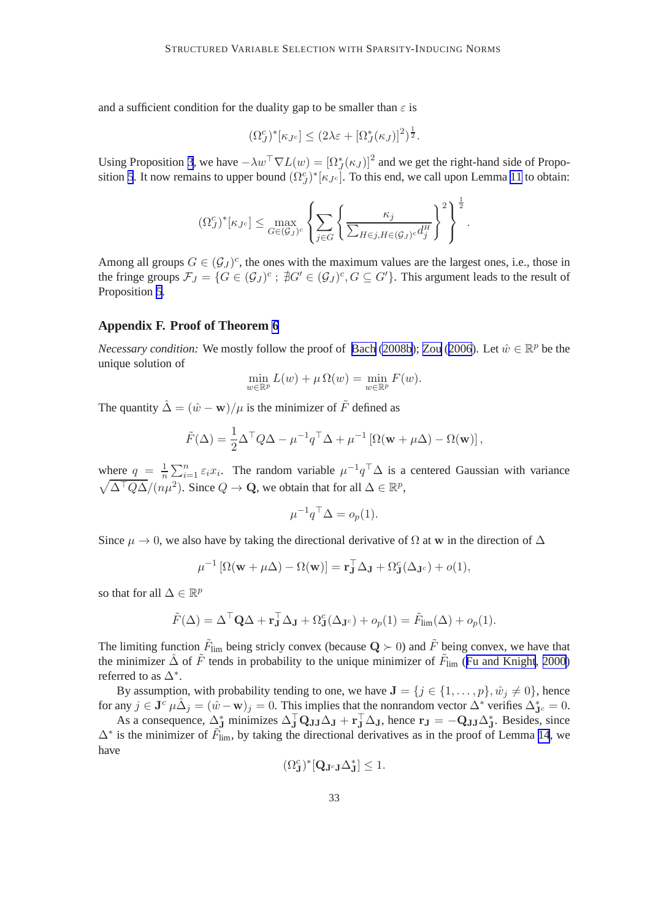and a sufficient condition for the duality gap to be smaller than $\varepsilon$ is

$$(\Omega_J^c)^*[\kappa_{J^c}] \leq (2\lambda\varepsilon + [\Omega_J^*(\kappa_J)]^2)^{\frac{1}{2}}.$$

Using Proposition 3, we have $-\lambda w^\top \nabla L(w) = [\Omega_J^*(\kappa_J)]^2$ and we get the right-hand side of Proposition 5. It now remains to upper bound $(\Omega_J^c)^*[\kappa_{J^c}]$. To this end, we call upon Lemma 11 to obtain:

$$(\Omega_J^c)^*[\kappa_{J^c}] \leq \max_{G \in (\mathcal{G}_J)^c} \left\{ \sum_{j \in G} \left\{ \frac{\kappa_j}{\sum_{H \ni j, H \in (\mathcal{G}_J)^c} d_j^H} \right\}^2 \right\}^{\frac{1}{2}}.$$

Among all groups $G \in (\mathcal{G}_J)^c$, the ones with the maximum values are the largest ones, i.e., those in the fringe groups $\mathcal{F}_J = \{G \in (\mathcal{G}_J)^c \,;\, \nexists G' \in (\mathcal{G}_J)^c, G \subseteq G'\}$. This argument leads to the result of Proposition 5.

## Appendix F. Proof of Theorem 6

*Necessary condition:* We mostly follow the proof of Bach (2008b); Zou (2006). Let $\hat{w} \in \mathbb{R}^p$ be the unique solution of

$$\min_{w \in \mathbb{R}^p} L(w) + \mu \, \Omega(w) = \min_{w \in \mathbb{R}^p} F(w).$$

The quantity $\hat{\Delta} = (\hat{w} - \mathbf{w})/\mu$ is the minimizer of $\tilde{F}$ defined as

$$\tilde{F}(\Delta) = \frac{1}{2}\Delta^\top Q \Delta - \mu^{-1} q^\top \Delta + \mu^{-1}\left[\Omega(\mathbf{w} + \mu\Delta) - \Omega(\mathbf{w})\right],$$

where $q = \frac{1}{n}\sum_{i=1}^n \varepsilon_i x_i$. The random variable $\mu^{-1} q^\top \Delta$ is a centered Gaussian with variance $\sqrt{\Delta^\top Q \Delta/(n\mu^2)}$. Since $Q \to \mathbf{Q}$, we obtain that for all $\Delta \in \mathbb{R}^p$,

$$\mu^{-1} q^\top \Delta = o_p(1).$$

Since $\mu \to 0$, we also have by taking the directional derivative of $\Omega$ at $\mathbf{w}$ in the direction of $\Delta$

$$\mu^{-1}\left[\Omega(\mathbf{w} + \mu\Delta) - \Omega(\mathbf{w})\right] = \mathbf{r}_\mathbf{J}^\top \Delta_\mathbf{J} + \Omega_\mathbf{J}^c(\Delta_{\mathbf{J}^c}) + o(1),$$

so that for all $\Delta \in \mathbb{R}^p$

$$\tilde{F}(\Delta) = \Delta^\top \mathbf{Q} \Delta + \mathbf{r}_\mathbf{J}^\top \Delta_\mathbf{J} + \Omega_\mathbf{J}^c(\Delta_{\mathbf{J}^c}) + o_p(1) = \tilde{F}_{\text{lim}}(\Delta) + o_p(1).$$

The limiting function $\tilde{F}_{\text{lim}}$ being stricly convex (because $\mathbf{Q} \succ 0$) and $\tilde{F}$ being convex, we have that the minimizer $\hat{\Delta}$ of $\tilde{F}$ tends in probability to the unique minimizer of $\tilde{F}_{\text{lim}}$ (Fu and Knight, 2000) referred to as $\Delta^*$.

By assumption, with probability tending to one, we have $\mathbf{J} = \{j \in \{1, \ldots, p\}, \hat{w}_j \neq 0\}$, hence for any $j \in \mathbf{J}^c$ $\mu\hat{\Delta}_j = (\hat{w} - \mathbf{w})_j = 0$. This implies that the nonrandom vector $\Delta^*$ verifies $\Delta^*_{\mathbf{J}^c} = 0$.

As a consequence, $\Delta^*_\mathbf{J}$ minimizes $\Delta_\mathbf{J}^\top \mathbf{Q}_{\mathbf{J}\mathbf{J}} \Delta_\mathbf{J} + \mathbf{r}_\mathbf{J}^\top \Delta_\mathbf{J}$, hence $\mathbf{r}_\mathbf{J} = -\mathbf{Q}_{\mathbf{J}\mathbf{J}} \Delta^*_\mathbf{J}$. Besides, since $\Delta^*$ is the minimizer of $\tilde{F}_{\text{lim}}$, by taking the directional derivatives as in the proof of Lemma 14, we have

$$(\Omega_\mathbf{J}^c)^*[\mathbf{Q}_{\mathbf{J}^c\mathbf{J}} \Delta^*_\mathbf{J}] \leq 1.$$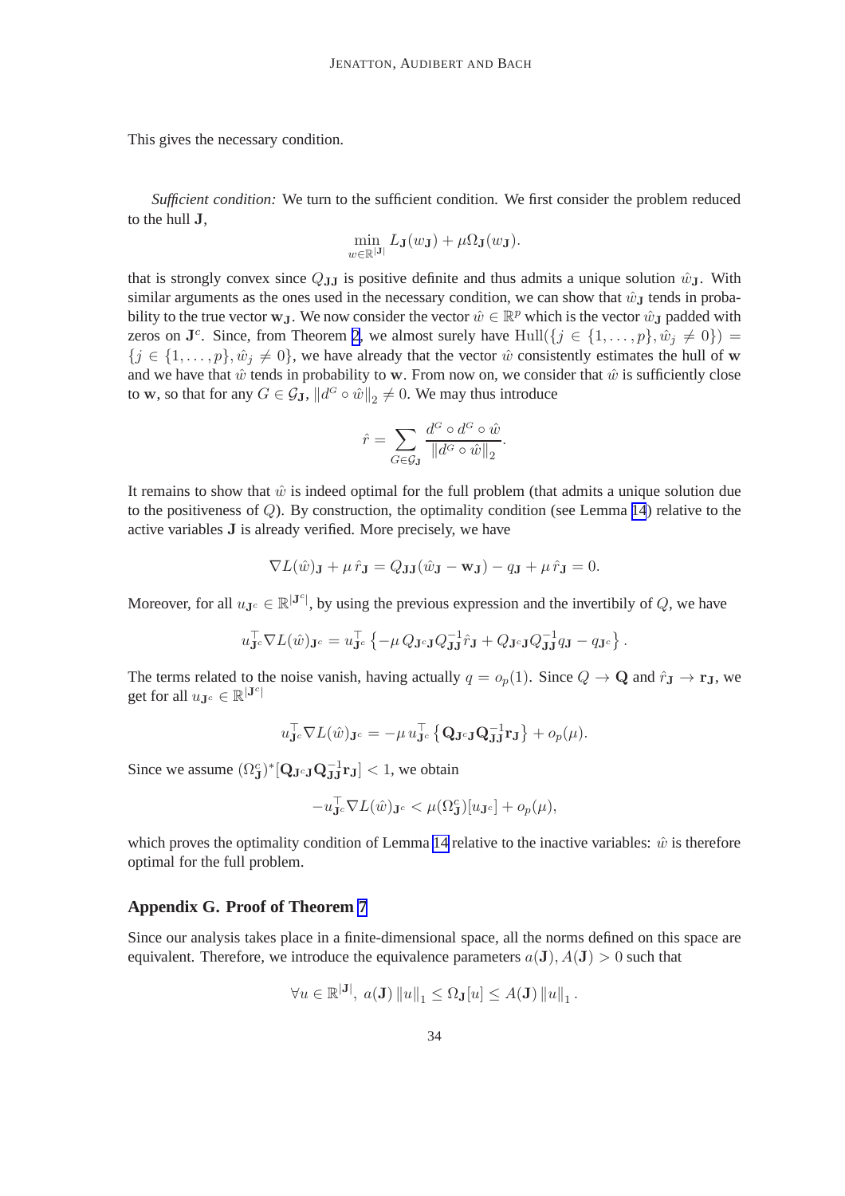This gives the necessary condition.

*Sufficient condition:* We turn to the sufficient condition. We first consider the problem reduced to the hull $\mathbf{J}$,

$$\min_{w \in \mathbb{R}^{|\mathbf{J}|}} L_{\mathbf{J}}(w_{\mathbf{J}}) + \mu \Omega_{\mathbf{J}}(w_{\mathbf{J}}).$$

that is strongly convex since $Q_{\mathbf{JJ}}$ is positive definite and thus admits a unique solution $\hat{w}_{\mathbf{J}}$. With similar arguments as the ones used in the necessary condition, we can show that $\hat{w}_{\mathbf{J}}$ tends in probability to the true vector $\mathbf{w}_{\mathbf{J}}$. We now consider the vector $\hat{w} \in \mathbb{R}^p$ which is the vector $\hat{w}_{\mathbf{J}}$ padded with zeros on $\mathbf{J}^c$. Since, from Theorem 2, we almost surely have $\mathrm{Hull}(\{j \in \{1,\dots,p\}, \hat{w}_j \neq 0\}) = \{j \in \{1,\dots,p\}, \hat{w}_j \neq 0\}$, we have already that the vector $\hat{w}$ consistently estimates the hull of $\mathbf{w}$ and we have that $\hat{w}$ tends in probability to $\mathbf{w}$. From now on, we consider that $\hat{w}$ is sufficiently close to $\mathbf{w}$, so that for any $G \in \mathcal{G}_{\mathbf{J}}$, $\|d^G \circ \hat{w}\|_2 \neq 0$. We may thus introduce

$$\hat{r} = \sum_{G \in \mathcal{G}_{\mathbf{J}}} \frac{d^G \circ d^G \circ \hat{w}}{\|d^G \circ \hat{w}\|_2}.$$

It remains to show that $\hat{w}$ is indeed optimal for the full problem (that admits a unique solution due to the positiveness of $Q$). By construction, the optimality condition (see Lemma 14) relative to the active variables $\mathbf{J}$ is already verified. More precisely, we have

$$\nabla L(\hat{w})_{\mathbf{J}} + \mu \, \hat{r}_{\mathbf{J}} = Q_{\mathbf{JJ}}(\hat{w}_{\mathbf{J}} - \mathbf{w}_{\mathbf{J}}) - q_{\mathbf{J}} + \mu \, \hat{r}_{\mathbf{J}} = 0.$$

Moreover, for all $u_{\mathbf{J}^c} \in \mathbb{R}^{|\mathbf{J}^c|}$, by using the previous expression and the invertibily of $Q$, we have

$$u_{\mathbf{J}^c}^\top \nabla L(\hat{w})_{\mathbf{J}^c} = u_{\mathbf{J}^c}^\top \left\{ -\mu \, Q_{\mathbf{J}^c\mathbf{J}} Q_{\mathbf{JJ}}^{-1} \hat{r}_{\mathbf{J}} + Q_{\mathbf{J}^c\mathbf{J}} Q_{\mathbf{JJ}}^{-1} q_{\mathbf{J}} - q_{\mathbf{J}^c} \right\}.$$

The terms related to the noise vanish, having actually $q = o_p(1)$. Since $Q \to \mathbf{Q}$ and $\hat{r}_{\mathbf{J}} \to \mathbf{r}_{\mathbf{J}}$, we get for all $u_{\mathbf{J}^c} \in \mathbb{R}^{|\mathbf{J}^c|}$

$$u_{\mathbf{J}^c}^\top \nabla L(\hat{w})_{\mathbf{J}^c} = -\mu \, u_{\mathbf{J}^c}^\top \left\{ \mathbf{Q}_{\mathbf{J}^c\mathbf{J}} \mathbf{Q}_{\mathbf{JJ}}^{-1} \mathbf{r}_{\mathbf{J}} \right\} + o_p(\mu).$$

Since we assume $(\Omega_{\mathbf{J}}^c)^*[\mathbf{Q}_{\mathbf{J}^c\mathbf{J}} \mathbf{Q}_{\mathbf{JJ}}^{-1} \mathbf{r}_{\mathbf{J}}] < 1$, we obtain

$$-u_{\mathbf{J}^c}^\top \nabla L(\hat{w})_{\mathbf{J}^c} < \mu (\Omega_{\mathbf{J}}^c)[u_{\mathbf{J}^c}] + o_p(\mu),$$

which proves the optimality condition of Lemma 14 relative to the inactive variables: $\hat{w}$ is therefore optimal for the full problem.

## Appendix G. Proof of Theorem 7

Since our analysis takes place in a finite-dimensional space, all the norms defined on this space are equivalent. Therefore, we introduce the equivalence parameters $a(\mathbf{J}), A(\mathbf{J}) > 0$ such that

$$\forall u \in \mathbb{R}^{|\mathbf{J}|}, \; a(\mathbf{J}) \|u\|_1 \leq \Omega_{\mathbf{J}}[u] \leq A(\mathbf{J}) \|u\|_1.$$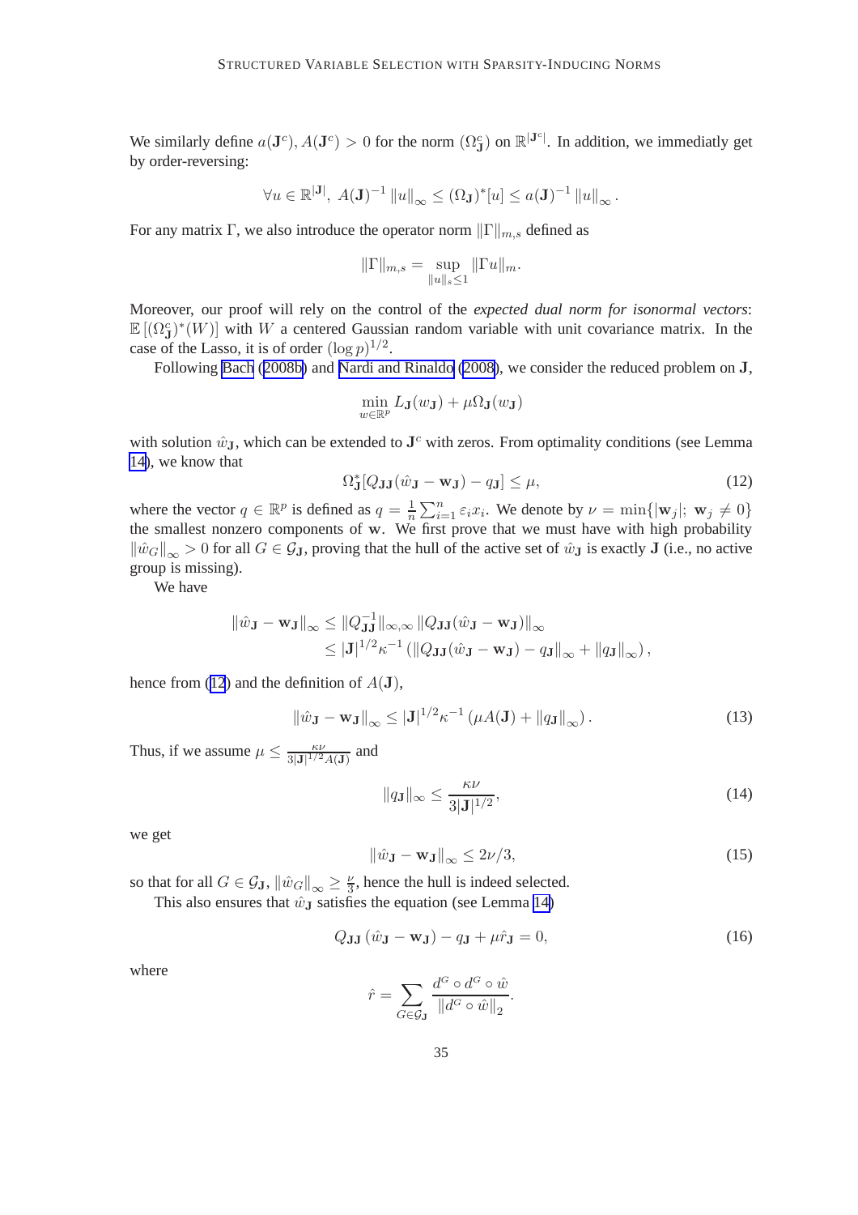We similarly define $a(\mathbf{J}^c), A(\mathbf{J}^c) > 0$ for the norm $(\Omega^c_{\mathbf{J}})$ on $\mathbb{R}^{|\mathbf{J}^c|}$. In addition, we immediatly get by order-reversing:

$$\forall u \in \mathbb{R}^{|\mathbf{J}|},\ A(\mathbf{J})^{-1} \|u\|_\infty \leq (\Omega_{\mathbf{J}})^*[u] \leq a(\mathbf{J})^{-1} \|u\|_\infty .$$

For any matrix $\Gamma$, we also introduce the operator norm $\|\Gamma\|_{m,s}$ defined as

$$\|\Gamma\|_{m,s} = \sup_{\|u\|_s \leq 1} \|\Gamma u\|_m.$$

Moreover, our proof will rely on the control of the *expected dual norm for isonormal vectors*: $\mathbb{E}\left[(\Omega^c_{\mathbf{J}})^*(W)\right]$ with $W$ a centered Gaussian random variable with unit covariance matrix. In the case of the Lasso, it is of order $(\log p)^{1/2}$.

Following Bach (2008b) and Nardi and Rinaldo (2008), we consider the reduced problem on $\mathbf{J}$,

$$\min_{w \in \mathbb{R}^p} L_{\mathbf{J}}(w_{\mathbf{J}}) + \mu \Omega_{\mathbf{J}}(w_{\mathbf{J}})$$

with solution $\hat{w}_{\mathbf{J}}$, which can be extended to $\mathbf{J}^c$ with zeros. From optimality conditions (see Lemma 14), we know that

$$\Omega^*_{\mathbf{J}}[Q_{\mathbf{JJ}}(\hat{w}_{\mathbf{J}} - \mathbf{w}_{\mathbf{J}}) - q_{\mathbf{J}}] \leq \mu, \tag{12}$$

where the vector $q \in \mathbb{R}^p$ is defined as $q = \frac{1}{n}\sum_{i=1}^n \varepsilon_i x_i$. We denote by $\nu = \min\{|\mathbf{w}_j|;\ \mathbf{w}_j \neq 0\}$ the smallest nonzero components of $\mathbf{w}$. We first prove that we must have with high probability $\|\hat{w}_G\|_\infty > 0$ for all $G \in \mathcal{G}_{\mathbf{J}}$, proving that the hull of the active set of $\hat{w}_{\mathbf{J}}$ is exactly $\mathbf{J}$ (i.e., no active group is missing).

We have

$$\begin{aligned}
\|\hat{w}_{\mathbf{J}} - \mathbf{w}_{\mathbf{J}}\|_\infty &\leq \|Q^{-1}_{\mathbf{JJ}}\|_{\infty,\infty} \|Q_{\mathbf{JJ}}(\hat{w}_{\mathbf{J}} - \mathbf{w}_{\mathbf{J}})\|_\infty \\
&\leq |\mathbf{J}|^{1/2}\kappa^{-1}\left(\|Q_{\mathbf{JJ}}(\hat{w}_{\mathbf{J}} - \mathbf{w}_{\mathbf{J}}) - q_{\mathbf{J}}\|_\infty + \|q_{\mathbf{J}}\|_\infty\right),
\end{aligned}$$

hence from (12) and the definition of $A(\mathbf{J})$,

$$\|\hat{w}_{\mathbf{J}} - \mathbf{w}_{\mathbf{J}}\|_\infty \leq |\mathbf{J}|^{1/2}\kappa^{-1}\left(\mu A(\mathbf{J}) + \|q_{\mathbf{J}}\|_\infty\right). \tag{13}$$

Thus, if we assume $\mu \leq \frac{\kappa\nu}{3|\mathbf{J}|^{1/2}A(\mathbf{J})}$ and

$$\|q_{\mathbf{J}}\|_\infty \leq \frac{\kappa\nu}{3|\mathbf{J}|^{1/2}}, \tag{14}$$

we get

$$\|\hat{w}_{\mathbf{J}} - \mathbf{w}_{\mathbf{J}}\|_\infty \leq 2\nu/3, \tag{15}$$

so that for all $G \in \mathcal{G}_{\mathbf{J}}$, $\|\hat{w}_G\|_\infty \geq \frac{\nu}{3}$, hence the hull is indeed selected.

This also ensures that $\hat{w}_{\mathbf{J}}$ satisfies the equation (see Lemma 14)

$$Q_{\mathbf{JJ}}\left(\hat{w}_{\mathbf{J}} - \mathbf{w}_{\mathbf{J}}\right) - q_{\mathbf{J}} + \mu \hat{r}_{\mathbf{J}} = 0, \tag{16}$$

where

$$\hat{r} = \sum_{G \in \mathcal{G}_{\mathbf{J}}} \frac{d^G \circ d^G \circ \hat{w}}{\|d^G \circ \hat{w}\|_2}.$$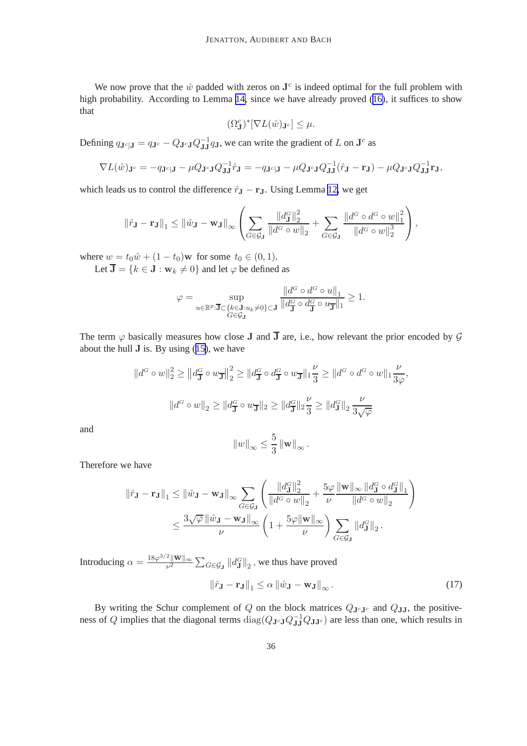We now prove that the $\hat{w}$ padded with zeros on $\mathbf{J}^c$ is indeed optimal for the full problem with high probability. According to Lemma 14, since we have already proved (16), it suffices to show that

$$(\Omega^c_{\mathbf{J}})^*[\nabla L(\hat{w})_{\mathbf{J}^c}] \leq \mu.$$

Defining $q_{\mathbf{J}^c|\mathbf{J}} = q_{\mathbf{J}^c} - Q_{\mathbf{J}^c\mathbf{J}}Q_{\mathbf{J}\mathbf{J}}^{-1}q_{\mathbf{J}}$, we can write the gradient of $L$ on $\mathbf{J}^c$ as

$$\nabla L(\hat{w})_{\mathbf{J}^c} = -q_{\mathbf{J}^c|\mathbf{J}} - \mu Q_{\mathbf{J}^c\mathbf{J}}Q_{\mathbf{J}\mathbf{J}}^{-1}\hat{r}_{\mathbf{J}} = -q_{\mathbf{J}^c|\mathbf{J}} - \mu Q_{\mathbf{J}^c\mathbf{J}}Q_{\mathbf{J}\mathbf{J}}^{-1}(\hat{r}_{\mathbf{J}} - \mathbf{r}_{\mathbf{J}}) - \mu Q_{\mathbf{J}^c\mathbf{J}}Q_{\mathbf{J}\mathbf{J}}^{-1}\mathbf{r}_{\mathbf{J}},$$

which leads us to control the difference $\hat{r}_{\mathbf{J}} - \mathbf{r}_{\mathbf{J}}$. Using Lemma 12, we get

$$\|\hat{r}_{\mathbf{J}} - \mathbf{r}_{\mathbf{J}}\|_1 \leq \|\hat{w}_{\mathbf{J}} - \mathbf{w}_{\mathbf{J}}\|_\infty \left( \sum_{G\in\mathcal{G}_{\mathbf{J}}} \frac{\|d^G_{\mathbf{J}}\|_2^2}{\|d^G \circ w\|_2} + \sum_{G\in\mathcal{G}_{\mathbf{J}}} \frac{\|d^G \circ d^G \circ w\|_1^2}{\|d^G \circ w\|_2^3} \right),$$

where $w = t_0\hat{w} + (1-t_0)\mathbf{w}$ for some $t_0 \in (0,1)$.

Let $\overline{\mathbf{J}} = \{k \in \mathbf{J} : \mathbf{w}_k \neq 0\}$ and let $\varphi$ be defined as

$$\varphi = \sup_{\substack{u\in\mathbb{R}^p:\overline{\mathbf{J}}\subset\{k\in\mathbf{J}:u_k\neq 0\}\subset\mathbf{J} \\ G\in\mathcal{G}_{\mathbf{J}}}} \frac{\|d^G \circ d^G \circ u\|_1}{\|d^G_{\overline{\mathbf{J}}} \circ d^G_{\overline{\mathbf{J}}} \circ u_{\overline{\mathbf{J}}}\|_1} \geq 1.$$

The term $\varphi$ basically measures how close $\mathbf{J}$ and $\overline{\mathbf{J}}$ are, i.e., how relevant the prior encoded by $\mathcal{G}$ about the hull $\mathbf{J}$ is. By using (15), we have

$$\|d^G \circ w\|_2^2 \geq \|d^G_{\overline{\mathbf{J}}} \circ w_{\overline{\mathbf{J}}}\|_2^2 \geq \|d^G_{\overline{\mathbf{J}}} \circ d^G_{\overline{\mathbf{J}}} \circ w_{\overline{\mathbf{J}}}\|_1 \frac{\nu}{3} \geq \|d^G \circ d^G \circ w\|_1 \frac{\nu}{3\varphi},$$

$$\|d^G \circ w\|_2 \geq \|d^G_{\overline{\mathbf{J}}} \circ w_{\overline{\mathbf{J}}}\|_2 \geq \|d^G_{\overline{\mathbf{J}}}\|_2 \frac{\nu}{3} \geq \|d^G_{\mathbf{J}}\|_2 \frac{\nu}{3\sqrt{\varphi}}$$

and

$$\|w\|_\infty \leq \frac{5}{3}\|\mathbf{w}\|_\infty.$$

Therefore we have

$$\begin{aligned}
\|\hat{r}_{\mathbf{J}} - \mathbf{r}_{\mathbf{J}}\|_1 &\leq \|\hat{w}_{\mathbf{J}} - \mathbf{w}_{\mathbf{J}}\|_\infty \sum_{G\in\mathcal{G}_{\mathbf{J}}} \left( \frac{\|d^G_{\mathbf{J}}\|_2^2}{\|d^G \circ w\|_2} + \frac{5\varphi}{\nu} \frac{\|\mathbf{w}\|_\infty \|d^G_{\mathbf{J}} \circ d^G_{\mathbf{J}}\|_1}{\|d^G \circ w\|_2} \right) \\
&\leq \frac{3\sqrt{\varphi}\,\|\hat{w}_{\mathbf{J}} - \mathbf{w}_{\mathbf{J}}\|_\infty}{\nu} \left(1 + \frac{5\varphi\|\mathbf{w}\|_\infty}{\nu}\right) \sum_{G\in\mathcal{G}_{\mathbf{J}}} \|d^G_{\mathbf{J}}\|_2.
\end{aligned}$$

Introducing $\alpha = \frac{18\varphi^{3/2}\|\mathbf{w}\|_\infty}{\nu^2} \sum_{G\in\mathcal{G}_{\mathbf{J}}} \|d^G_{\mathbf{J}}\|_2$, we thus have proved

$$\|\hat{r}_{\mathbf{J}} - \mathbf{r}_{\mathbf{J}}\|_1 \leq \alpha \|\hat{w}_{\mathbf{J}} - \mathbf{w}_{\mathbf{J}}\|_\infty. \tag{17}$$

By writing the Schur complement of $Q$ on the block matrices $Q_{\mathbf{J}^c\mathbf{J}^c}$ and $Q_{\mathbf{J}\mathbf{J}}$, the positiveness of $Q$ implies that the diagonal terms $\mathrm{diag}(Q_{\mathbf{J}^c\mathbf{J}}Q_{\mathbf{J}\mathbf{J}}^{-1}Q_{\mathbf{J}\mathbf{J}^c})$ are less than one, which results in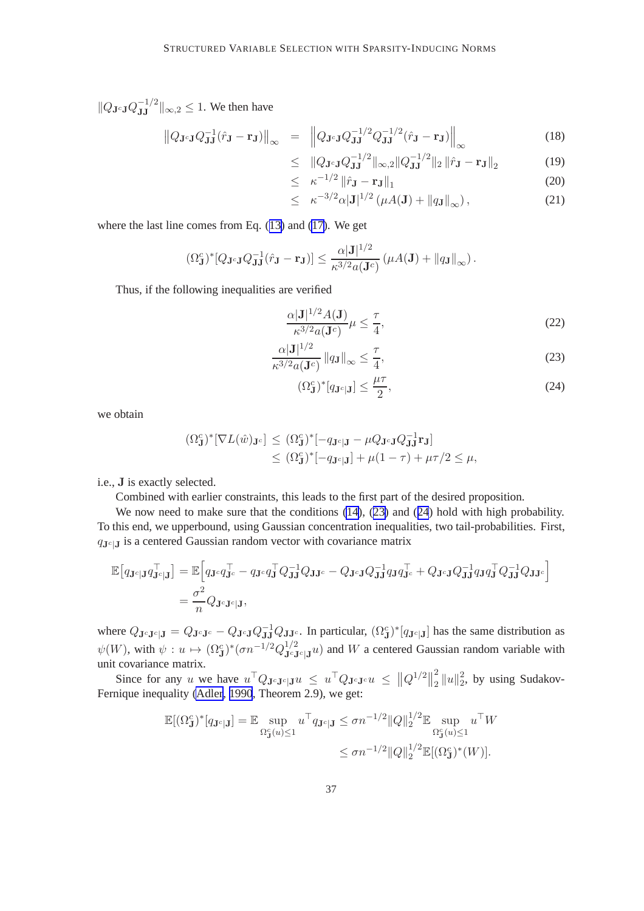$\|Q_{\mathbf{J}^c\mathbf{J}}Q_{\mathbf{J}\mathbf{J}}^{-1/2}\|_{\infty,2} \leq 1$. We then have

$$
\begin{aligned}
\left\|Q_{\mathbf{J}^c\mathbf{J}}Q_{\mathbf{J}\mathbf{J}}^{-1}(\hat{r}_{\mathbf{J}} - \mathbf{r}_{\mathbf{J}})\right\|_\infty &= \left\|Q_{\mathbf{J}^c\mathbf{J}}Q_{\mathbf{J}\mathbf{J}}^{-1/2}Q_{\mathbf{J}\mathbf{J}}^{-1/2}(\hat{r}_{\mathbf{J}} - \mathbf{r}_{\mathbf{J}})\right\|_\infty & (18)\\
&\leq \|Q_{\mathbf{J}^c\mathbf{J}}Q_{\mathbf{J}\mathbf{J}}^{-1/2}\|_{\infty,2}\|Q_{\mathbf{J}\mathbf{J}}^{-1/2}\|_2 \left\|\hat{r}_{\mathbf{J}} - \mathbf{r}_{\mathbf{J}}\right\|_2 & (19)\\
&\leq \kappa^{-1/2}\left\|\hat{r}_{\mathbf{J}} - \mathbf{r}_{\mathbf{J}}\right\|_1 & (20)\\
&\leq \kappa^{-3/2}\alpha|\mathbf{J}|^{1/2}\left(\mu A(\mathbf{J}) + \|q_{\mathbf{J}}\|_\infty\right), & (21)
\end{aligned}
$$

where the last line comes from Eq. (13) and (17). We get

$$
(\Omega^c_{\mathbf{J}})^*[Q_{\mathbf{J}^c\mathbf{J}}Q_{\mathbf{J}\mathbf{J}}^{-1}(\hat{r}_{\mathbf{J}} - \mathbf{r}_{\mathbf{J}})] \leq \frac{\alpha|\mathbf{J}|^{1/2}}{\kappa^{3/2}a(\mathbf{J}^c)}\left(\mu A(\mathbf{J}) + \|q_{\mathbf{J}}\|_\infty\right).
$$

Thus, if the following inequalities are verified

$$
\frac{\alpha|\mathbf{J}|^{1/2}A(\mathbf{J})}{\kappa^{3/2}a(\mathbf{J}^c)}\mu \leq \frac{\tau}{4}, \tag{22}
$$

$$
\frac{\alpha|\mathbf{J}|^{1/2}}{\kappa^{3/2}a(\mathbf{J}^c)}\|q_{\mathbf{J}}\|_\infty \leq \frac{\tau}{4}, \tag{23}
$$

$$
(\Omega^c_{\mathbf{J}})^*[q_{\mathbf{J}^c|\mathbf{J}}] \leq \frac{\mu\tau}{2}, \tag{24}
$$

we obtain

$$
\begin{aligned}
(\Omega^c_{\mathbf{J}})^*[\nabla L(\hat{w})_{\mathbf{J}^c}] &\leq (\Omega^c_{\mathbf{J}})^*[-q_{\mathbf{J}^c|\mathbf{J}} - \mu Q_{\mathbf{J}^c\mathbf{J}}Q_{\mathbf{J}\mathbf{J}}^{-1}\mathbf{r}_{\mathbf{J}}]\\
&\leq (\Omega^c_{\mathbf{J}})^*[-q_{\mathbf{J}^c|\mathbf{J}}] + \mu(1-\tau) + \mu\tau/2 \leq \mu,
\end{aligned}
$$

i.e., $\mathbf{J}$ is exactly selected.

Combined with earlier constraints, this leads to the first part of the desired proposition.

We now need to make sure that the conditions (14), (23) and (24) hold with high probability. To this end, we upperbound, using Gaussian concentration inequalities, two tail-probabilities. First, $q_{\mathbf{J}^c|\mathbf{J}}$ is a centered Gaussian random vector with covariance matrix

$$
\begin{aligned}
\mathbb{E}\big[q_{\mathbf{J}^c|\mathbf{J}}q_{\mathbf{J}^c|\mathbf{J}}^\top\big] &= \mathbb{E}\Big[q_{\mathbf{J}^c}q_{\mathbf{J}^c}^\top - q_{\mathbf{J}^c}q_{\mathbf{J}}^\top Q_{\mathbf{J}\mathbf{J}}^{-1}Q_{\mathbf{J}\mathbf{J}^c} - Q_{\mathbf{J}^c\mathbf{J}}Q_{\mathbf{J}\mathbf{J}}^{-1}q_{\mathbf{J}}q_{\mathbf{J}^c}^\top + Q_{\mathbf{J}^c\mathbf{J}}Q_{\mathbf{J}\mathbf{J}}^{-1}q_{\mathbf{J}}q_{\mathbf{J}}^\top Q_{\mathbf{J}\mathbf{J}}^{-1}Q_{\mathbf{J}\mathbf{J}^c}\Big]\\
&= \frac{\sigma^2}{n}Q_{\mathbf{J}^c\mathbf{J}^c|\mathbf{J}},
\end{aligned}
$$

where $Q_{\mathbf{J}^c\mathbf{J}^c|\mathbf{J}} = Q_{\mathbf{J}^c\mathbf{J}^c} - Q_{\mathbf{J}^c\mathbf{J}}Q_{\mathbf{J}\mathbf{J}}^{-1}Q_{\mathbf{J}\mathbf{J}^c}$. In particular, $(\Omega^c_{\mathbf{J}})^*[q_{\mathbf{J}^c|\mathbf{J}}]$ has the same distribution as $\psi(W)$, with $\psi : u \mapsto (\Omega^c_{\mathbf{J}})^*(\sigma n^{-1/2}Q_{\mathbf{J}^c\mathbf{J}^c|\mathbf{J}}^{1/2}u)$ and $W$ a centered Gaussian random variable with unit covariance matrix.

Since for any $u$ we have $u^\top Q_{\mathbf{J}^c\mathbf{J}^c|\mathbf{J}}u \leq u^\top Q_{\mathbf{J}^c\mathbf{J}^c}u \leq \left\|Q^{1/2}\right\|_2^2\|u\|_2^2$, by using Sudakov-Fernique inequality (Adler, 1990, Theorem 2.9), we get:

$$
\begin{aligned}
\mathbb{E}[(\Omega^c_{\mathbf{J}})^*[q_{\mathbf{J}^c|\mathbf{J}}] = \mathbb{E}\sup_{\Omega^c_{\mathbf{J}}(u)\leq 1} u^\top q_{\mathbf{J}^c|\mathbf{J}} &\leq \sigma n^{-1/2}\|Q\|_2^{1/2}\mathbb{E}\sup_{\Omega^c_{\mathbf{J}}(u)\leq 1} u^\top W\\
&\leq \sigma n^{-1/2}\|Q\|_2^{1/2}\mathbb{E}[(\Omega^c_{\mathbf{J}})^*(W)].
\end{aligned}
$$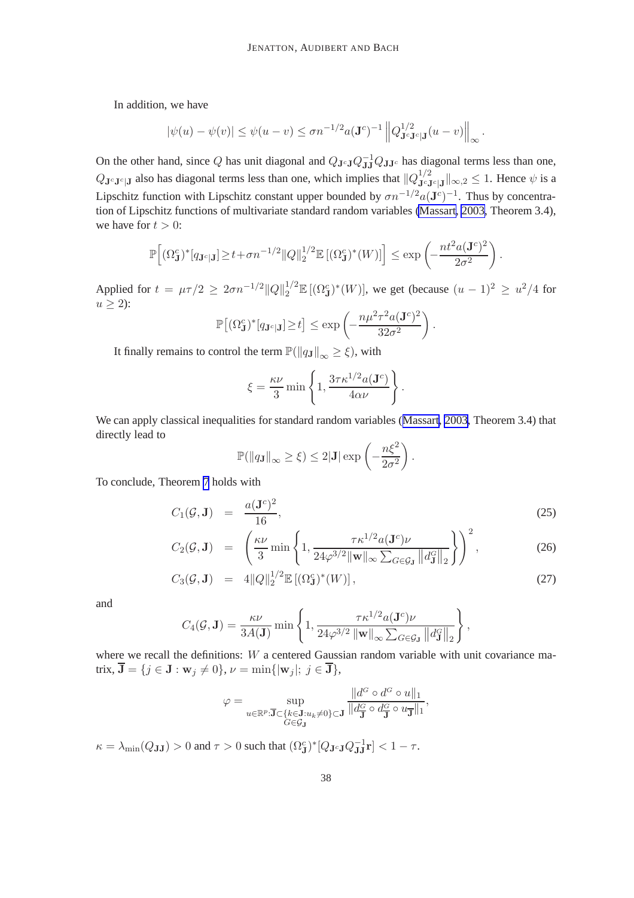In addition, we have

$$|\psi(u) - \psi(v)| \leq \psi(u-v) \leq \sigma n^{-1/2} a(\mathbf{J}^c)^{-1} \left\| Q^{1/2}_{\mathbf{J}^c\mathbf{J}^c|\mathbf{J}}(u-v) \right\|_\infty.$$

On the other hand, since $Q$ has unit diagonal and $Q_{\mathbf{J}^c\mathbf{J}} Q_{\mathbf{J}\mathbf{J}}^{-1} Q_{\mathbf{J}\mathbf{J}^c}$ has diagonal terms less than one, $Q_{\mathbf{J}^c\mathbf{J}^c|\mathbf{J}}$ also has diagonal terms less than one, which implies that $\|Q^{1/2}_{\mathbf{J}^c\mathbf{J}^c|\mathbf{J}}\|_{\infty,2} \leq 1$. Hence $\psi$ is a Lipschitz function with Lipschitz constant upper bounded by $\sigma n^{-1/2} a(\mathbf{J}^c)^{-1}$. Thus by concentration of Lipschitz functions of multivariate standard random variables (Massart, 2003, Theorem 3.4), we have for $t > 0$:

$$\mathbb{P}\Big[(\Omega^c_{\mathbf{J}})^*[q_{\mathbf{J}^c|\mathbf{J}}] \geq t + \sigma n^{-1/2} \|Q\|_2^{1/2} \mathbb{E}\left[(\Omega^c_{\mathbf{J}})^*(W)\right]\Big] \leq \exp\left(-\frac{nt^2 a(\mathbf{J}^c)^2}{2\sigma^2}\right).$$

Applied for $t = \mu\tau/2 \geq 2\sigma n^{-1/2}\|Q\|_2^{1/2}\mathbb{E}\left[(\Omega^c_{\mathbf{J}})^*(W)\right]$, we get (because $(u-1)^2 \geq u^2/4$ for $u \geq 2$):

$$\mathbb{P}\big[(\Omega^c_{\mathbf{J}})^*[q_{\mathbf{J}^c|\mathbf{J}}] \geq t\big] \leq \exp\left(-\frac{n\mu^2\tau^2 a(\mathbf{J}^c)^2}{32\sigma^2}\right).$$

It finally remains to control the term $\mathbb{P}(\|q_{\mathbf{J}}\|_\infty \geq \xi)$, with

$$\xi = \frac{\kappa\nu}{3} \min\left\{1, \frac{3\tau\kappa^{1/2} a(\mathbf{J}^c)}{4\alpha\nu}\right\}.$$

We can apply classical inequalities for standard random variables (Massart, 2003, Theorem 3.4) that directly lead to

$$\mathbb{P}(\|q_{\mathbf{J}}\|_\infty \geq \xi) \leq 2|\mathbf{J}| \exp\left(-\frac{n\xi^2}{2\sigma^2}\right).$$

To conclude, Theorem 7 holds with

$$C_1(\mathcal{G}, \mathbf{J}) = \frac{a(\mathbf{J}^c)^2}{16}, \tag{25}$$

$$C_2(\mathcal{G}, \mathbf{J}) = \left(\frac{\kappa\nu}{3} \min\left\{1, \frac{\tau\kappa^{1/2} a(\mathbf{J}^c)\nu}{24\varphi^{3/2}\|\mathbf{w}\|_\infty \sum_{G\in\mathcal{G}_{\mathbf{J}}} \left\|d^G_{\mathbf{J}}\right\|_2}\right\}\right)^2, \tag{26}$$

$$C_3(\mathcal{G}, \mathbf{J}) = 4\|Q\|_2^{1/2}\mathbb{E}\left[(\Omega^c_{\mathbf{J}})^*(W)\right], \tag{27}$$

and

$$C_4(\mathcal{G}, \mathbf{J}) = \frac{\kappa\nu}{3A(\mathbf{J})} \min\left\{1, \frac{\tau\kappa^{1/2} a(\mathbf{J}^c)\nu}{24\varphi^{3/2}\|\mathbf{w}\|_\infty \sum_{G\in\mathcal{G}_{\mathbf{J}}} \left\|d^G_{\mathbf{J}}\right\|_2}\right\},$$

where we recall the definitions: $W$ a centered Gaussian random variable with unit covariance matrix, $\overline{\mathbf{J}} = \{j \in \mathbf{J} : \mathbf{w}_j \neq 0\}$, $\nu = \min\{|\mathbf{w}_j|;\ j \in \overline{\mathbf{J}}\}$,

$$\varphi = \sup_{\substack{u\in\mathbb{R}^p : \overline{\mathbf{J}} \subset \{k\in\mathbf{J} : u_k \neq 0\} \subset \mathbf{J} \\ G\in\mathcal{G}_{\mathbf{J}}}} \frac{\|d^G \circ d^G \circ u\|_1}{\|d^G_{\overline{\mathbf{J}}} \circ d^G_{\overline{\mathbf{J}}} \circ u_{\overline{\mathbf{J}}}\|_1},$$

$\kappa = \lambda_{\min}(Q_{\mathbf{J}\mathbf{J}}) > 0$ and $\tau > 0$ such that $(\Omega^c_{\mathbf{J}})^*[Q_{\mathbf{J}^c\mathbf{J}} Q_{\mathbf{J}\mathbf{J}}^{-1}\mathbf{r}] < 1 - \tau$.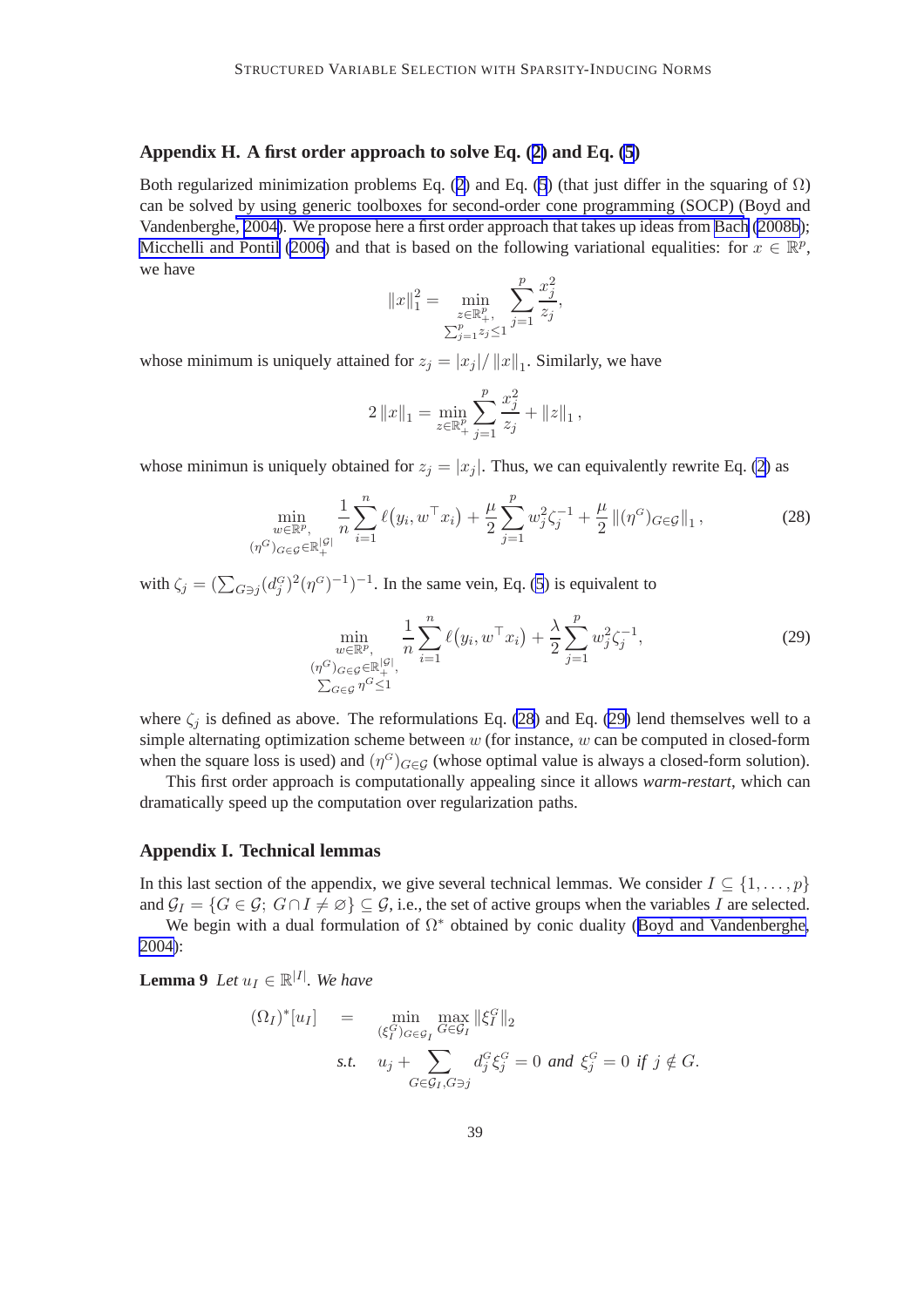## Appendix H. A first order approach to solve Eq. (2) and Eq. (5)

Both regularized minimization problems Eq. (2) and Eq. (5) (that just differ in the squaring of $\Omega$) can be solved by using generic toolboxes for second-order cone programming (SOCP) (Boyd and Vandenberghe, 2004). We propose here a first order approach that takes up ideas from Bach (2008b); Micchelli and Pontil (2006) and that is based on the following variational equalities: for $x \in \mathbb{R}^p$, we have

$$\|x\|_1^2 = \min_{\substack{z \in \mathbb{R}_+^p, \\ \sum_{j=1}^p z_j \leq 1}} \sum_{j=1}^p \frac{x_j^2}{z_j},$$

whose minimum is uniquely attained for $z_j = |x_j| / \|x\|_1$. Similarly, we have

$$2\|x\|_1 = \min_{z \in \mathbb{R}_+^p} \sum_{j=1}^p \frac{x_j^2}{z_j} + \|z\|_1,$$

whose minimun is uniquely obtained for $z_j = |x_j|$. Thus, we can equivalently rewrite Eq. (2) as

$$\min_{\substack{w \in \mathbb{R}^p, \\ (\eta^G)_{G \in \mathcal{G}} \in \mathbb{R}_+^{|\mathcal{G}|}}} \frac{1}{n} \sum_{i=1}^n \ell\big(y_i, w^\top x_i\big) + \frac{\mu}{2} \sum_{j=1}^p w_j^2 \zeta_j^{-1} + \frac{\mu}{2} \|(\eta^G)_{G \in \mathcal{G}}\|_1, \tag{28}$$

with $\zeta_j = (\sum_{G \ni j} (d_j^G)^2 (\eta^G)^{-1})^{-1}$. In the same vein, Eq. (5) is equivalent to

$$\min_{\substack{w \in \mathbb{R}^p, \\ (\eta^G)_{G \in \mathcal{G}} \in \mathbb{R}_+^{|\mathcal{G}|}, \\ \sum_{G \in \mathcal{G}} \eta^G \leq 1}} \frac{1}{n} \sum_{i=1}^n \ell\big(y_i, w^\top x_i\big) + \frac{\lambda}{2} \sum_{j=1}^p w_j^2 \zeta_j^{-1}, \tag{29}$$

where $\zeta_j$ is defined as above. The reformulations Eq. (28) and Eq. (29) lend themselves well to a simple alternating optimization scheme between $w$ (for instance, $w$ can be computed in closed-form when the square loss is used) and $(\eta^G)_{G \in \mathcal{G}}$ (whose optimal value is always a closed-form solution).

This first order approach is computationally appealing since it allows *warm-restart*, which can dramatically speed up the computation over regularization paths.

## Appendix I. Technical lemmas

In this last section of the appendix, we give several technical lemmas. We consider $I \subseteq \{1, \ldots, p\}$ and $\mathcal{G}_I = \{G \in \mathcal{G};\ G \cap I \neq \varnothing\} \subseteq \mathcal{G}$, i.e., the set of active groups when the variables $I$ are selected.

We begin with a dual formulation of $\Omega^*$ obtained by conic duality (Boyd and Vandenberghe, 2004):

**Lemma 9** *Let $u_I \in \mathbb{R}^{|I|}$. We have*

$$\begin{aligned}
(\Omega_I)^*[u_I] \quad &= \quad \min_{(\xi_I^G)_{G \in \mathcal{G}_I}} \max_{G \in \mathcal{G}_I} \|\xi_I^G\|_2 \\
\textit{s.t.} \quad & u_j + \sum_{G \in \mathcal{G}_I, G \ni j} d_j^G \xi_j^G = 0 \textit{ and } \xi_j^G = 0 \textit{ if } j \notin G.
\end{aligned}$$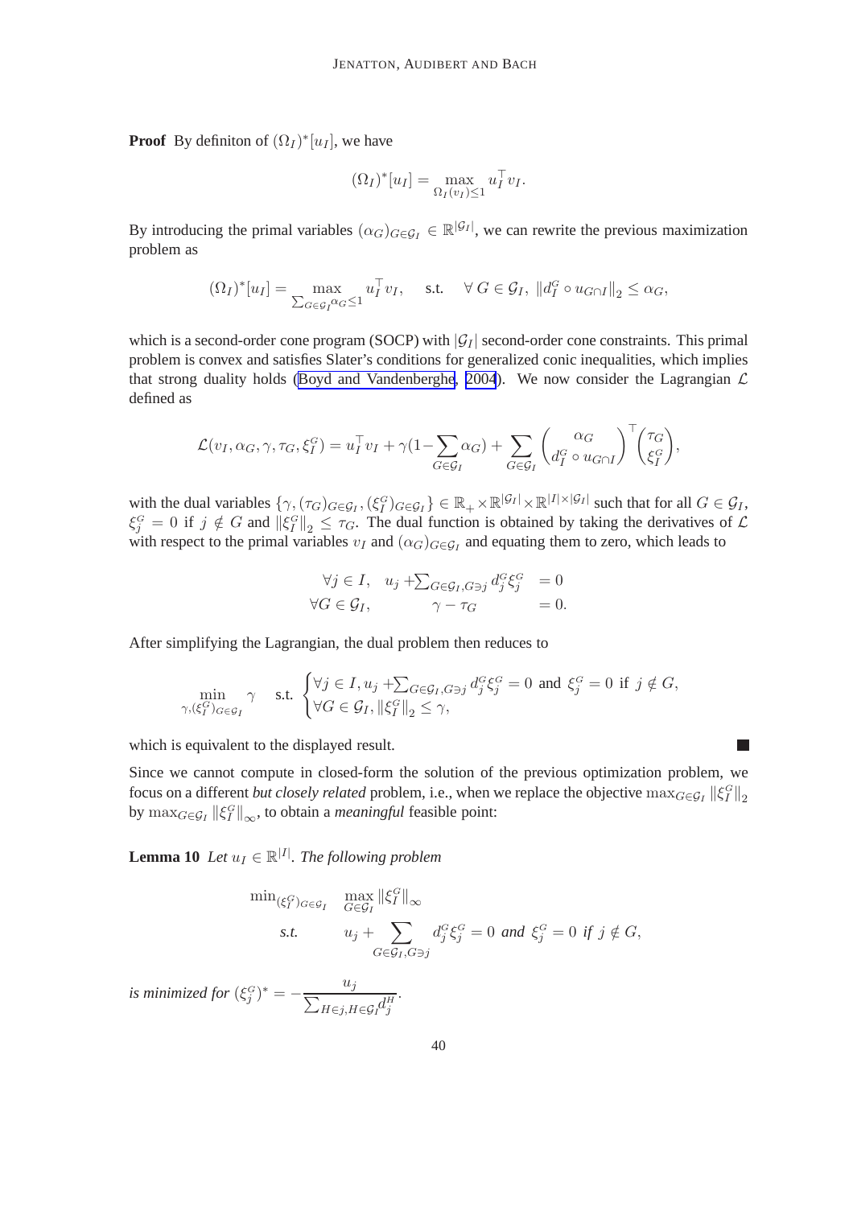**Proof** By definiton of $(\Omega_I)^*[u_I]$, we have

$$(\Omega_I)^*[u_I] = \max_{\Omega_I(v_I) \leq 1} u_I^\top v_I.$$

By introducing the primal variables $(\alpha_G)_{G \in \mathcal{G}_I} \in \mathbb{R}^{|\mathcal{G}_I|}$, we can rewrite the previous maximization problem as

$$(\Omega_I)^*[u_I] = \max_{\sum_{G \in \mathcal{G}_I} \alpha_G \leq 1} u_I^\top v_I, \quad \text{s.t.} \quad \forall\, G \in \mathcal{G}_I,\ \|d_I^G \circ u_{G \cap I}\|_2 \leq \alpha_G,$$

which is a second-order cone program (SOCP) with $|\mathcal{G}_I|$ second-order cone constraints. This primal problem is convex and satisfies Slater's conditions for generalized conic inequalities, which implies that strong duality holds (Boyd and Vandenberghe, 2004). We now consider the Lagrangian $\mathcal{L}$ defined as

$$\mathcal{L}(v_I, \alpha_G, \gamma, \tau_G, \xi_I^G) = u_I^\top v_I + \gamma(1 - \sum_{G \in \mathcal{G}_I} \alpha_G) + \sum_{G \in \mathcal{G}_I} \begin{pmatrix} \alpha_G \\ d_I^G \circ u_{G \cap I} \end{pmatrix}^\top \begin{pmatrix} \tau_G \\ \xi_I^G \end{pmatrix},$$

with the dual variables $\{\gamma, (\tau_G)_{G \in \mathcal{G}_I}, (\xi_I^G)_{G \in \mathcal{G}_I}\} \in \mathbb{R}_+ \times \mathbb{R}^{|\mathcal{G}_I|} \times \mathbb{R}^{|I| \times |\mathcal{G}_I|}$ such that for all $G \in \mathcal{G}_I$, $\xi_j^G = 0$ if $j \notin G$ and $\|\xi_I^G\|_2 \leq \tau_G$. The dual function is obtained by taking the derivatives of $\mathcal{L}$ with respect to the primal variables $v_I$ and $(\alpha_G)_{G \in \mathcal{G}_I}$ and equating them to zero, which leads to

$$\begin{aligned} \forall j \in I, \quad u_j + \textstyle\sum_{G \in \mathcal{G}_I, G \ni j} d_j^G \xi_j^G &= 0 \\ \forall G \in \mathcal{G}_I, \qquad\qquad \gamma - \tau_G &= 0. \end{aligned}$$

After simplifying the Lagrangian, the dual problem then reduces to

$$\min_{\gamma, (\xi_I^G)_{G \in \mathcal{G}_I}} \gamma \quad \text{s.t.} \begin{cases} \forall j \in I, u_j + \sum_{G \in \mathcal{G}_I, G \ni j} d_j^G \xi_j^G = 0 \text{ and } \xi_j^G = 0 \text{ if } j \notin G, \\ \forall G \in \mathcal{G}_I, \|\xi_I^G\|_2 \leq \gamma, \end{cases}$$

which is equivalent to the displayed result. ■

Since we cannot compute in closed-form the solution of the previous optimization problem, we focus on a different *but closely related* problem, i.e., when we replace the objective $\max_{G \in \mathcal{G}_I} \|\xi_I^G\|_2$ by $\max_{G \in \mathcal{G}_I} \|\xi_I^G\|_\infty$, to obtain a *meaningful* feasible point:

**Lemma 10** *Let $u_I \in \mathbb{R}^{|I|}$. The following problem*

$$\begin{aligned} \min_{(\xi_I^G)_{G \in \mathcal{G}_I}} \quad & \max_{G \in \mathcal{G}_I} \|\xi_I^G\|_\infty \\ \text{s.t.} \quad & u_j + \sum_{G \in \mathcal{G}_I, G \ni j} d_j^G \xi_j^G = 0 \text{ and } \xi_j^G = 0 \text{ if } j \notin G, \end{aligned}$$

*is minimized for* $(\xi_j^G)^* = -\dfrac{u_j}{\sum_{H \ni j, H \in \mathcal{G}_I} d_j^H}$.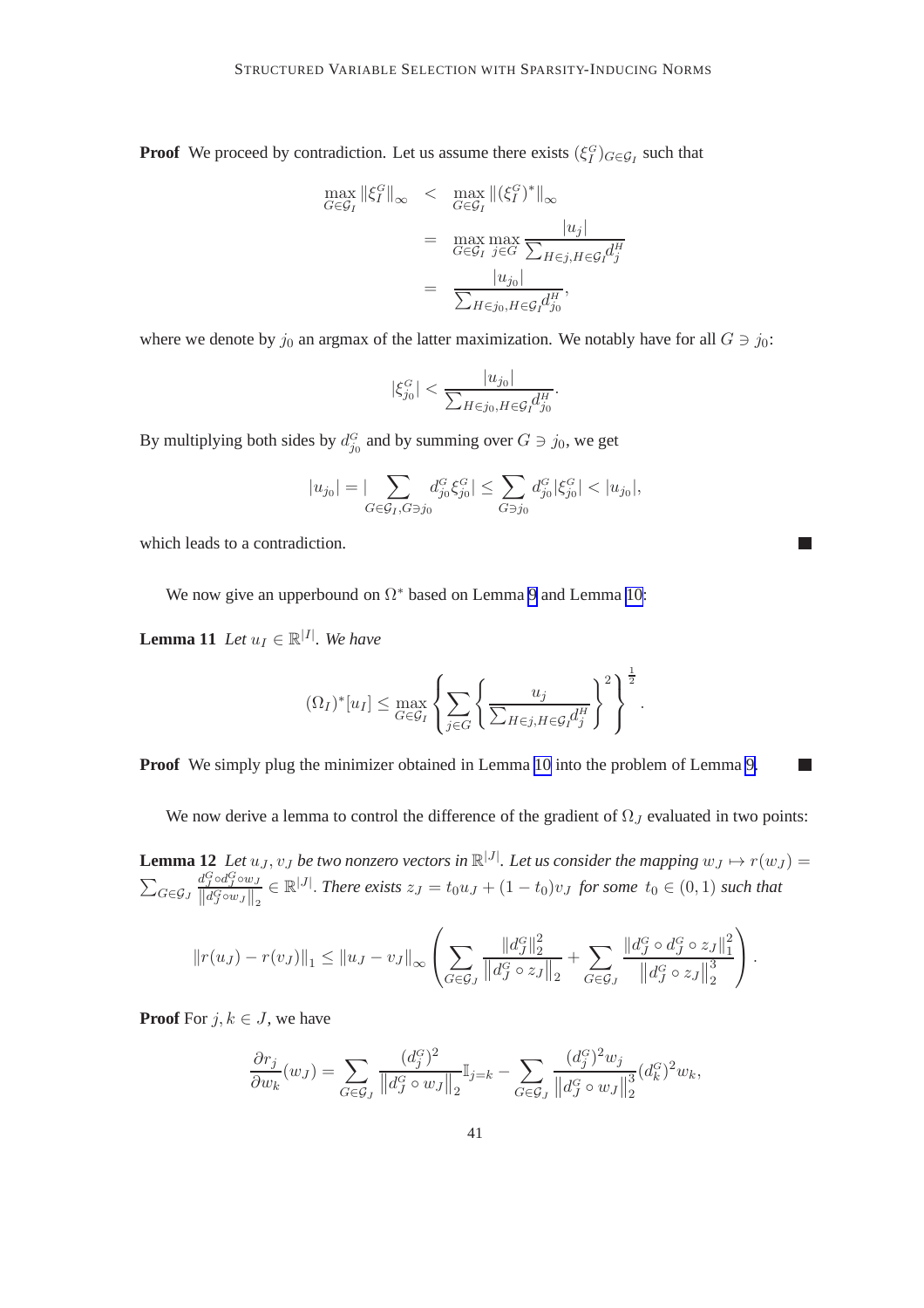**Proof** We proceed by contradiction. Let us assume there exists $(\xi_I^G)_{G\in\mathcal{G}_I}$ such that

$$
\begin{aligned}
\max_{G\in\mathcal{G}_I} \|\xi_I^G\|_\infty &< \max_{G\in\mathcal{G}_I} \|(\xi_I^G)^*\|_\infty \\
&= \max_{G\in\mathcal{G}_I} \max_{j\in G} \frac{|u_j|}{\sum_{H\ni j, H\in\mathcal{G}_I} d_j^H} \\
&= \frac{|u_{j_0}|}{\sum_{H\ni j_0, H\in\mathcal{G}_I} d_{j_0}^H},
\end{aligned}
$$

where we denote by $j_0$ an argmax of the latter maximization. We notably have for all $G \ni j_0$:

$$
|\xi_{j_0}^G| < \frac{|u_{j_0}|}{\sum_{H\ni j_0, H\in\mathcal{G}_I} d_{j_0}^H}.
$$

By multiplying both sides by $d_{j_0}^G$ and by summing over $G \ni j_0$, we get

$$
|u_{j_0}| = |\sum_{G\in\mathcal{G}_I, G\ni j_0} d_{j_0}^G \xi_{j_0}^G| \le \sum_{G\ni j_0} d_{j_0}^G |\xi_{j_0}^G| < |u_{j_0}|,
$$

which leads to a contradiction. ■

We now give an upperbound on $\Omega^*$ based on Lemma 9 and Lemma 10:

**Lemma 11** *Let $u_I \in \mathbb{R}^{|I|}$. We have*

$$
(\Omega_I)^*[u_I] \le \max_{G\in\mathcal{G}_I} \left\{ \sum_{j\in G} \left\{ \frac{u_j}{\sum_{H\ni j, H\in\mathcal{G}_I} d_j^H} \right\}^2 \right\}^{\frac{1}{2}}.
$$

**Proof** We simply plug the minimizer obtained in Lemma 10 into the problem of Lemma 9. ■

We now derive a lemma to control the difference of the gradient of $\Omega_J$ evaluated in two points:

**Lemma 12** *Let $u_J, v_J$ be two nonzero vectors in $\mathbb{R}^{|J|}$. Let us consider the mapping $w_J \mapsto r(w_J) = \sum_{G\in\mathcal{G}_J} \frac{d_J^G \circ d_J^G \circ w_J}{\|d_J^G \circ w_J\|_2} \in \mathbb{R}^{|J|}$. There exists $z_J = t_0 u_J + (1-t_0) v_J$ for some $t_0 \in (0,1)$ such that*

$$
\|r(u_J) - r(v_J)\|_1 \le \|u_J - v_J\|_\infty \left( \sum_{G\in\mathcal{G}_J} \frac{\|d_J^G\|_2^2}{\|d_J^G \circ z_J\|_2} + \sum_{G\in\mathcal{G}_J} \frac{\|d_J^G \circ d_J^G \circ z_J\|_1^2}{\|d_J^G \circ z_J\|_2^3} \right).
$$

**Proof** For $j, k \in J$, we have

$$
\frac{\partial r_j}{\partial w_k}(w_J) = \sum_{G\in\mathcal{G}_J} \frac{(d_j^G)^2}{\|d_J^G \circ w_J\|_2} \mathbb{I}_{j=k} - \sum_{G\in\mathcal{G}_J} \frac{(d_j^G)^2 w_j}{\|d_J^G \circ w_J\|_2^3} (d_k^G)^2 w_k,
$$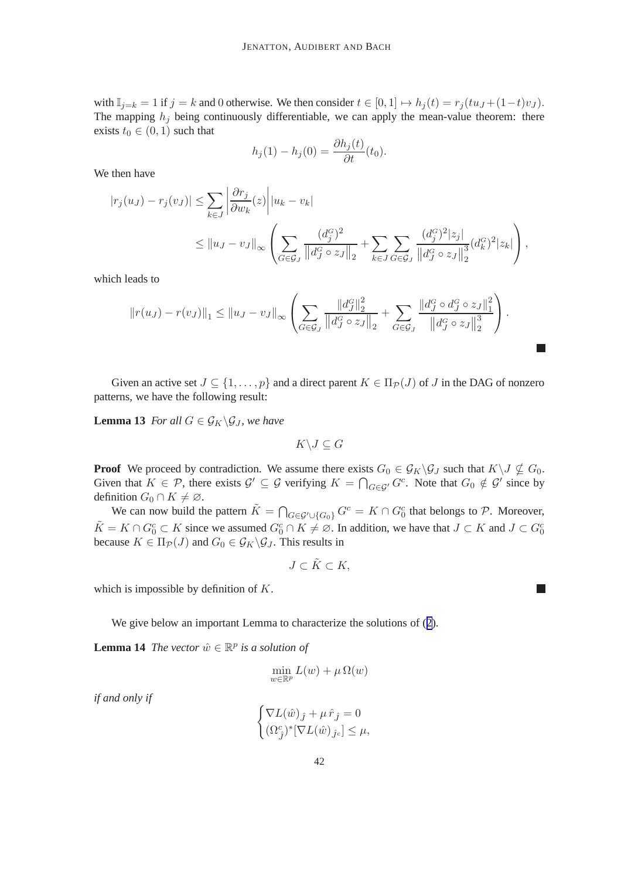with $\mathbb{I}_{j=k} = 1$ if $j = k$ and 0 otherwise. We then consider $t \in [0,1] \mapsto h_j(t) = r_j(tu_J + (1-t)v_J)$. The mapping $h_j$ being continuously differentiable, we can apply the mean-value theorem: there exists $t_0 \in (0,1)$ such that

$$h_j(1) - h_j(0) = \frac{\partial h_j(t)}{\partial t}(t_0).$$

We then have

$$\begin{aligned}
|r_j(u_J) - r_j(v_J)| &\leq \sum_{k \in J} \left| \frac{\partial r_j}{\partial w_k}(z) \right| |u_k - v_k| \\
&\leq \|u_J - v_J\|_\infty \left( \sum_{G \in \mathcal{G}_J} \frac{(d_j^G)^2}{\left\| d_J^G \circ z_J \right\|_2} + \sum_{k \in J} \sum_{G \in \mathcal{G}_J} \frac{(d_j^G)^2 |z_j|}{\left\| d_J^G \circ z_J \right\|_2^3} (d_k^G)^2 |z_k| \right),
\end{aligned}$$

which leads to

$$\|r(u_J) - r(v_J)\|_1 \leq \|u_J - v_J\|_\infty \left( \sum_{G \in \mathcal{G}_J} \frac{\|d_J^G\|_2^2}{\left\| d_J^G \circ z_J \right\|_2} + \sum_{G \in \mathcal{G}_J} \frac{\left\| d_J^G \circ d_J^G \circ z_J \right\|_1^2}{\left\| d_J^G \circ z_J \right\|_2^3} \right).$$

■

Given an active set $J \subseteq \{1, \ldots, p\}$ and a direct parent $K \in \Pi_{\mathcal{P}}(J)$ of $J$ in the DAG of nonzero patterns, we have the following result:

**Lemma 13** *For all $G \in \mathcal{G}_K \backslash \mathcal{G}_J$, we have*

$$K \backslash J \subseteq G$$

**Proof** We proceed by contradiction. We assume there exists $G_0 \in \mathcal{G}_K \backslash \mathcal{G}_J$ such that $K \backslash J \nsubseteq G_0$. Given that $K \in \mathcal{P}$, there exists $\mathcal{G}' \subseteq \mathcal{G}$ verifying $K = \bigcap_{G \in \mathcal{G}'} G^c$. Note that $G_0 \notin \mathcal{G}'$ since by definition $G_0 \cap K \neq \varnothing$.

We can now build the pattern $\tilde{K} = \bigcap_{G \in \mathcal{G}' \cup \{G_0\}} G^c = K \cap G_0^c$ that belongs to $\mathcal{P}$. Moreover, $\tilde{K} = K \cap G_0^c \subset K$ since we assumed $G_0^c \cap K \neq \varnothing$. In addition, we have that $J \subset K$ and $J \subset G_0^c$ because $K \in \Pi_{\mathcal{P}}(J)$ and $G_0 \in \mathcal{G}_K \backslash \mathcal{G}_J$. This results in

$$J \subset \tilde{K} \subset K,$$

which is impossible by definition of $K$. ■

We give below an important Lemma to characterize the solutions of (2).

**Lemma 14** *The vector $\hat{w} \in \mathbb{R}^p$ is a solution of*

$$\min_{w \in \mathbb{R}^p} L(w) + \mu \, \Omega(w)$$

*if and only if*

$$\begin{cases} \nabla L(\hat{w})_{\hat{J}} + \mu \, \hat{r}_{\hat{J}} = 0 \\ (\Omega_{\hat{J}}^c)^* [\nabla L(\hat{w})_{\hat{J}^c}] \leq \mu, \end{cases}$$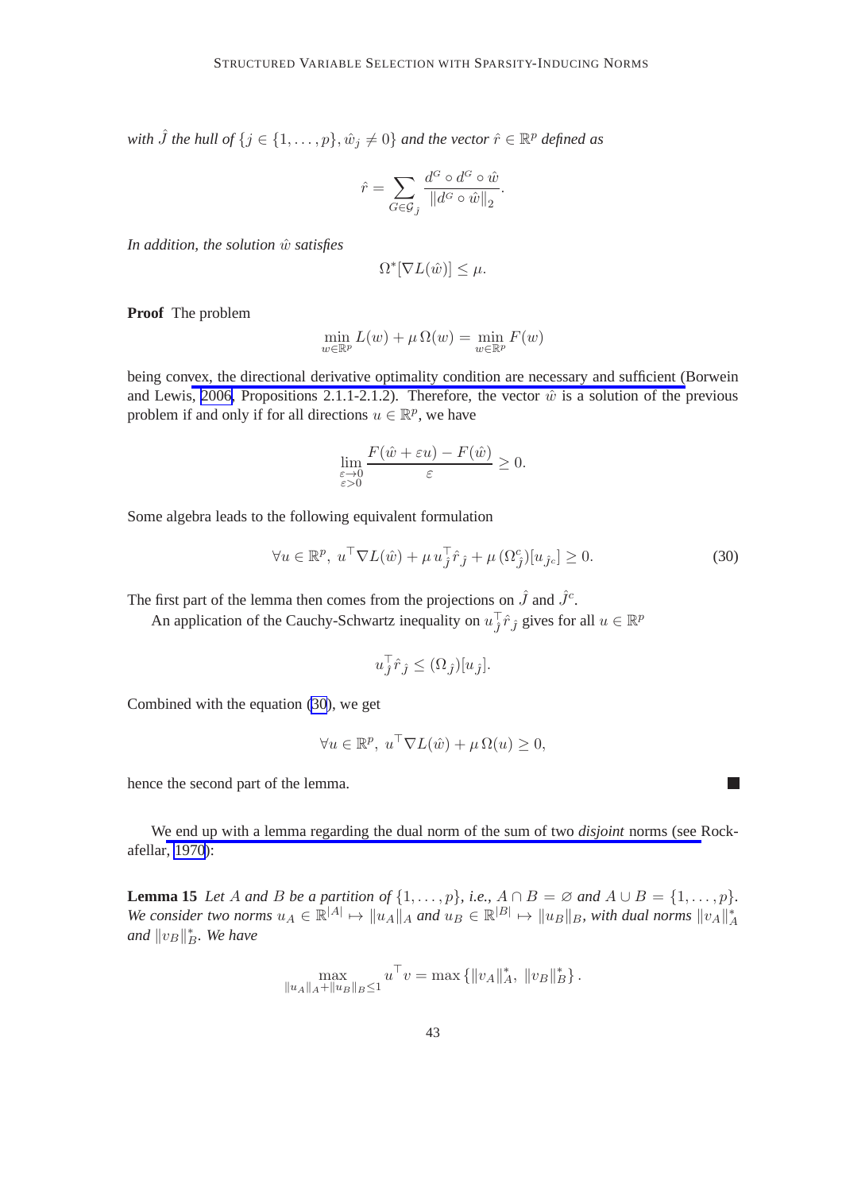*with $\hat{J}$ the hull of $\{j \in \{1,\ldots,p\}, \hat{w}_j \neq 0\}$ and the vector $\hat{r} \in \mathbb{R}^p$ defined as*

$$\hat{r} = \sum_{G \in \mathcal{G}_{\hat{J}}} \frac{d^G \circ d^G \circ \hat{w}}{\|d^G \circ \hat{w}\|_2}.$$

*In addition, the solution $\hat{w}$ satisfies*

$$\Omega^*[\nabla L(\hat{w})] \leq \mu.$$

**Proof** The problem

$$\min_{w \in \mathbb{R}^p} L(w) + \mu\,\Omega(w) = \min_{w \in \mathbb{R}^p} F(w)$$

being convex, the directional derivative optimality condition are necessary and sufficient (Borwein and Lewis, 2006, Propositions 2.1.1-2.1.2). Therefore, the vector $\hat{w}$ is a solution of the previous problem if and only if for all directions $u \in \mathbb{R}^p$, we have

$$\lim_{\substack{\varepsilon \to 0 \\ \varepsilon > 0}} \frac{F(\hat{w} + \varepsilon u) - F(\hat{w})}{\varepsilon} \geq 0.$$

Some algebra leads to the following equivalent formulation

$$\forall u \in \mathbb{R}^p,\ u^\top \nabla L(\hat{w}) + \mu\, u_{\hat{J}}^\top \hat{r}_{\hat{J}} + \mu\,(\Omega_{\hat{J}}^c)[u_{\hat{J}^c}] \geq 0. \tag{30}$$

The first part of the lemma then comes from the projections on $\hat{J}$ and $\hat{J}^c$.

An application of the Cauchy-Schwartz inequality on $u_{\hat{J}}^\top \hat{r}_{\hat{J}}$ gives for all $u \in \mathbb{R}^p$

$$u_{\hat{J}}^\top \hat{r}_{\hat{J}} \leq (\Omega_{\hat{J}})[u_{\hat{J}}].$$

Combined with the equation (30), we get

$$\forall u \in \mathbb{R}^p,\ u^\top \nabla L(\hat{w}) + \mu\,\Omega(u) \geq 0,$$

hence the second part of the lemma. ■

We end up with a lemma regarding the dual norm of the sum of two *disjoint* norms (see Rockafellar, 1970):

**Lemma 15** *Let $A$ and $B$ be a partition of $\{1,\ldots,p\}$, i.e., $A \cap B = \varnothing$ and $A \cup B = \{1,\ldots,p\}$. We consider two norms $u_A \in \mathbb{R}^{|A|} \mapsto \|u_A\|_A$ and $u_B \in \mathbb{R}^{|B|} \mapsto \|u_B\|_B$, with dual norms $\|v_A\|_A^*$ and $\|v_B\|_B^*$. We have*

$$\max_{\|u_A\|_A + \|u_B\|_B \leq 1} u^\top v = \max\left\{\|v_A\|_A^*,\ \|v_B\|_B^*\right\}.$$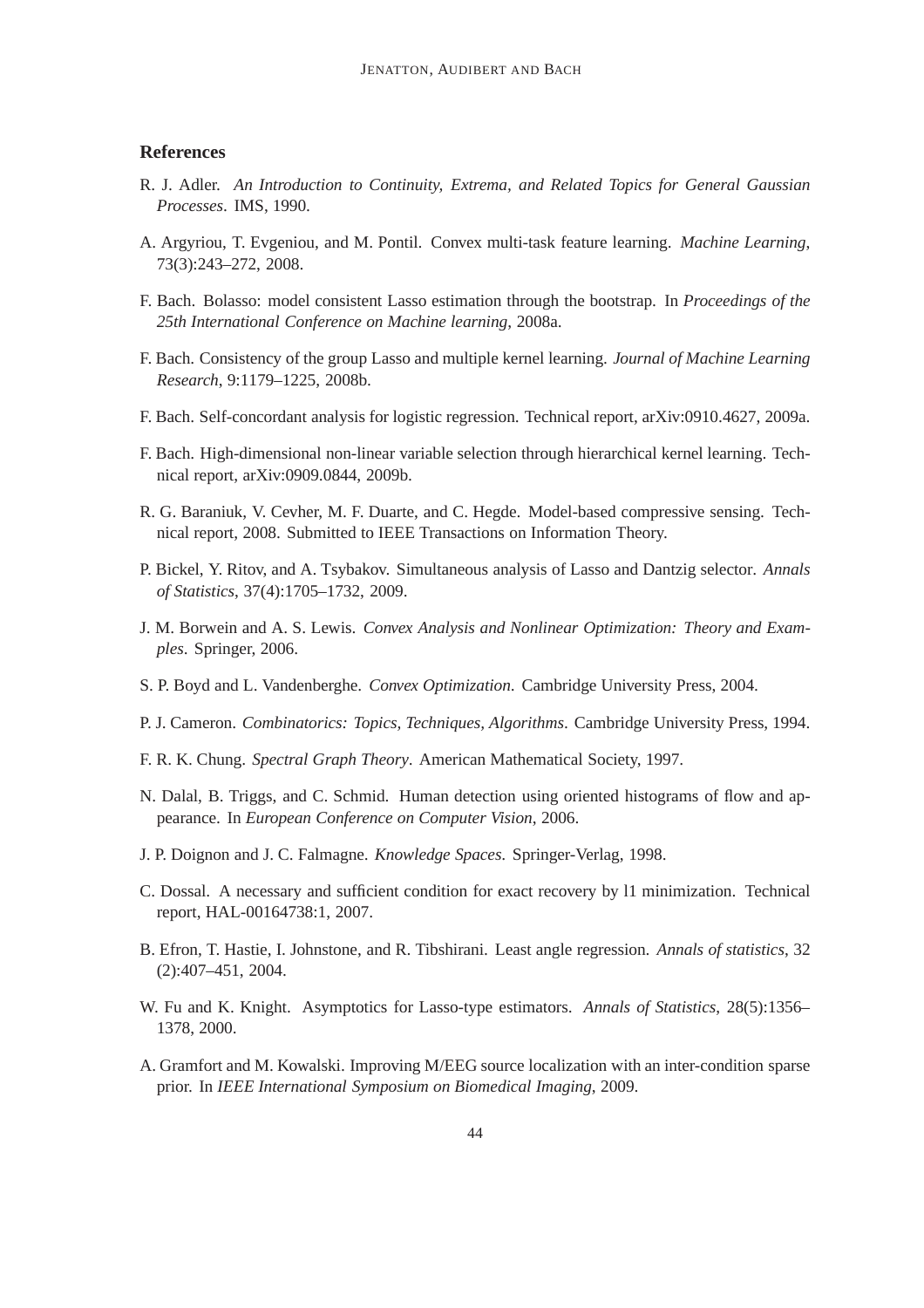## References

R. J. Adler. *An Introduction to Continuity, Extrema, and Related Topics for General Gaussian Processes*. IMS, 1990.

A. Argyriou, T. Evgeniou, and M. Pontil. Convex multi-task feature learning. *Machine Learning*, 73(3):243–272, 2008.

F. Bach. Bolasso: model consistent Lasso estimation through the bootstrap. In *Proceedings of the 25th International Conference on Machine learning*, 2008a.

F. Bach. Consistency of the group Lasso and multiple kernel learning. *Journal of Machine Learning Research*, 9:1179–1225, 2008b.

F. Bach. Self-concordant analysis for logistic regression. Technical report, arXiv:0910.4627, 2009a.

F. Bach. High-dimensional non-linear variable selection through hierarchical kernel learning. Technical report, arXiv:0909.0844, 2009b.

R. G. Baraniuk, V. Cevher, M. F. Duarte, and C. Hegde. Model-based compressive sensing. Technical report, 2008. Submitted to IEEE Transactions on Information Theory.

P. Bickel, Y. Ritov, and A. Tsybakov. Simultaneous analysis of Lasso and Dantzig selector. *Annals of Statistics*, 37(4):1705–1732, 2009.

J. M. Borwein and A. S. Lewis. *Convex Analysis and Nonlinear Optimization: Theory and Examples*. Springer, 2006.

S. P. Boyd and L. Vandenberghe. *Convex Optimization*. Cambridge University Press, 2004.

P. J. Cameron. *Combinatorics: Topics, Techniques, Algorithms*. Cambridge University Press, 1994.

F. R. K. Chung. *Spectral Graph Theory*. American Mathematical Society, 1997.

N. Dalal, B. Triggs, and C. Schmid. Human detection using oriented histograms of flow and appearance. In *European Conference on Computer Vision*, 2006.

J. P. Doignon and J. C. Falmagne. *Knowledge Spaces*. Springer-Verlag, 1998.

C. Dossal. A necessary and sufficient condition for exact recovery by l1 minimization. Technical report, HAL-00164738:1, 2007.

B. Efron, T. Hastie, I. Johnstone, and R. Tibshirani. Least angle regression. *Annals of statistics*, 32 (2):407–451, 2004.

W. Fu and K. Knight. Asymptotics for Lasso-type estimators. *Annals of Statistics*, 28(5):1356–1378, 2000.

A. Gramfort and M. Kowalski. Improving M/EEG source localization with an inter-condition sparse prior. In *IEEE International Symposium on Biomedical Imaging*, 2009.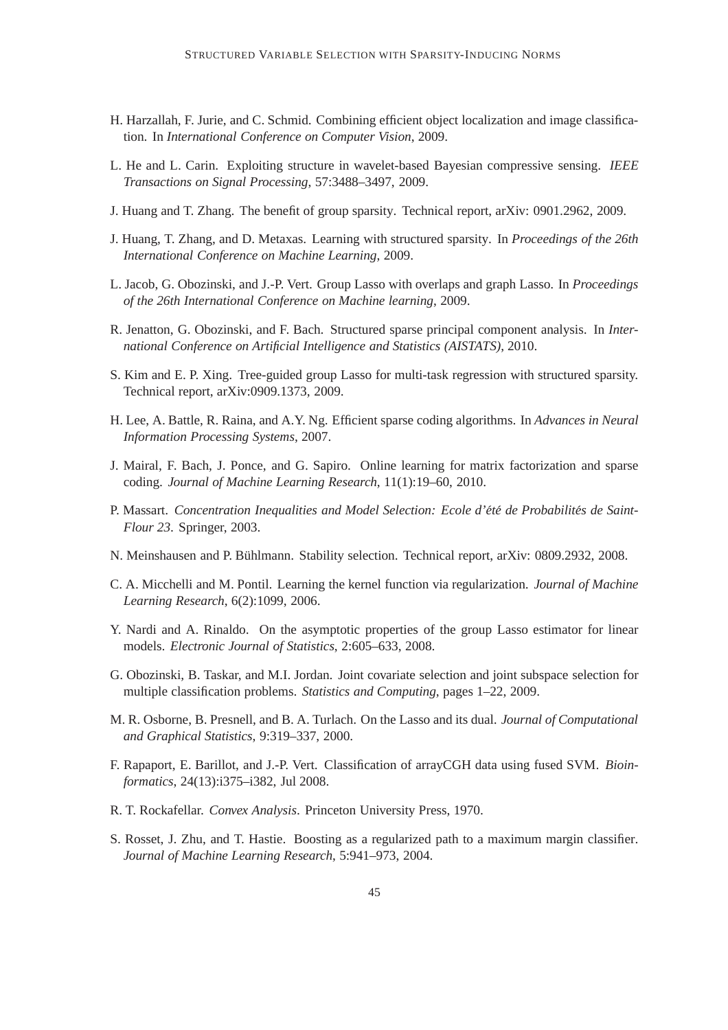H. Harzallah, F. Jurie, and C. Schmid. Combining efficient object localization and image classification. In *International Conference on Computer Vision*, 2009.

L. He and L. Carin. Exploiting structure in wavelet-based Bayesian compressive sensing. *IEEE Transactions on Signal Processing*, 57:3488–3497, 2009.

J. Huang and T. Zhang. The benefit of group sparsity. Technical report, arXiv: 0901.2962, 2009.

J. Huang, T. Zhang, and D. Metaxas. Learning with structured sparsity. In *Proceedings of the 26th International Conference on Machine Learning*, 2009.

L. Jacob, G. Obozinski, and J.-P. Vert. Group Lasso with overlaps and graph Lasso. In *Proceedings of the 26th International Conference on Machine learning*, 2009.

R. Jenatton, G. Obozinski, and F. Bach. Structured sparse principal component analysis. In *International Conference on Artificial Intelligence and Statistics (AISTATS)*, 2010.

S. Kim and E. P. Xing. Tree-guided group Lasso for multi-task regression with structured sparsity. Technical report, arXiv:0909.1373, 2009.

H. Lee, A. Battle, R. Raina, and A.Y. Ng. Efficient sparse coding algorithms. In *Advances in Neural Information Processing Systems*, 2007.

J. Mairal, F. Bach, J. Ponce, and G. Sapiro. Online learning for matrix factorization and sparse coding. *Journal of Machine Learning Research*, 11(1):19–60, 2010.

P. Massart. *Concentration Inequalities and Model Selection: Ecole d'été de Probabilités de Saint-Flour 23*. Springer, 2003.

N. Meinshausen and P. Bühlmann. Stability selection. Technical report, arXiv: 0809.2932, 2008.

C. A. Micchelli and M. Pontil. Learning the kernel function via regularization. *Journal of Machine Learning Research*, 6(2):1099, 2006.

Y. Nardi and A. Rinaldo. On the asymptotic properties of the group Lasso estimator for linear models. *Electronic Journal of Statistics*, 2:605–633, 2008.

G. Obozinski, B. Taskar, and M.I. Jordan. Joint covariate selection and joint subspace selection for multiple classification problems. *Statistics and Computing*, pages 1–22, 2009.

M. R. Osborne, B. Presnell, and B. A. Turlach. On the Lasso and its dual. *Journal of Computational and Graphical Statistics*, 9:319–337, 2000.

F. Rapaport, E. Barillot, and J.-P. Vert. Classification of arrayCGH data using fused SVM. *Bioinformatics*, 24(13):i375–i382, Jul 2008.

R. T. Rockafellar. *Convex Analysis*. Princeton University Press, 1970.

S. Rosset, J. Zhu, and T. Hastie. Boosting as a regularized path to a maximum margin classifier. *Journal of Machine Learning Research*, 5:941–973, 2004.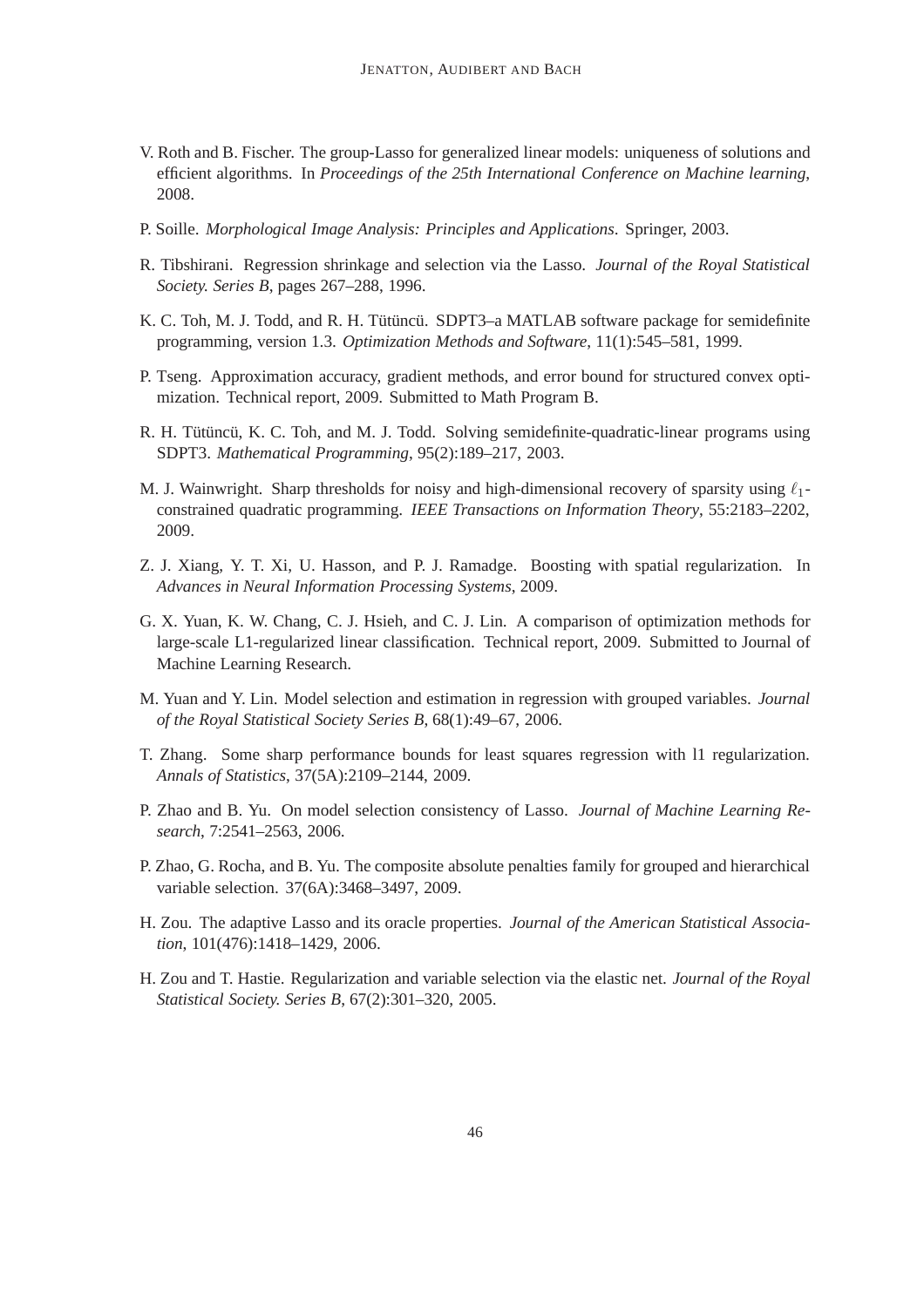V. Roth and B. Fischer. The group-Lasso for generalized linear models: uniqueness of solutions and efficient algorithms. In *Proceedings of the 25th International Conference on Machine learning*, 2008.

P. Soille. *Morphological Image Analysis: Principles and Applications*. Springer, 2003.

R. Tibshirani. Regression shrinkage and selection via the Lasso. *Journal of the Royal Statistical Society. Series B*, pages 267–288, 1996.

K. C. Toh, M. J. Todd, and R. H. Tütüncü. SDPT3–a MATLAB software package for semidefinite programming, version 1.3. *Optimization Methods and Software*, 11(1):545–581, 1999.

P. Tseng. Approximation accuracy, gradient methods, and error bound for structured convex optimization. Technical report, 2009. Submitted to Math Program B.

R. H. Tütüncü, K. C. Toh, and M. J. Todd. Solving semidefinite-quadratic-linear programs using SDPT3. *Mathematical Programming*, 95(2):189–217, 2003.

M. J. Wainwright. Sharp thresholds for noisy and high-dimensional recovery of sparsity using $\ell_1$-constrained quadratic programming. *IEEE Transactions on Information Theory*, 55:2183–2202, 2009.

Z. J. Xiang, Y. T. Xi, U. Hasson, and P. J. Ramadge. Boosting with spatial regularization. In *Advances in Neural Information Processing Systems*, 2009.

G. X. Yuan, K. W. Chang, C. J. Hsieh, and C. J. Lin. A comparison of optimization methods for large-scale L1-regularized linear classification. Technical report, 2009. Submitted to Journal of Machine Learning Research.

M. Yuan and Y. Lin. Model selection and estimation in regression with grouped variables. *Journal of the Royal Statistical Society Series B*, 68(1):49–67, 2006.

T. Zhang. Some sharp performance bounds for least squares regression with l1 regularization. *Annals of Statistics*, 37(5A):2109–2144, 2009.

P. Zhao and B. Yu. On model selection consistency of Lasso. *Journal of Machine Learning Research*, 7:2541–2563, 2006.

P. Zhao, G. Rocha, and B. Yu. The composite absolute penalties family for grouped and hierarchical variable selection. 37(6A):3468–3497, 2009.

H. Zou. The adaptive Lasso and its oracle properties. *Journal of the American Statistical Association*, 101(476):1418–1429, 2006.

H. Zou and T. Hastie. Regularization and variable selection via the elastic net. *Journal of the Royal Statistical Society. Series B*, 67(2):301–320, 2005.